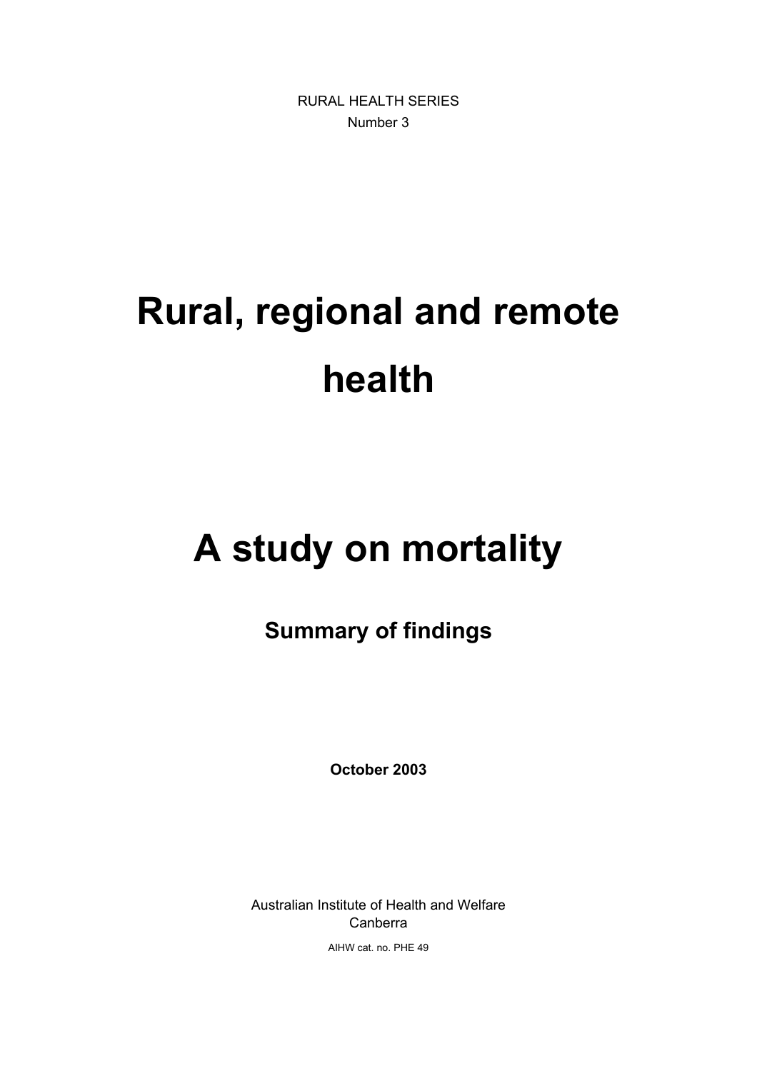RURAL HEALTH SERIES

Number 3

# Rural, regional and remote health

# A study on mortality

## Summary of findings

**October 2003**

Australian Institute of Health and Welfare

Canberra

AIHW cat. no. PHE 49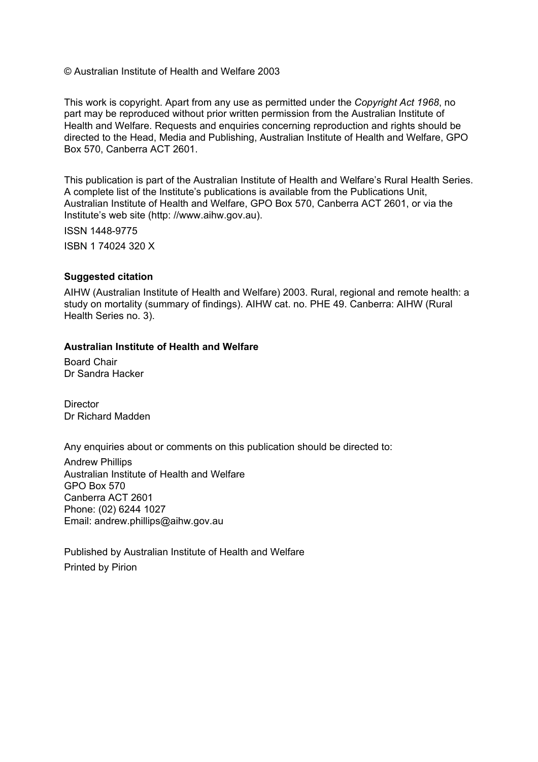© Australian Institute of Health and Welfare 2003

This work is copyright. Apart from any use as permitted under the *Copyright Act 1968*, no part may be reproduced without prior written permission from the Australian Institute of Health and Welfare. Requests and enquiries concerning reproduction and rights should be directed to the Head, Media and Publishing, Australian Institute of Health and Welfare, GPO Box 570, Canberra ACT 2601.

This publication is part of the Australian Institute of Health and Welfare's Rural Health Series. A complete list of the Institute's publications is available from the Publications Unit, Australian Institute of Health and Welfare, GPO Box 570, Canberra ACT 2601, or via the Institute's web site (http: //www.aihw.gov.au).

ISSN 1448-9775

ISBN 1 74024 320 X

**Suggested citation**

AIHW (Australian Institute of Health and Welfare) 2003. Rural, regional and remote health: a study on mortality (summary of findings). AIHW cat. no. PHE 49. Canberra: AIHW (Rural Health Series no. 3).

**Australian Institute of Health and Welfare**

Board Chair
Dr Sandra Hacker

Director
Dr Richard Madden

Any enquiries about or comments on this publication should be directed to:

Andrew Phillips
Australian Institute of Health and Welfare
GPO Box 570
Canberra ACT 2601
Phone: (02) 6244 1027
Email: andrew.phillips@aihw.gov.au

Published by Australian Institute of Health and Welfare

Printed by Pirion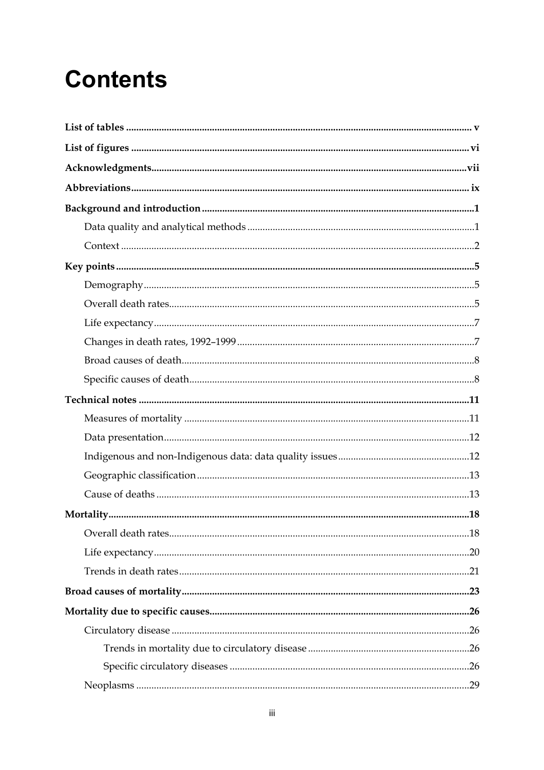# Contents

**List of tables** ........................................................................ v

**List of figures** ........................................................................ vi

**Acknowledgments** ........................................................................ vii

**Abbreviations** ........................................................................ ix

**Background and introduction** ........................................................................ 1

- Data quality and analytical methods ........................................................................ 1
- Context ........................................................................ 2

**Key points** ........................................................................ 5

- Demography ........................................................................ 5
- Overall death rates ........................................................................ 5
- Life expectancy ........................................................................ 7
- Changes in death rates, 1992–1999 ........................................................................ 7
- Broad causes of death ........................................................................ 8
- Specific causes of death ........................................................................ 8

**Technical notes** ........................................................................ 11

- Measures of mortality ........................................................................ 11
- Data presentation ........................................................................ 12
- Indigenous and non-Indigenous data: data quality issues ........................................................................ 12
- Geographic classification ........................................................................ 13
- Cause of deaths ........................................................................ 13

**Mortality** ........................................................................ 18

- Overall death rates ........................................................................ 18
- Life expectancy ........................................................................ 20
- Trends in death rates ........................................................................ 21

**Broad causes of mortality** ........................................................................ 23

**Mortality due to specific causes** ........................................................................ 26

- Circulatory disease ........................................................................ 26
  - Trends in mortality due to circulatory disease ........................................................................ 26
  - Specific circulatory diseases ........................................................................ 26
- Neoplasms ........................................................................ 29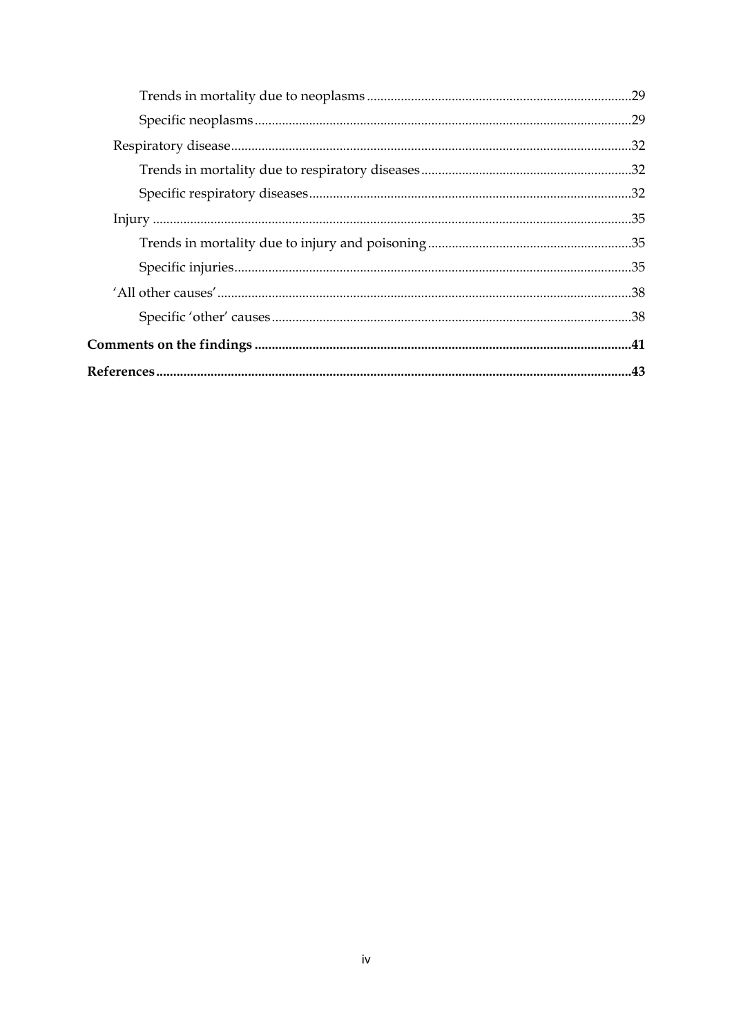Trends in mortality due to neoplasms .....29

Specific neoplasms .....29

Respiratory disease .....32

Trends in mortality due to respiratory diseases .....32

Specific respiratory diseases .....32

Injury .....35

Trends in mortality due to injury and poisoning .....35

Specific injuries .....35

'All other causes' .....38

Specific 'other' causes .....38

**Comments on the findings .....41**

**References .....43**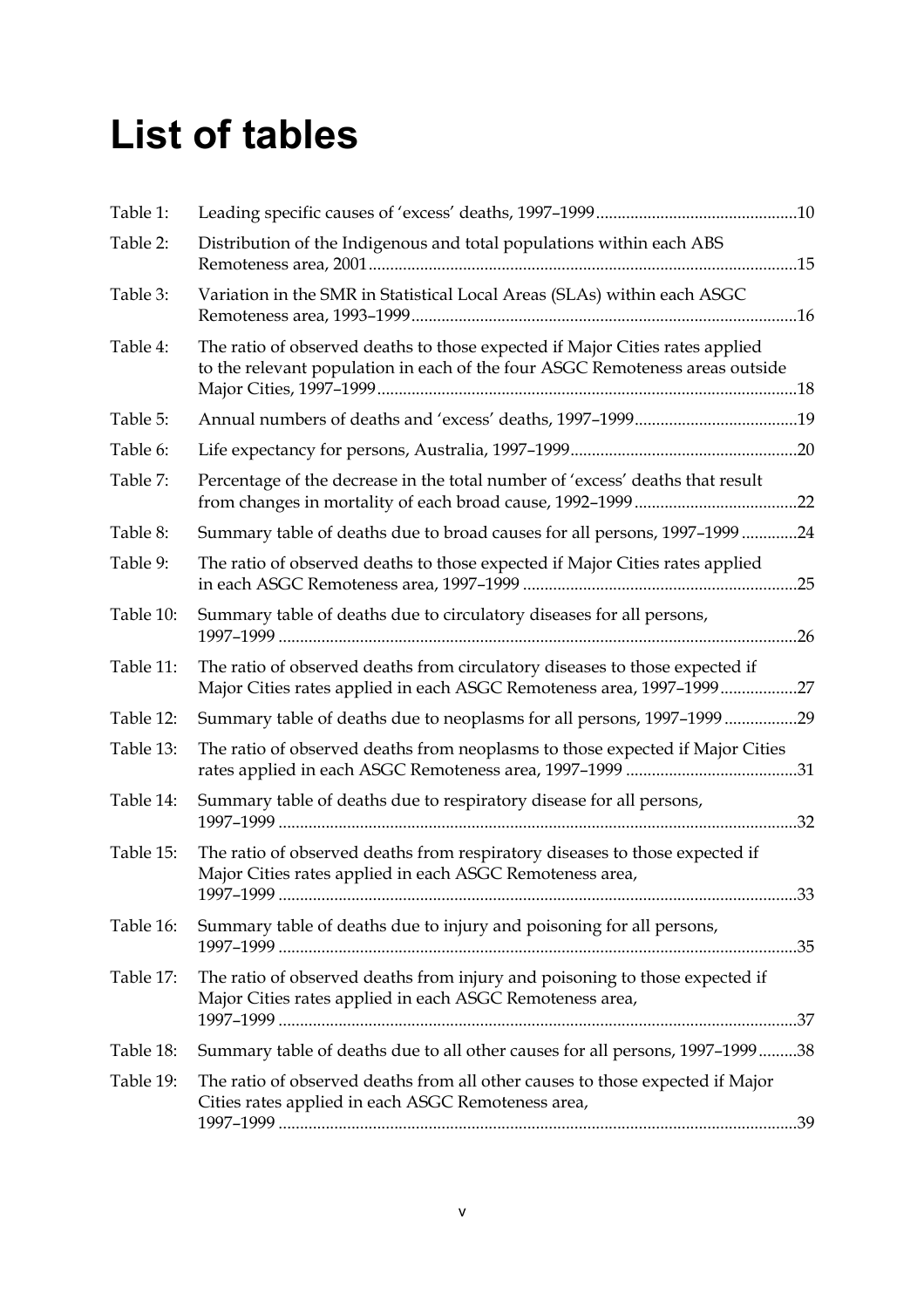# List of tables

| | | |
|---|---|---|
| Table 1: | Leading specific causes of 'excess' deaths, 1997–1999 | 10 |
| Table 2: | Distribution of the Indigenous and total populations within each ABS Remoteness area, 2001 | 15 |
| Table 3: | Variation in the SMR in Statistical Local Areas (SLAs) within each ASGC Remoteness area, 1993–1999 | 16 |
| Table 4: | The ratio of observed deaths to those expected if Major Cities rates applied to the relevant population in each of the four ASGC Remoteness areas outside Major Cities, 1997–1999 | 18 |
| Table 5: | Annual numbers of deaths and 'excess' deaths, 1997–1999 | 19 |
| Table 6: | Life expectancy for persons, Australia, 1997–1999 | 20 |
| Table 7: | Percentage of the decrease in the total number of 'excess' deaths that result from changes in mortality of each broad cause, 1992–1999 | 22 |
| Table 8: | Summary table of deaths due to broad causes for all persons, 1997–1999 | 24 |
| Table 9: | The ratio of observed deaths to those expected if Major Cities rates applied in each ASGC Remoteness area, 1997–1999 | 25 |
| Table 10: | Summary table of deaths due to circulatory diseases for all persons, 1997–1999 | 26 |
| Table 11: | The ratio of observed deaths from circulatory diseases to those expected if Major Cities rates applied in each ASGC Remoteness area, 1997–1999 | 27 |
| Table 12: | Summary table of deaths due to neoplasms for all persons, 1997–1999 | 29 |
| Table 13: | The ratio of observed deaths from neoplasms to those expected if Major Cities rates applied in each ASGC Remoteness area, 1997–1999 | 31 |
| Table 14: | Summary table of deaths due to respiratory disease for all persons, 1997–1999 | 32 |
| Table 15: | The ratio of observed deaths from respiratory diseases to those expected if Major Cities rates applied in each ASGC Remoteness area, 1997–1999 | 33 |
| Table 16: | Summary table of deaths due to injury and poisoning for all persons, 1997–1999 | 35 |
| Table 17: | The ratio of observed deaths from injury and poisoning to those expected if Major Cities rates applied in each ASGC Remoteness area, 1997–1999 | 37 |
| Table 18: | Summary table of deaths due to all other causes for all persons, 1997–1999 | 38 |
| Table 19: | The ratio of observed deaths from all other causes to those expected if Major Cities rates applied in each ASGC Remoteness area, 1997–1999 | 39 |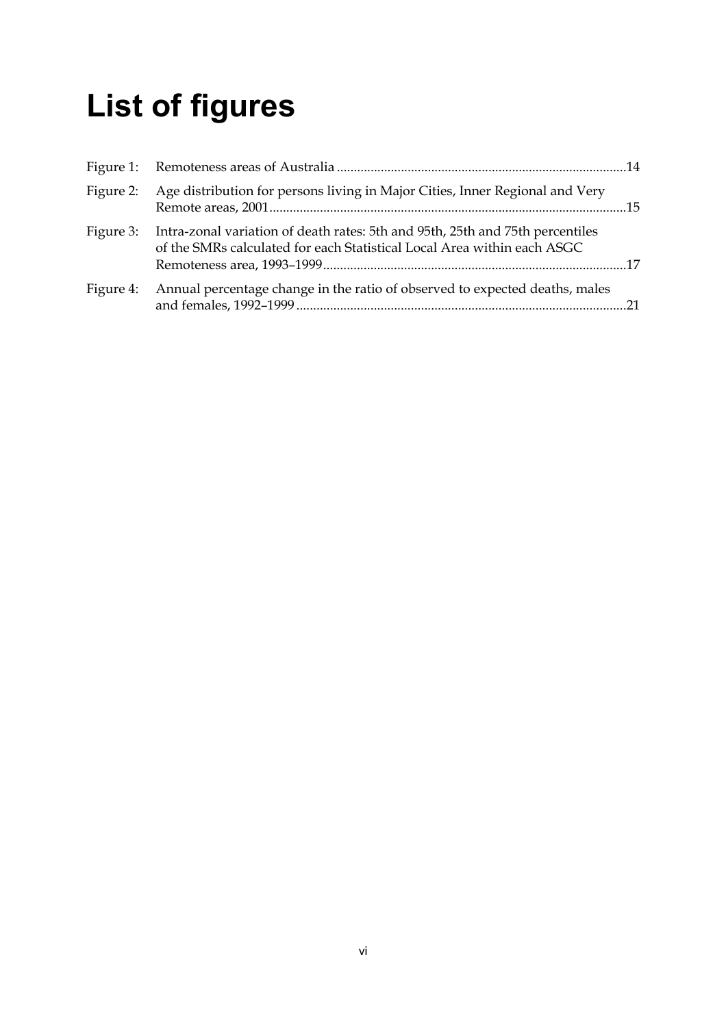# List of figures

Figure 1: Remoteness areas of Australia ....................................................................................14

Figure 2: Age distribution for persons living in Major Cities, Inner Regional and Very Remote areas, 2001........................................................................................................15

Figure 3: Intra-zonal variation of death rates: 5th and 95th, 25th and 75th percentiles of the SMRs calculated for each Statistical Local Area within each ASGC Remoteness area, 1993–1999........................................................................................17

Figure 4: Annual percentage change in the ratio of observed to expected deaths, males and females, 1992–1999................................................................................................21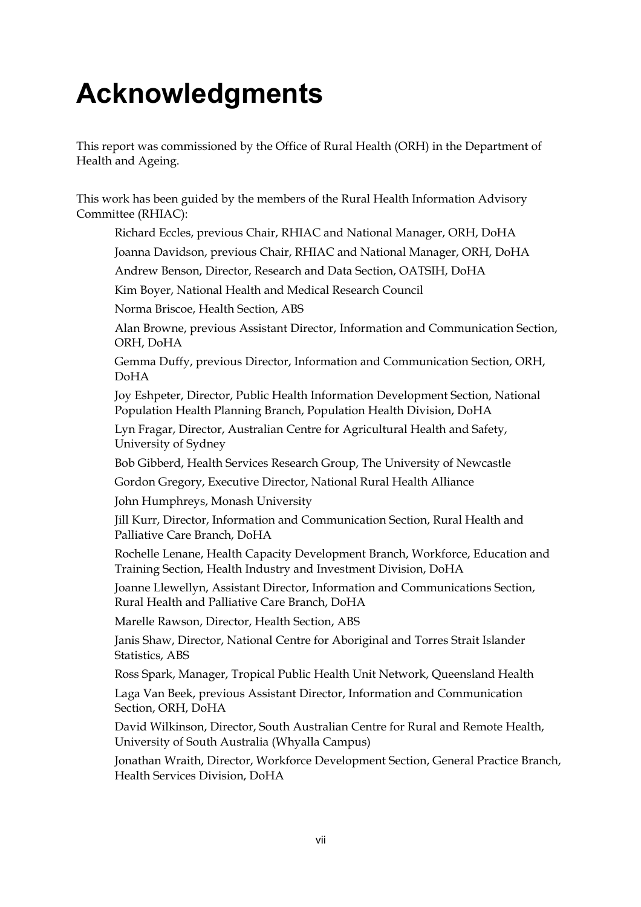# Acknowledgments

This report was commissioned by the Office of Rural Health (ORH) in the Department of Health and Ageing.

This work has been guided by the members of the Rural Health Information Advisory Committee (RHIAC):

Richard Eccles, previous Chair, RHIAC and National Manager, ORH, DoHA

Joanna Davidson, previous Chair, RHIAC and National Manager, ORH, DoHA

Andrew Benson, Director, Research and Data Section, OATSIH, DoHA

Kim Boyer, National Health and Medical Research Council

Norma Briscoe, Health Section, ABS

Alan Browne, previous Assistant Director, Information and Communication Section, ORH, DoHA

Gemma Duffy, previous Director, Information and Communication Section, ORH, DoHA

Joy Eshpeter, Director, Public Health Information Development Section, National Population Health Planning Branch, Population Health Division, DoHA

Lyn Fragar, Director, Australian Centre for Agricultural Health and Safety, University of Sydney

Bob Gibberd, Health Services Research Group, The University of Newcastle

Gordon Gregory, Executive Director, National Rural Health Alliance

John Humphreys, Monash University

Jill Kurr, Director, Information and Communication Section, Rural Health and Palliative Care Branch, DoHA

Rochelle Lenane, Health Capacity Development Branch, Workforce, Education and Training Section, Health Industry and Investment Division, DoHA

Joanne Llewellyn, Assistant Director, Information and Communications Section, Rural Health and Palliative Care Branch, DoHA

Marelle Rawson, Director, Health Section, ABS

Janis Shaw, Director, National Centre for Aboriginal and Torres Strait Islander Statistics, ABS

Ross Spark, Manager, Tropical Public Health Unit Network, Queensland Health

Laga Van Beek, previous Assistant Director, Information and Communication Section, ORH, DoHA

David Wilkinson, Director, South Australian Centre for Rural and Remote Health, University of South Australia (Whyalla Campus)

Jonathan Wraith, Director, Workforce Development Section, General Practice Branch, Health Services Division, DoHA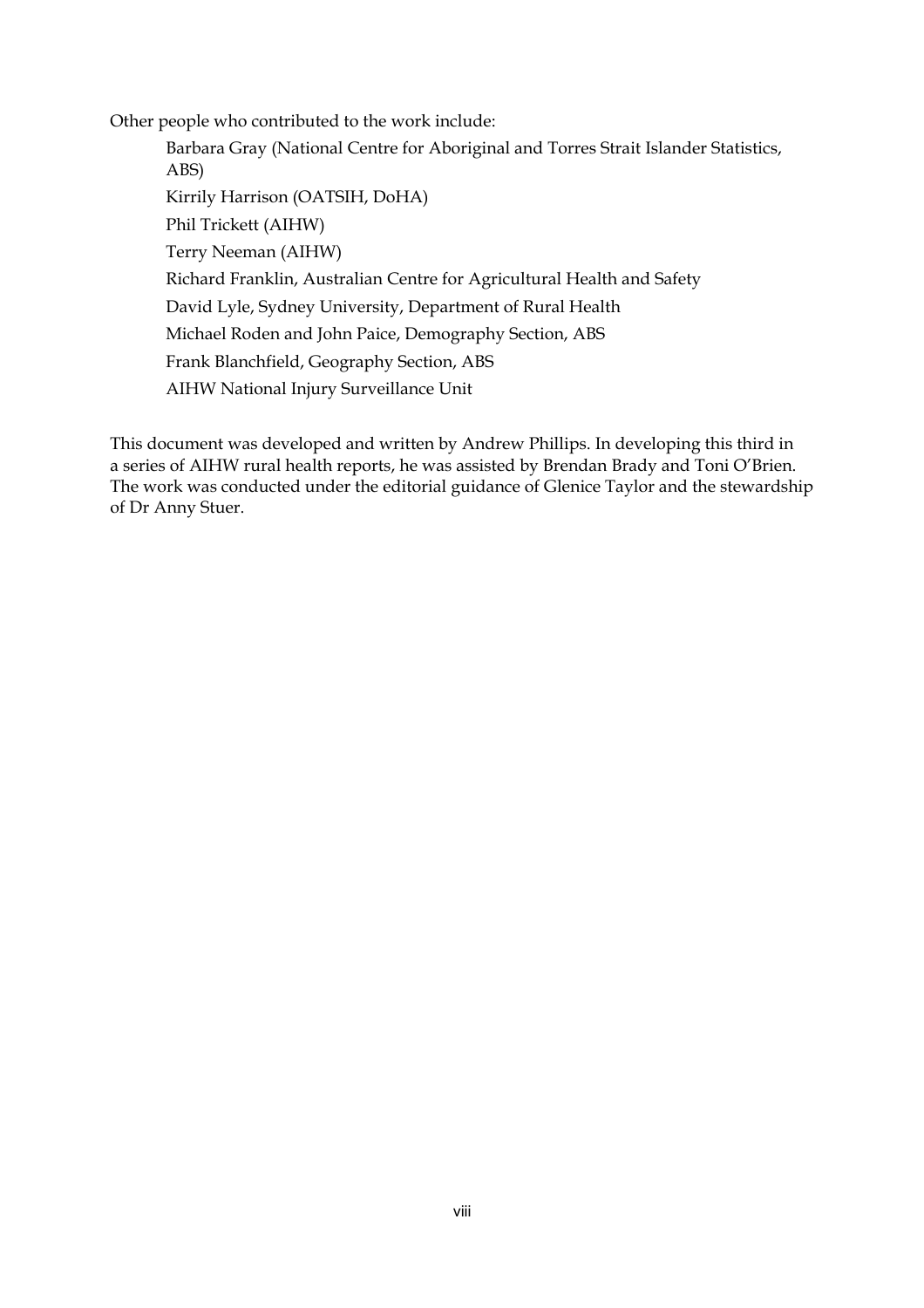Other people who contributed to the work include:

Barbara Gray (National Centre for Aboriginal and Torres Strait Islander Statistics, ABS)

Kirrily Harrison (OATSIH, DoHA)

Phil Trickett (AIHW)

Terry Neeman (AIHW)

Richard Franklin, Australian Centre for Agricultural Health and Safety

David Lyle, Sydney University, Department of Rural Health

Michael Roden and John Paice, Demography Section, ABS

Frank Blanchfield, Geography Section, ABS

AIHW National Injury Surveillance Unit

This document was developed and written by Andrew Phillips. In developing this third in a series of AIHW rural health reports, he was assisted by Brendan Brady and Toni O'Brien. The work was conducted under the editorial guidance of Glenice Taylor and the stewardship of Dr Anny Stuer.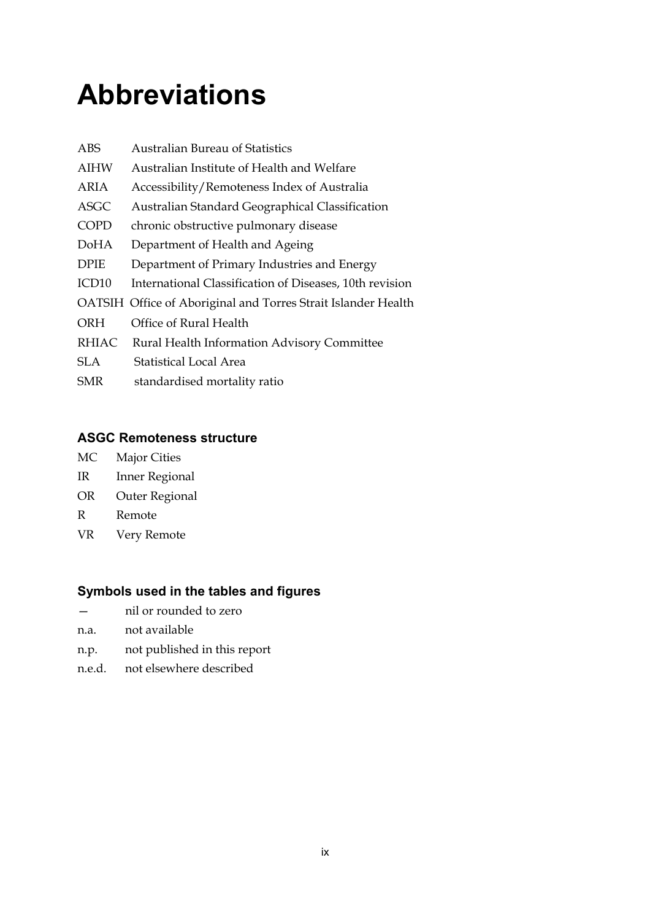# Abbreviations

| | |
|---|---|
| ABS | Australian Bureau of Statistics |
| AIHW | Australian Institute of Health and Welfare |
| ARIA | Accessibility/Remoteness Index of Australia |
| ASGC | Australian Standard Geographical Classification |
| COPD | chronic obstructive pulmonary disease |
| DoHA | Department of Health and Ageing |
| DPIE | Department of Primary Industries and Energy |
| ICD10 | International Classification of Diseases, 10th revision |
| OATSIH | Office of Aboriginal and Torres Strait Islander Health |
| ORH | Office of Rural Health |
| RHIAC | Rural Health Information Advisory Committee |
| SLA | Statistical Local Area |
| SMR | standardised mortality ratio |

### ASGC Remoteness structure

| | |
|---|---|
| MC | Major Cities |
| IR | Inner Regional |
| OR | Outer Regional |
| R | Remote |
| VR | Very Remote |

### Symbols used in the tables and figures

| | |
|---|---|
| — | nil or rounded to zero |
| n.a. | not available |
| n.p. | not published in this report |
| n.e.d. | not elsewhere described |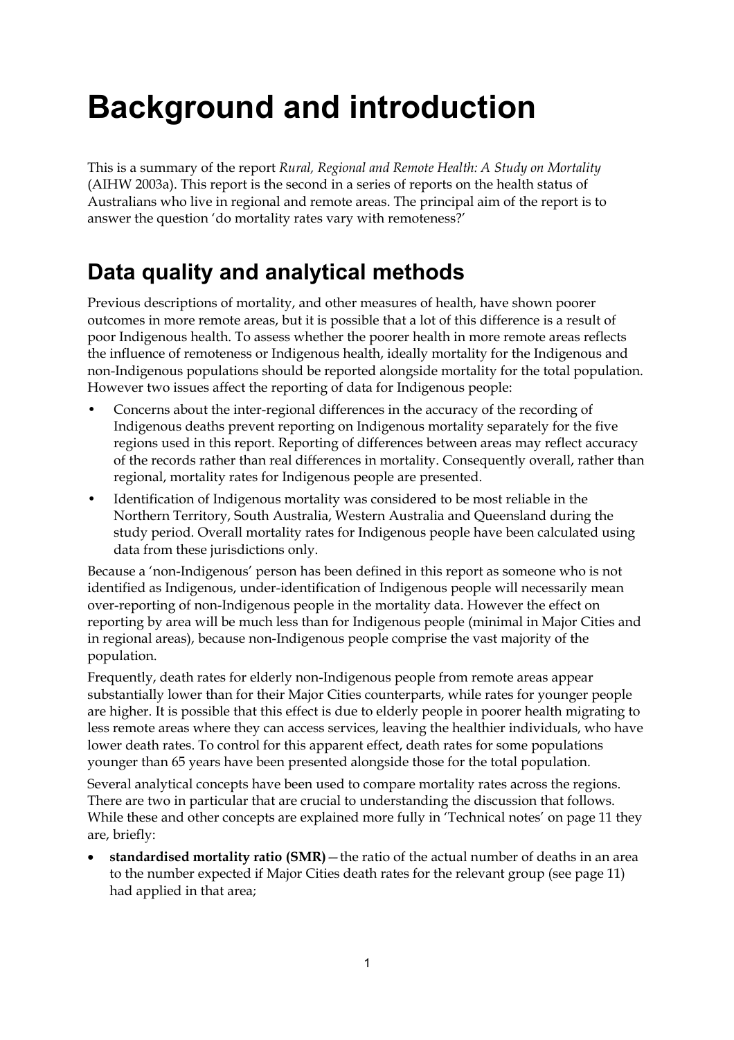# Background and introduction

This is a summary of the report *Rural, Regional and Remote Health: A Study on Mortality* (AIHW 2003a). This report is the second in a series of reports on the health status of Australians who live in regional and remote areas. The principal aim of the report is to answer the question 'do mortality rates vary with remoteness?'

## Data quality and analytical methods

Previous descriptions of mortality, and other measures of health, have shown poorer outcomes in more remote areas, but it is possible that a lot of this difference is a result of poor Indigenous health. To assess whether the poorer health in more remote areas reflects the influence of remoteness or Indigenous health, ideally mortality for the Indigenous and non-Indigenous populations should be reported alongside mortality for the total population. However two issues affect the reporting of data for Indigenous people:

- Concerns about the inter-regional differences in the accuracy of the recording of Indigenous deaths prevent reporting on Indigenous mortality separately for the five regions used in this report. Reporting of differences between areas may reflect accuracy of the records rather than real differences in mortality. Consequently overall, rather than regional, mortality rates for Indigenous people are presented.
- Identification of Indigenous mortality was considered to be most reliable in the Northern Territory, South Australia, Western Australia and Queensland during the study period. Overall mortality rates for Indigenous people have been calculated using data from these jurisdictions only.

Because a 'non-Indigenous' person has been defined in this report as someone who is not identified as Indigenous, under-identification of Indigenous people will necessarily mean over-reporting of non-Indigenous people in the mortality data. However the effect on reporting by area will be much less than for Indigenous people (minimal in Major Cities and in regional areas), because non-Indigenous people comprise the vast majority of the population.

Frequently, death rates for elderly non-Indigenous people from remote areas appear substantially lower than for their Major Cities counterparts, while rates for younger people are higher. It is possible that this effect is due to elderly people in poorer health migrating to less remote areas where they can access services, leaving the healthier individuals, who have lower death rates. To control for this apparent effect, death rates for some populations younger than 65 years have been presented alongside those for the total population.

Several analytical concepts have been used to compare mortality rates across the regions. There are two in particular that are crucial to understanding the discussion that follows. While these and other concepts are explained more fully in 'Technical notes' on page 11 they are, briefly:

- **standardised mortality ratio (SMR)**—the ratio of the actual number of deaths in an area to the number expected if Major Cities death rates for the relevant group (see page 11) had applied in that area;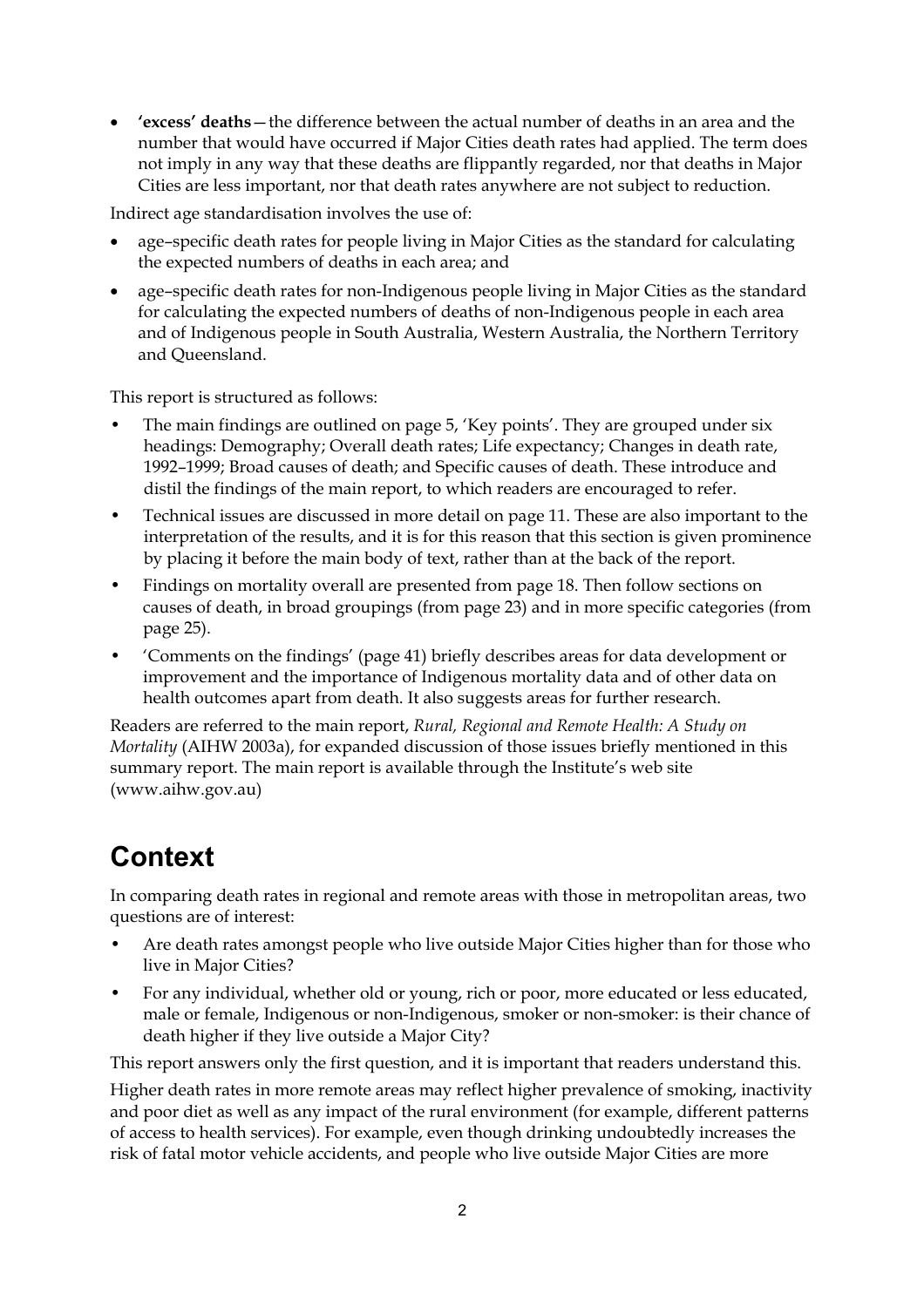- **'excess' deaths**—the difference between the actual number of deaths in an area and the number that would have occurred if Major Cities death rates had applied. The term does not imply in any way that these deaths are flippantly regarded, nor that deaths in Major Cities are less important, nor that death rates anywhere are not subject to reduction.

Indirect age standardisation involves the use of:

- age–specific death rates for people living in Major Cities as the standard for calculating the expected numbers of deaths in each area; and
- age–specific death rates for non-Indigenous people living in Major Cities as the standard for calculating the expected numbers of deaths of non-Indigenous people in each area and of Indigenous people in South Australia, Western Australia, the Northern Territory and Queensland.

This report is structured as follows:

- The main findings are outlined on page 5, 'Key points'. They are grouped under six headings: Demography; Overall death rates; Life expectancy; Changes in death rate, 1992–1999; Broad causes of death; and Specific causes of death. These introduce and distil the findings of the main report, to which readers are encouraged to refer.
- Technical issues are discussed in more detail on page 11. These are also important to the interpretation of the results, and it is for this reason that this section is given prominence by placing it before the main body of text, rather than at the back of the report.
- Findings on mortality overall are presented from page 18. Then follow sections on causes of death, in broad groupings (from page 23) and in more specific categories (from page 25).
- 'Comments on the findings' (page 41) briefly describes areas for data development or improvement and the importance of Indigenous mortality data and of other data on health outcomes apart from death. It also suggests areas for further research.

Readers are referred to the main report, *Rural, Regional and Remote Health: A Study on Mortality* (AIHW 2003a), for expanded discussion of those issues briefly mentioned in this summary report. The main report is available through the Institute's web site (www.aihw.gov.au)

## Context

In comparing death rates in regional and remote areas with those in metropolitan areas, two questions are of interest:

- Are death rates amongst people who live outside Major Cities higher than for those who live in Major Cities?
- For any individual, whether old or young, rich or poor, more educated or less educated, male or female, Indigenous or non-Indigenous, smoker or non-smoker: is their chance of death higher if they live outside a Major City?

This report answers only the first question, and it is important that readers understand this.

Higher death rates in more remote areas may reflect higher prevalence of smoking, inactivity and poor diet as well as any impact of the rural environment (for example, different patterns of access to health services). For example, even though drinking undoubtedly increases the risk of fatal motor vehicle accidents, and people who live outside Major Cities are more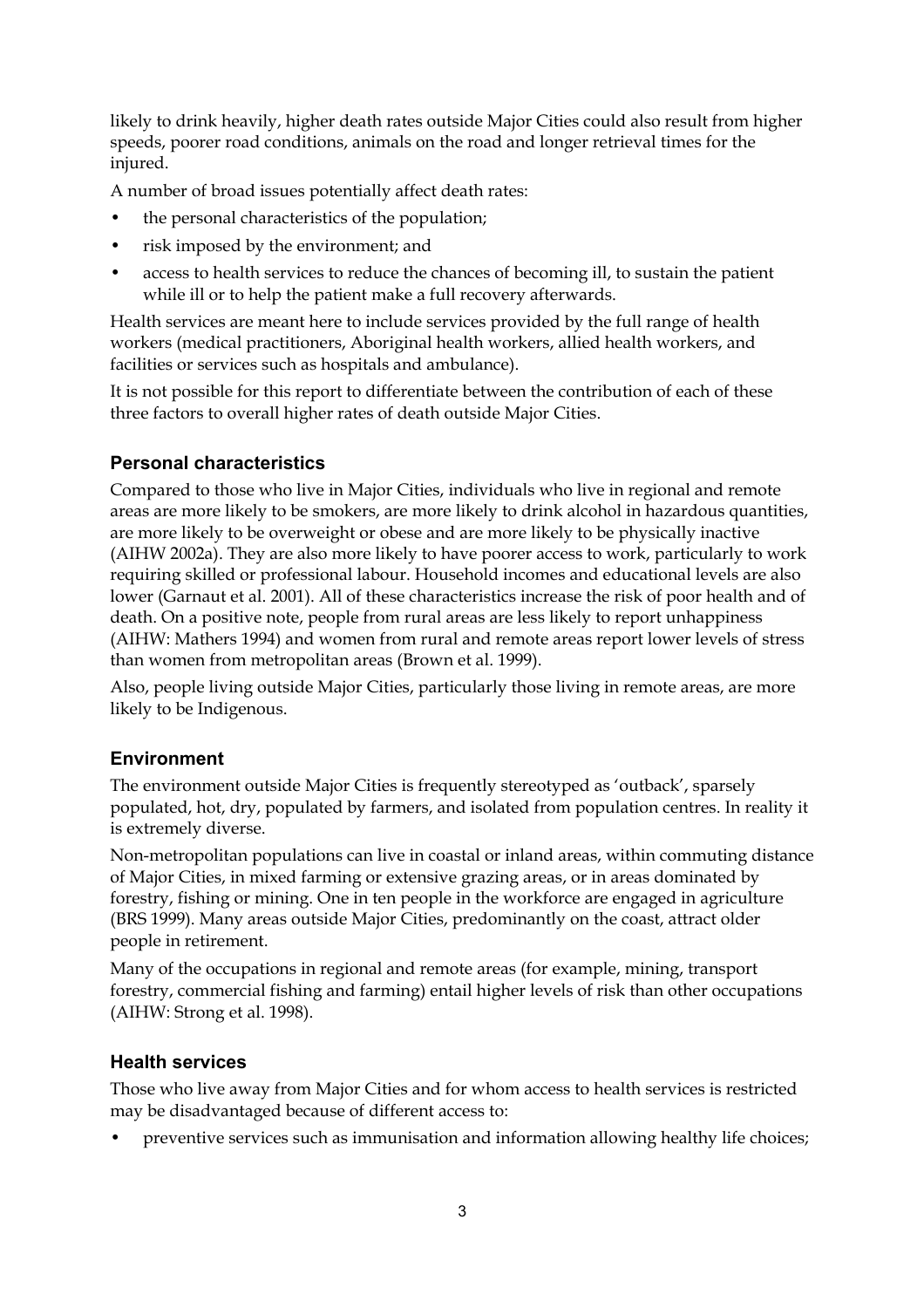likely to drink heavily, higher death rates outside Major Cities could also result from higher speeds, poorer road conditions, animals on the road and longer retrieval times for the injured.

A number of broad issues potentially affect death rates:

- the personal characteristics of the population;
- risk imposed by the environment; and
- access to health services to reduce the chances of becoming ill, to sustain the patient while ill or to help the patient make a full recovery afterwards.

Health services are meant here to include services provided by the full range of health workers (medical practitioners, Aboriginal health workers, allied health workers, and facilities or services such as hospitals and ambulance).

It is not possible for this report to differentiate between the contribution of each of these three factors to overall higher rates of death outside Major Cities.

### Personal characteristics

Compared to those who live in Major Cities, individuals who live in regional and remote areas are more likely to be smokers, are more likely to drink alcohol in hazardous quantities, are more likely to be overweight or obese and are more likely to be physically inactive (AIHW 2002a). They are also more likely to have poorer access to work, particularly to work requiring skilled or professional labour. Household incomes and educational levels are also lower (Garnaut et al. 2001). All of these characteristics increase the risk of poor health and of death. On a positive note, people from rural areas are less likely to report unhappiness (AIHW: Mathers 1994) and women from rural and remote areas report lower levels of stress than women from metropolitan areas (Brown et al. 1999).

Also, people living outside Major Cities, particularly those living in remote areas, are more likely to be Indigenous.

### Environment

The environment outside Major Cities is frequently stereotyped as 'outback', sparsely populated, hot, dry, populated by farmers, and isolated from population centres. In reality it is extremely diverse.

Non-metropolitan populations can live in coastal or inland areas, within commuting distance of Major Cities, in mixed farming or extensive grazing areas, or in areas dominated by forestry, fishing or mining. One in ten people in the workforce are engaged in agriculture (BRS 1999). Many areas outside Major Cities, predominantly on the coast, attract older people in retirement.

Many of the occupations in regional and remote areas (for example, mining, transport forestry, commercial fishing and farming) entail higher levels of risk than other occupations (AIHW: Strong et al. 1998).

### Health services

Those who live away from Major Cities and for whom access to health services is restricted may be disadvantaged because of different access to:

- preventive services such as immunisation and information allowing healthy life choices;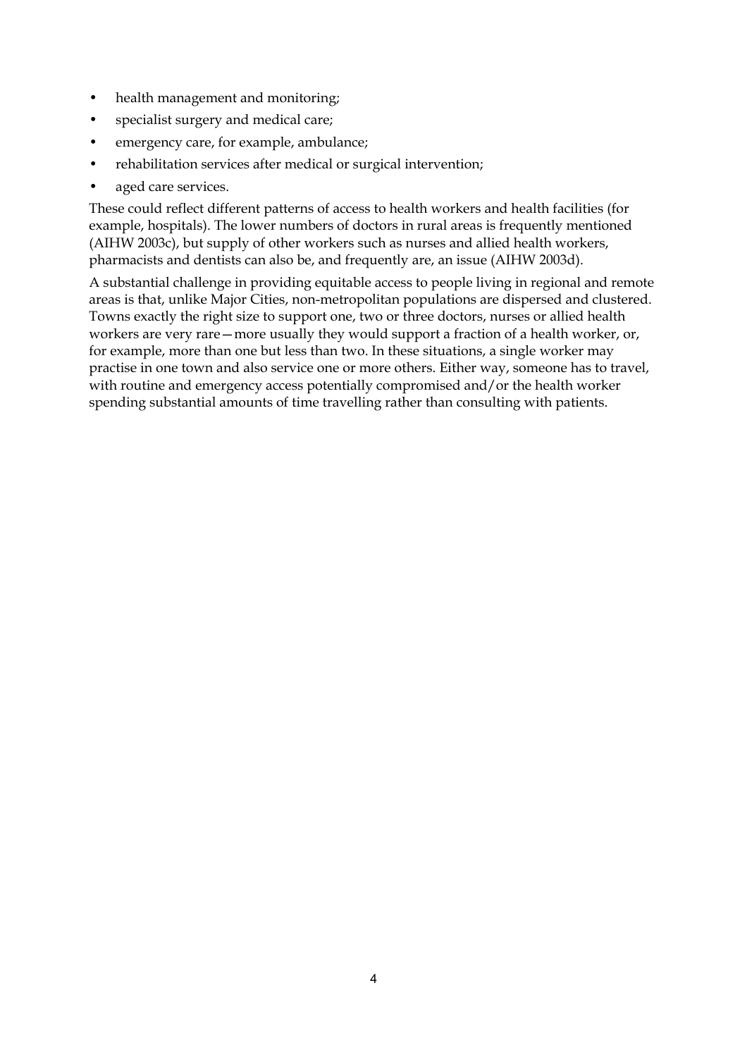- health management and monitoring;
- specialist surgery and medical care;
- emergency care, for example, ambulance;
- rehabilitation services after medical or surgical intervention;
- aged care services.

These could reflect different patterns of access to health workers and health facilities (for example, hospitals). The lower numbers of doctors in rural areas is frequently mentioned (AIHW 2003c), but supply of other workers such as nurses and allied health workers, pharmacists and dentists can also be, and frequently are, an issue (AIHW 2003d).

A substantial challenge in providing equitable access to people living in regional and remote areas is that, unlike Major Cities, non-metropolitan populations are dispersed and clustered. Towns exactly the right size to support one, two or three doctors, nurses or allied health workers are very rare—more usually they would support a fraction of a health worker, or, for example, more than one but less than two. In these situations, a single worker may practise in one town and also service one or more others. Either way, someone has to travel, with routine and emergency access potentially compromised and/or the health worker spending substantial amounts of time travelling rather than consulting with patients.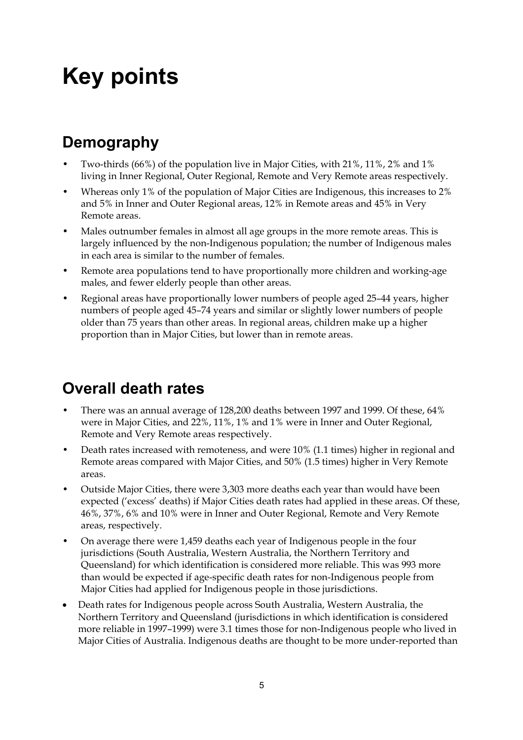# Key points

## Demography

- Two-thirds (66%) of the population live in Major Cities, with 21%, 11%, 2% and 1% living in Inner Regional, Outer Regional, Remote and Very Remote areas respectively.
- Whereas only 1% of the population of Major Cities are Indigenous, this increases to 2% and 5% in Inner and Outer Regional areas, 12% in Remote areas and 45% in Very Remote areas.
- Males outnumber females in almost all age groups in the more remote areas. This is largely influenced by the non-Indigenous population; the number of Indigenous males in each area is similar to the number of females.
- Remote area populations tend to have proportionally more children and working-age males, and fewer elderly people than other areas.
- Regional areas have proportionally lower numbers of people aged 25–44 years, higher numbers of people aged 45–74 years and similar or slightly lower numbers of people older than 75 years than other areas. In regional areas, children make up a higher proportion than in Major Cities, but lower than in remote areas.

## Overall death rates

- There was an annual average of 128,200 deaths between 1997 and 1999. Of these, 64% were in Major Cities, and 22%, 11%, 1% and 1% were in Inner and Outer Regional, Remote and Very Remote areas respectively.
- Death rates increased with remoteness, and were 10% (1.1 times) higher in regional and Remote areas compared with Major Cities, and 50% (1.5 times) higher in Very Remote areas.
- Outside Major Cities, there were 3,303 more deaths each year than would have been expected ('excess' deaths) if Major Cities death rates had applied in these areas. Of these, 46%, 37%, 6% and 10% were in Inner and Outer Regional, Remote and Very Remote areas, respectively.
- On average there were 1,459 deaths each year of Indigenous people in the four jurisdictions (South Australia, Western Australia, the Northern Territory and Queensland) for which identification is considered more reliable. This was 993 more than would be expected if age-specific death rates for non-Indigenous people from Major Cities had applied for Indigenous people in those jurisdictions.
- Death rates for Indigenous people across South Australia, Western Australia, the Northern Territory and Queensland (jurisdictions in which identification is considered more reliable in 1997–1999) were 3.1 times those for non-Indigenous people who lived in Major Cities of Australia. Indigenous deaths are thought to be more under-reported than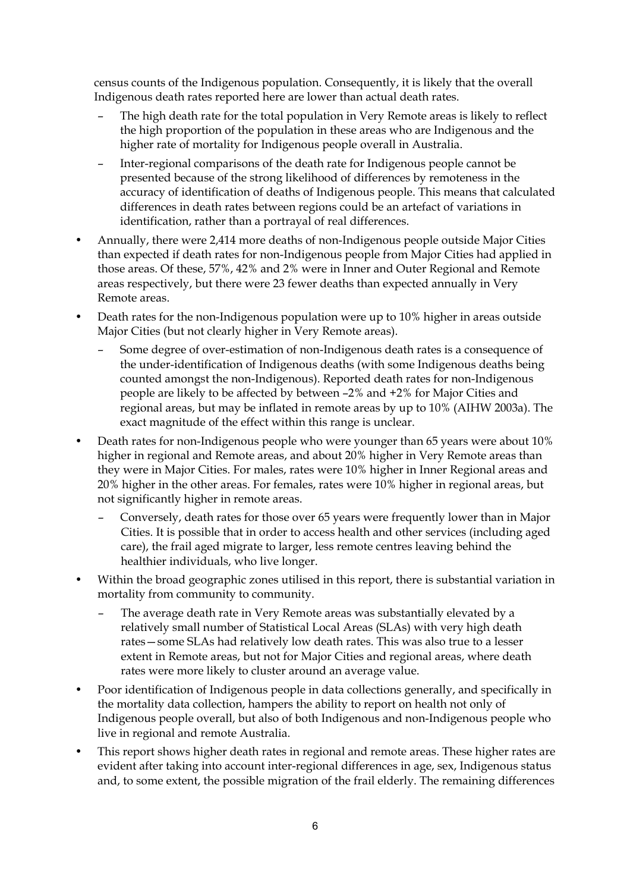census counts of the Indigenous population. Consequently, it is likely that the overall Indigenous death rates reported here are lower than actual death rates.

  - The high death rate for the total population in Very Remote areas is likely to reflect the high proportion of the population in these areas who are Indigenous and the higher rate of mortality for Indigenous people overall in Australia.
  - Inter-regional comparisons of the death rate for Indigenous people cannot be presented because of the strong likelihood of differences by remoteness in the accuracy of identification of deaths of Indigenous people. This means that calculated differences in death rates between regions could be an artefact of variations in identification, rather than a portrayal of real differences.

- Annually, there were 2,414 more deaths of non-Indigenous people outside Major Cities than expected if death rates for non-Indigenous people from Major Cities had applied in those areas. Of these, 57%, 42% and 2% were in Inner and Outer Regional and Remote areas respectively, but there were 23 fewer deaths than expected annually in Very Remote areas.
- Death rates for the non-Indigenous population were up to 10% higher in areas outside Major Cities (but not clearly higher in Very Remote areas).
  - Some degree of over-estimation of non-Indigenous death rates is a consequence of the under-identification of Indigenous deaths (with some Indigenous deaths being counted amongst the non-Indigenous). Reported death rates for non-Indigenous people are likely to be affected by between –2% and +2% for Major Cities and regional areas, but may be inflated in remote areas by up to 10% (AIHW 2003a). The exact magnitude of the effect within this range is unclear.
- Death rates for non-Indigenous people who were younger than 65 years were about 10% higher in regional and Remote areas, and about 20% higher in Very Remote areas than they were in Major Cities. For males, rates were 10% higher in Inner Regional areas and 20% higher in the other areas. For females, rates were 10% higher in regional areas, but not significantly higher in remote areas.
  - Conversely, death rates for those over 65 years were frequently lower than in Major Cities. It is possible that in order to access health and other services (including aged care), the frail aged migrate to larger, less remote centres leaving behind the healthier individuals, who live longer.
- Within the broad geographic zones utilised in this report, there is substantial variation in mortality from community to community.
  - The average death rate in Very Remote areas was substantially elevated by a relatively small number of Statistical Local Areas (SLAs) with very high death rates—some SLAs had relatively low death rates. This was also true to a lesser extent in Remote areas, but not for Major Cities and regional areas, where death rates were more likely to cluster around an average value.
- Poor identification of Indigenous people in data collections generally, and specifically in the mortality data collection, hampers the ability to report on health not only of Indigenous people overall, but also of both Indigenous and non-Indigenous people who live in regional and remote Australia.
- This report shows higher death rates in regional and remote areas. These higher rates are evident after taking into account inter-regional differences in age, sex, Indigenous status and, to some extent, the possible migration of the frail elderly. The remaining differences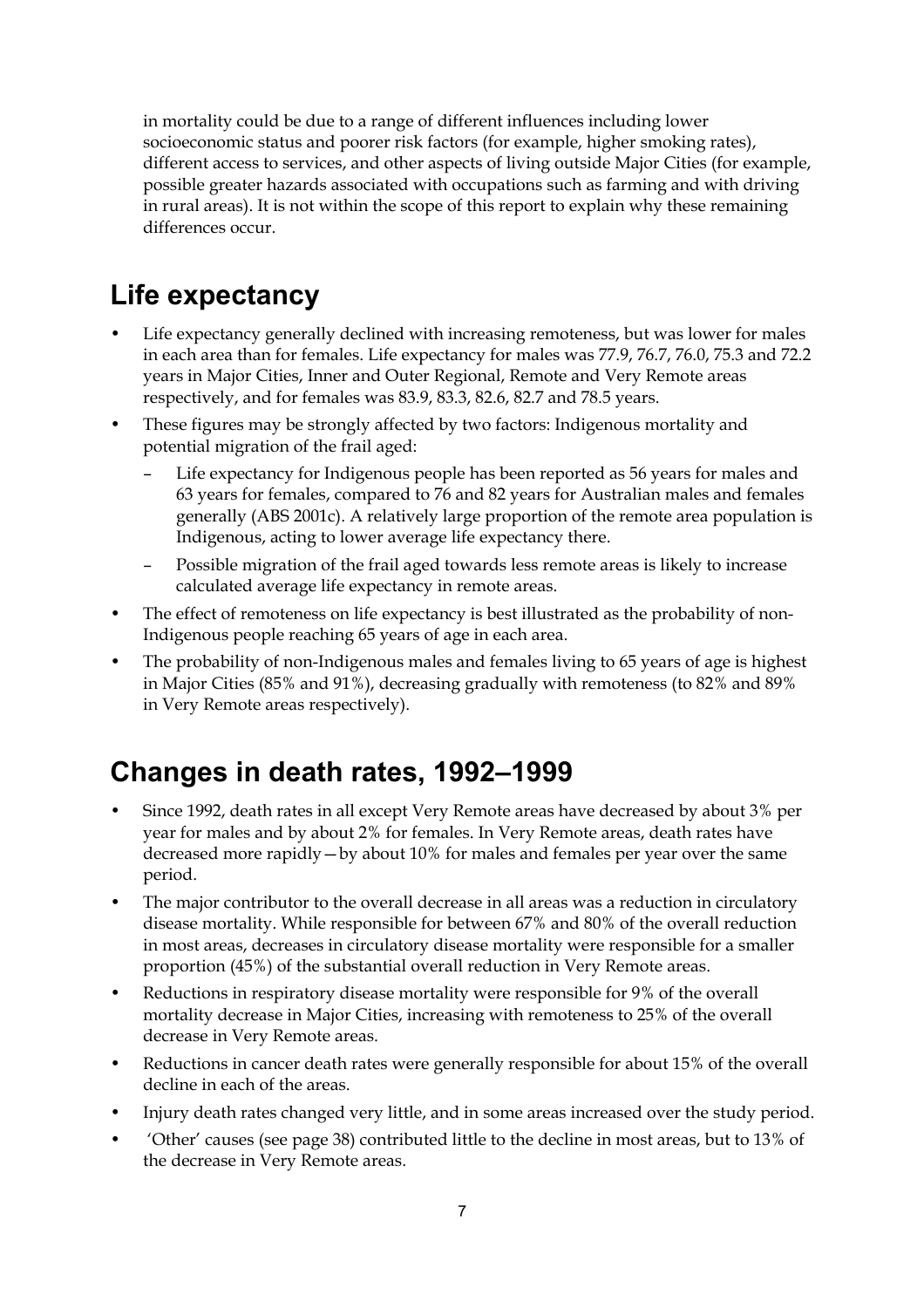in mortality could be due to a range of different influences including lower socioeconomic status and poorer risk factors (for example, higher smoking rates), different access to services, and other aspects of living outside Major Cities (for example, possible greater hazards associated with occupations such as farming and with driving in rural areas). It is not within the scope of this report to explain why these remaining differences occur.

## Life expectancy

- Life expectancy generally declined with increasing remoteness, but was lower for males in each area than for females. Life expectancy for males was 77.9, 76.7, 76.0, 75.3 and 72.2 years in Major Cities, Inner and Outer Regional, Remote and Very Remote areas respectively, and for females was 83.9, 83.3, 82.6, 82.7 and 78.5 years.
- These figures may be strongly affected by two factors: Indigenous mortality and potential migration of the frail aged:
  - Life expectancy for Indigenous people has been reported as 56 years for males and 63 years for females, compared to 76 and 82 years for Australian males and females generally (ABS 2001c). A relatively large proportion of the remote area population is Indigenous, acting to lower average life expectancy there.
  - Possible migration of the frail aged towards less remote areas is likely to increase calculated average life expectancy in remote areas.
- The effect of remoteness on life expectancy is best illustrated as the probability of non-Indigenous people reaching 65 years of age in each area.
- The probability of non-Indigenous males and females living to 65 years of age is highest in Major Cities (85% and 91%), decreasing gradually with remoteness (to 82% and 89% in Very Remote areas respectively).

## Changes in death rates, 1992–1999

- Since 1992, death rates in all except Very Remote areas have decreased by about 3% per year for males and by about 2% for females. In Very Remote areas, death rates have decreased more rapidly—by about 10% for males and females per year over the same period.
- The major contributor to the overall decrease in all areas was a reduction in circulatory disease mortality. While responsible for between 67% and 80% of the overall reduction in most areas, decreases in circulatory disease mortality were responsible for a smaller proportion (45%) of the substantial overall reduction in Very Remote areas.
- Reductions in respiratory disease mortality were responsible for 9% of the overall mortality decrease in Major Cities, increasing with remoteness to 25% of the overall decrease in Very Remote areas.
- Reductions in cancer death rates were generally responsible for about 15% of the overall decline in each of the areas.
- Injury death rates changed very little, and in some areas increased over the study period.
- 'Other' causes (see page 38) contributed little to the decline in most areas, but to 13% of the decrease in Very Remote areas.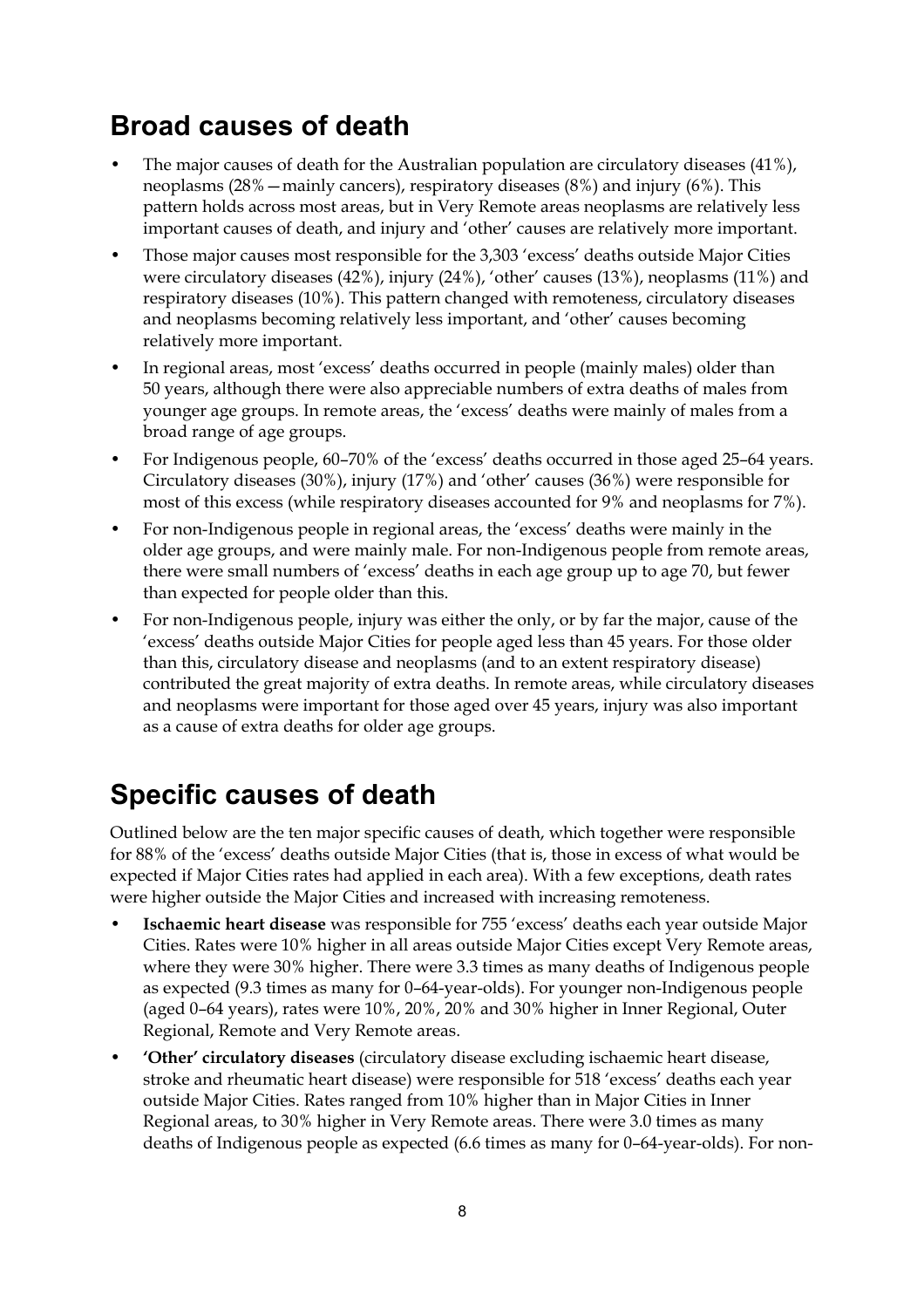## Broad causes of death

- The major causes of death for the Australian population are circulatory diseases (41%), neoplasms (28%—mainly cancers), respiratory diseases (8%) and injury (6%). This pattern holds across most areas, but in Very Remote areas neoplasms are relatively less important causes of death, and injury and 'other' causes are relatively more important.
- Those major causes most responsible for the 3,303 'excess' deaths outside Major Cities were circulatory diseases (42%), injury (24%), 'other' causes (13%), neoplasms (11%) and respiratory diseases (10%). This pattern changed with remoteness, circulatory diseases and neoplasms becoming relatively less important, and 'other' causes becoming relatively more important.
- In regional areas, most 'excess' deaths occurred in people (mainly males) older than 50 years, although there were also appreciable numbers of extra deaths of males from younger age groups. In remote areas, the 'excess' deaths were mainly of males from a broad range of age groups.
- For Indigenous people, 60–70% of the 'excess' deaths occurred in those aged 25–64 years. Circulatory diseases (30%), injury (17%) and 'other' causes (36%) were responsible for most of this excess (while respiratory diseases accounted for 9% and neoplasms for 7%).
- For non-Indigenous people in regional areas, the 'excess' deaths were mainly in the older age groups, and were mainly male. For non-Indigenous people from remote areas, there were small numbers of 'excess' deaths in each age group up to age 70, but fewer than expected for people older than this.
- For non-Indigenous people, injury was either the only, or by far the major, cause of the 'excess' deaths outside Major Cities for people aged less than 45 years. For those older than this, circulatory disease and neoplasms (and to an extent respiratory disease) contributed the great majority of extra deaths. In remote areas, while circulatory diseases and neoplasms were important for those aged over 45 years, injury was also important as a cause of extra deaths for older age groups.

## Specific causes of death

Outlined below are the ten major specific causes of death, which together were responsible for 88% of the 'excess' deaths outside Major Cities (that is, those in excess of what would be expected if Major Cities rates had applied in each area). With a few exceptions, death rates were higher outside the Major Cities and increased with increasing remoteness.

- **Ischaemic heart disease** was responsible for 755 'excess' deaths each year outside Major Cities. Rates were 10% higher in all areas outside Major Cities except Very Remote areas, where they were 30% higher. There were 3.3 times as many deaths of Indigenous people as expected (9.3 times as many for 0–64-year-olds). For younger non-Indigenous people (aged 0–64 years), rates were 10%, 20%, 20% and 30% higher in Inner Regional, Outer Regional, Remote and Very Remote areas.
- **'Other' circulatory diseases** (circulatory disease excluding ischaemic heart disease, stroke and rheumatic heart disease) were responsible for 518 'excess' deaths each year outside Major Cities. Rates ranged from 10% higher than in Major Cities in Inner Regional areas, to 30% higher in Very Remote areas. There were 3.0 times as many deaths of Indigenous people as expected (6.6 times as many for 0–64-year-olds). For non-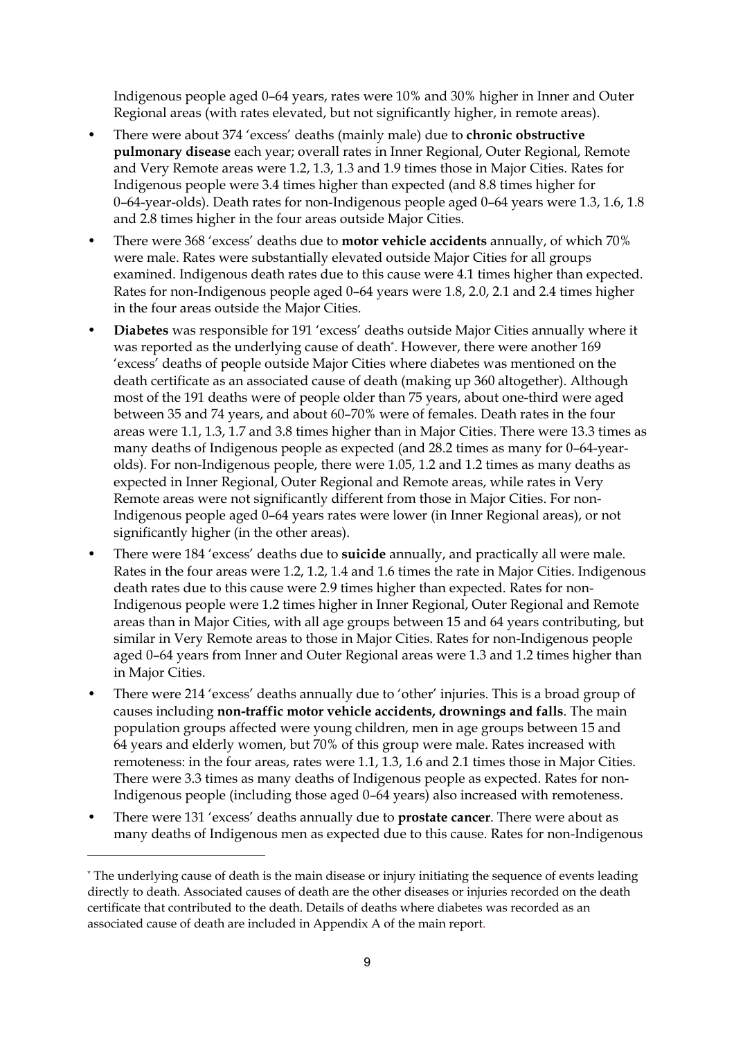Indigenous people aged 0–64 years, rates were 10% and 30% higher in Inner and Outer Regional areas (with rates elevated, but not significantly higher, in remote areas).

- There were about 374 'excess' deaths (mainly male) due to **chronic obstructive pulmonary disease** each year; overall rates in Inner Regional, Outer Regional, Remote and Very Remote areas were 1.2, 1.3, 1.3 and 1.9 times those in Major Cities. Rates for Indigenous people were 3.4 times higher than expected (and 8.8 times higher for 0–64-year-olds). Death rates for non-Indigenous people aged 0–64 years were 1.3, 1.6, 1.8 and 2.8 times higher in the four areas outside Major Cities.
- There were 368 'excess' deaths due to **motor vehicle accidents** annually, of which 70% were male. Rates were substantially elevated outside Major Cities for all groups examined. Indigenous death rates due to this cause were 4.1 times higher than expected. Rates for non-Indigenous people aged 0–64 years were 1.8, 2.0, 2.1 and 2.4 times higher in the four areas outside the Major Cities.
- **Diabetes** was responsible for 191 'excess' deaths outside Major Cities annually where it was reported as the underlying cause of death*. However, there were another 169 'excess' deaths of people outside Major Cities where diabetes was mentioned on the death certificate as an associated cause of death (making up 360 altogether). Although most of the 191 deaths were of people older than 75 years, about one-third were aged between 35 and 74 years, and about 60–70% were of females. Death rates in the four areas were 1.1, 1.3, 1.7 and 3.8 times higher than in Major Cities. There were 13.3 times as many deaths of Indigenous people as expected (and 28.2 times as many for 0–64-year-olds). For non-Indigenous people, there were 1.05, 1.2 and 1.2 times as many deaths as expected in Inner Regional, Outer Regional and Remote areas, while rates in Very Remote areas were not significantly different from those in Major Cities. For non-Indigenous people aged 0–64 years rates were lower (in Inner Regional areas), or not significantly higher (in the other areas).
- There were 184 'excess' deaths due to **suicide** annually, and practically all were male. Rates in the four areas were 1.2, 1.2, 1.4 and 1.6 times the rate in Major Cities. Indigenous death rates due to this cause were 2.9 times higher than expected. Rates for non-Indigenous people were 1.2 times higher in Inner Regional, Outer Regional and Remote areas than in Major Cities, with all age groups between 15 and 64 years contributing, but similar in Very Remote areas to those in Major Cities. Rates for non-Indigenous people aged 0–64 years from Inner and Outer Regional areas were 1.3 and 1.2 times higher than in Major Cities.
- There were 214 'excess' deaths annually due to 'other' injuries. This is a broad group of causes including **non-traffic motor vehicle accidents, drownings and falls**. The main population groups affected were young children, men in age groups between 15 and 64 years and elderly women, but 70% of this group were male. Rates increased with remoteness: in the four areas, rates were 1.1, 1.3, 1.6 and 2.1 times those in Major Cities. There were 3.3 times as many deaths of Indigenous people as expected. Rates for non-Indigenous people (including those aged 0–64 years) also increased with remoteness.
- There were 131 'excess' deaths annually due to **prostate cancer**. There were about as many deaths of Indigenous men as expected due to this cause. Rates for non-Indigenous

---

* The underlying cause of death is the main disease or injury initiating the sequence of events leading directly to death. Associated causes of death are the other diseases or injuries recorded on the death certificate that contributed to the death. Details of deaths where diabetes was recorded as an associated cause of death are included in Appendix A of the main report.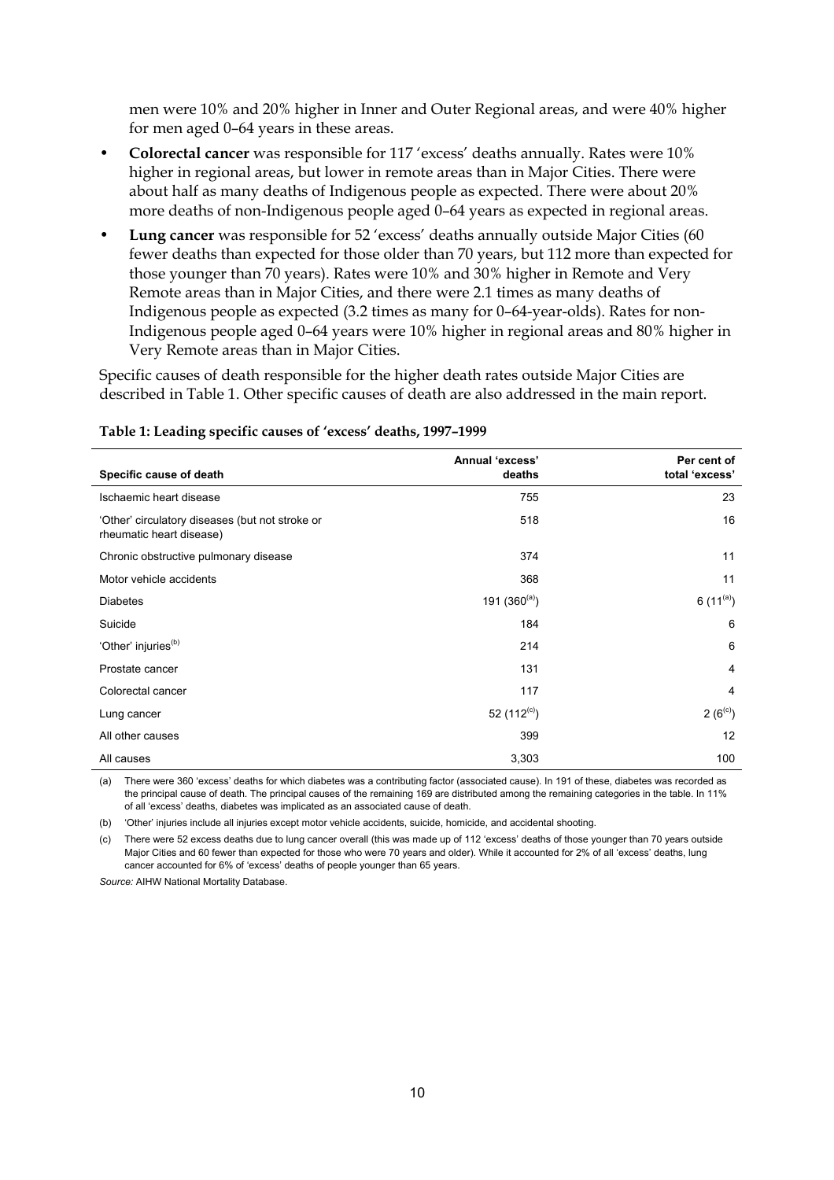men were 10% and 20% higher in Inner and Outer Regional areas, and were 40% higher for men aged 0–64 years in these areas.

- **Colorectal cancer** was responsible for 117 'excess' deaths annually. Rates were 10% higher in regional areas, but lower in remote areas than in Major Cities. There were about half as many deaths of Indigenous people as expected. There were about 20% more deaths of non-Indigenous people aged 0–64 years as expected in regional areas.
- **Lung cancer** was responsible for 52 'excess' deaths annually outside Major Cities (60 fewer deaths than expected for those older than 70 years, but 112 more than expected for those younger than 70 years). Rates were 10% and 30% higher in Remote and Very Remote areas than in Major Cities, and there were 2.1 times as many deaths of Indigenous people as expected (3.2 times as many for 0–64-year-olds). Rates for non-Indigenous people aged 0–64 years were 10% higher in regional areas and 80% higher in Very Remote areas than in Major Cities.

Specific causes of death responsible for the higher death rates outside Major Cities are described in Table 1. Other specific causes of death are also addressed in the main report.

**Table 1: Leading specific causes of 'excess' deaths, 1997–1999**

| Specific cause of death | Annual 'excess' deaths | Per cent of total 'excess' |
|---|---|---|
| Ischaemic heart disease | 755 | 23 |
| 'Other' circulatory diseases (but not stroke or rheumatic heart disease) | 518 | 16 |
| Chronic obstructive pulmonary disease | 374 | 11 |
| Motor vehicle accidents | 368 | 11 |
| Diabetes | 191 (360[a]) | 6 (11[a]) |
| Suicide | 184 | 6 |
| 'Other' injuries[b] | 214 | 6 |
| Prostate cancer | 131 | 4 |
| Colorectal cancer | 117 | 4 |
| Lung cancer | 52 (112[c]) | 2 (6[c]) |
| All other causes | 399 | 12 |
| All causes | 3,303 | 100 |

(a) There were 360 'excess' deaths for which diabetes was a contributing factor (associated cause). In 191 of these, diabetes was recorded as the principal cause of death. The principal causes of the remaining 169 are distributed among the remaining categories in the table. In 11% of all 'excess' deaths, diabetes was implicated as an associated cause of death.

(b) 'Other' injuries include all injuries except motor vehicle accidents, suicide, homicide, and accidental shooting.

(c) There were 52 excess deaths due to lung cancer overall (this was made up of 112 'excess' deaths of those younger than 70 years outside Major Cities and 60 fewer than expected for those who were 70 years and older). While it accounted for 2% of all 'excess' deaths, lung cancer accounted for 6% of 'excess' deaths of people younger than 65 years.

*Source:* AIHW National Mortality Database.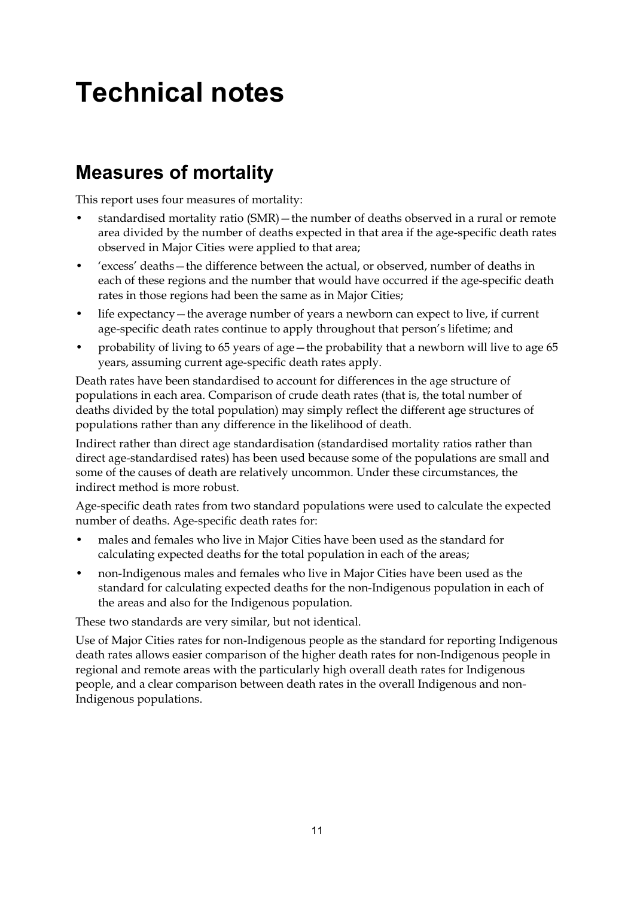# Technical notes

## Measures of mortality

This report uses four measures of mortality:

- standardised mortality ratio (SMR)—the number of deaths observed in a rural or remote area divided by the number of deaths expected in that area if the age-specific death rates observed in Major Cities were applied to that area;
- 'excess' deaths—the difference between the actual, or observed, number of deaths in each of these regions and the number that would have occurred if the age-specific death rates in those regions had been the same as in Major Cities;
- life expectancy—the average number of years a newborn can expect to live, if current age-specific death rates continue to apply throughout that person's lifetime; and
- probability of living to 65 years of age—the probability that a newborn will live to age 65 years, assuming current age-specific death rates apply.

Death rates have been standardised to account for differences in the age structure of populations in each area. Comparison of crude death rates (that is, the total number of deaths divided by the total population) may simply reflect the different age structures of populations rather than any difference in the likelihood of death.

Indirect rather than direct age standardisation (standardised mortality ratios rather than direct age-standardised rates) has been used because some of the populations are small and some of the causes of death are relatively uncommon. Under these circumstances, the indirect method is more robust.

Age-specific death rates from two standard populations were used to calculate the expected number of deaths. Age-specific death rates for:

- males and females who live in Major Cities have been used as the standard for calculating expected deaths for the total population in each of the areas;
- non-Indigenous males and females who live in Major Cities have been used as the standard for calculating expected deaths for the non-Indigenous population in each of the areas and also for the Indigenous population.

These two standards are very similar, but not identical.

Use of Major Cities rates for non-Indigenous people as the standard for reporting Indigenous death rates allows easier comparison of the higher death rates for non-Indigenous people in regional and remote areas with the particularly high overall death rates for Indigenous people, and a clear comparison between death rates in the overall Indigenous and non-Indigenous populations.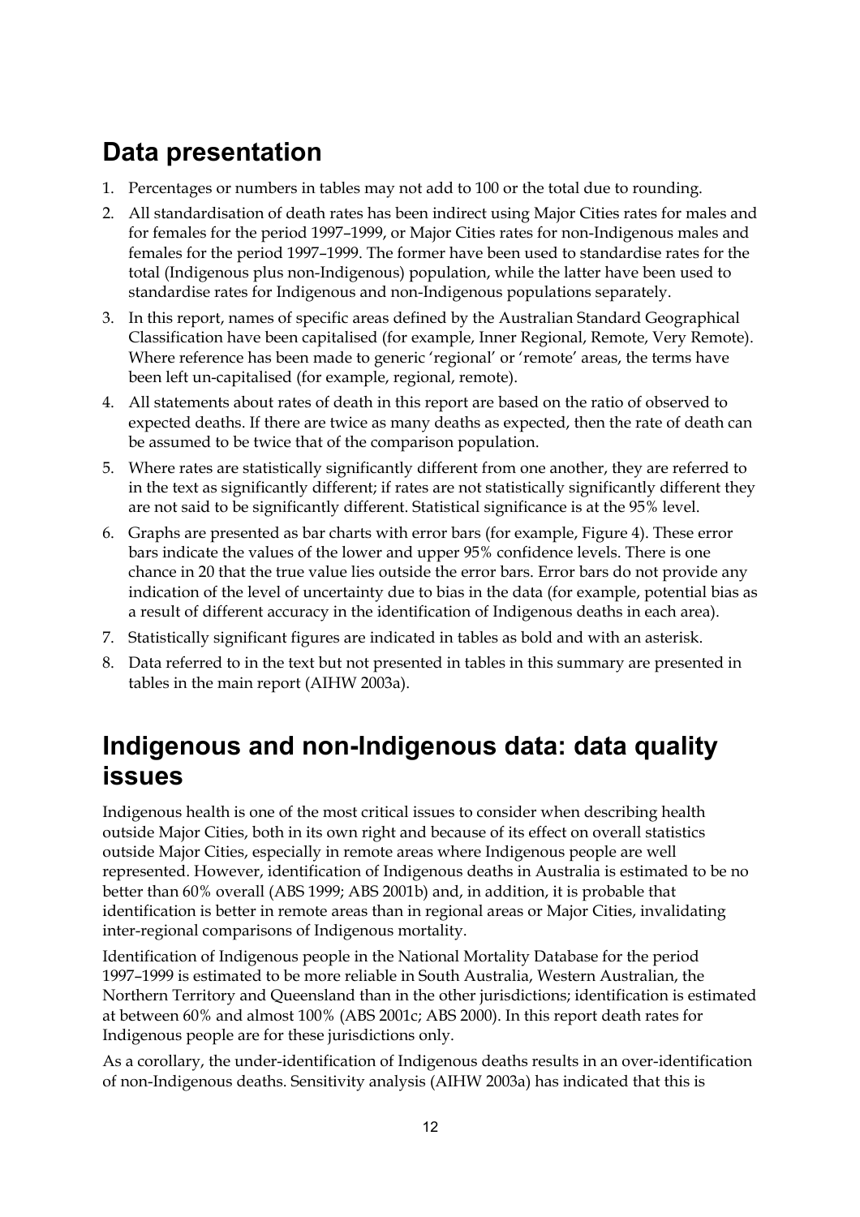## Data presentation

1. Percentages or numbers in tables may not add to 100 or the total due to rounding.
2. All standardisation of death rates has been indirect using Major Cities rates for males and for females for the period 1997–1999, or Major Cities rates for non-Indigenous males and females for the period 1997–1999. The former have been used to standardise rates for the total (Indigenous plus non-Indigenous) population, while the latter have been used to standardise rates for Indigenous and non-Indigenous populations separately.
3. In this report, names of specific areas defined by the Australian Standard Geographical Classification have been capitalised (for example, Inner Regional, Remote, Very Remote). Where reference has been made to generic 'regional' or 'remote' areas, the terms have been left un-capitalised (for example, regional, remote).
4. All statements about rates of death in this report are based on the ratio of observed to expected deaths. If there are twice as many deaths as expected, then the rate of death can be assumed to be twice that of the comparison population.
5. Where rates are statistically significantly different from one another, they are referred to in the text as significantly different; if rates are not statistically significantly different they are not said to be significantly different. Statistical significance is at the 95% level.
6. Graphs are presented as bar charts with error bars (for example, Figure 4). These error bars indicate the values of the lower and upper 95% confidence levels. There is one chance in 20 that the true value lies outside the error bars. Error bars do not provide any indication of the level of uncertainty due to bias in the data (for example, potential bias as a result of different accuracy in the identification of Indigenous deaths in each area).
7. Statistically significant figures are indicated in tables as bold and with an asterisk.
8. Data referred to in the text but not presented in tables in this summary are presented in tables in the main report (AIHW 2003a).

## Indigenous and non-Indigenous data: data quality issues

Indigenous health is one of the most critical issues to consider when describing health outside Major Cities, both in its own right and because of its effect on overall statistics outside Major Cities, especially in remote areas where Indigenous people are well represented. However, identification of Indigenous deaths in Australia is estimated to be no better than 60% overall (ABS 1999; ABS 2001b) and, in addition, it is probable that identification is better in remote areas than in regional areas or Major Cities, invalidating inter-regional comparisons of Indigenous mortality.

Identification of Indigenous people in the National Mortality Database for the period 1997–1999 is estimated to be more reliable in South Australia, Western Australian, the Northern Territory and Queensland than in the other jurisdictions; identification is estimated at between 60% and almost 100% (ABS 2001c; ABS 2000). In this report death rates for Indigenous people are for these jurisdictions only.

As a corollary, the under-identification of Indigenous deaths results in an over-identification of non-Indigenous deaths. Sensitivity analysis (AIHW 2003a) has indicated that this is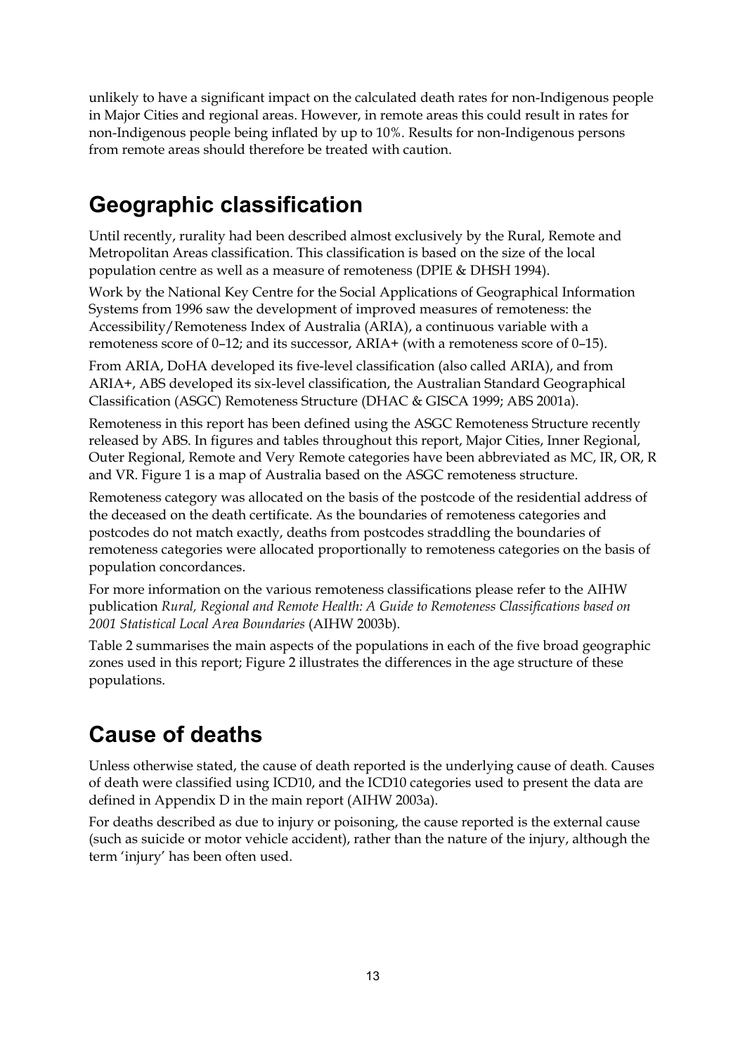unlikely to have a significant impact on the calculated death rates for non-Indigenous people in Major Cities and regional areas. However, in remote areas this could result in rates for non-Indigenous people being inflated by up to 10%. Results for non-Indigenous persons from remote areas should therefore be treated with caution.

## Geographic classification

Until recently, rurality had been described almost exclusively by the Rural, Remote and Metropolitan Areas classification. This classification is based on the size of the local population centre as well as a measure of remoteness (DPIE & DHSH 1994).

Work by the National Key Centre for the Social Applications of Geographical Information Systems from 1996 saw the development of improved measures of remoteness: the Accessibility/Remoteness Index of Australia (ARIA), a continuous variable with a remoteness score of 0–12; and its successor, ARIA+ (with a remoteness score of 0–15).

From ARIA, DoHA developed its five-level classification (also called ARIA), and from ARIA+, ABS developed its six-level classification, the Australian Standard Geographical Classification (ASGC) Remoteness Structure (DHAC & GISCA 1999; ABS 2001a).

Remoteness in this report has been defined using the ASGC Remoteness Structure recently released by ABS. In figures and tables throughout this report, Major Cities, Inner Regional, Outer Regional, Remote and Very Remote categories have been abbreviated as MC, IR, OR, R and VR. Figure 1 is a map of Australia based on the ASGC remoteness structure.

Remoteness category was allocated on the basis of the postcode of the residential address of the deceased on the death certificate. As the boundaries of remoteness categories and postcodes do not match exactly, deaths from postcodes straddling the boundaries of remoteness categories were allocated proportionally to remoteness categories on the basis of population concordances.

For more information on the various remoteness classifications please refer to the AIHW publication *Rural, Regional and Remote Health: A Guide to Remoteness Classifications based on 2001 Statistical Local Area Boundaries* (AIHW 2003b).

Table 2 summarises the main aspects of the populations in each of the five broad geographic zones used in this report; Figure 2 illustrates the differences in the age structure of these populations.

## Cause of deaths

Unless otherwise stated, the cause of death reported is the underlying cause of death. Causes of death were classified using ICD10, and the ICD10 categories used to present the data are defined in Appendix D in the main report (AIHW 2003a).

For deaths described as due to injury or poisoning, the cause reported is the external cause (such as suicide or motor vehicle accident), rather than the nature of the injury, although the term 'injury' has been often used.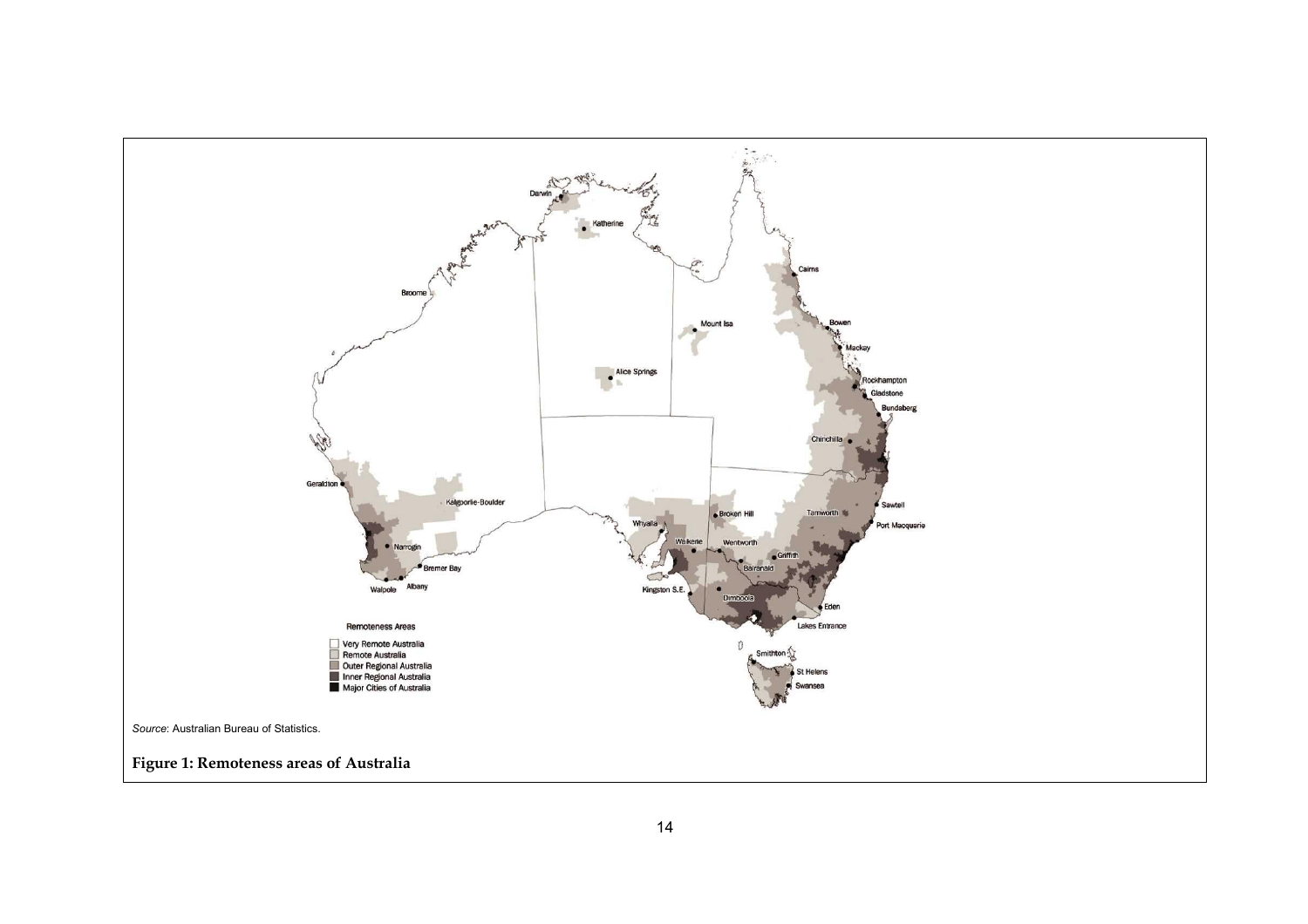*Source*: Australian Bureau of Statistics.

**Figure 1: Remoteness areas of Australia**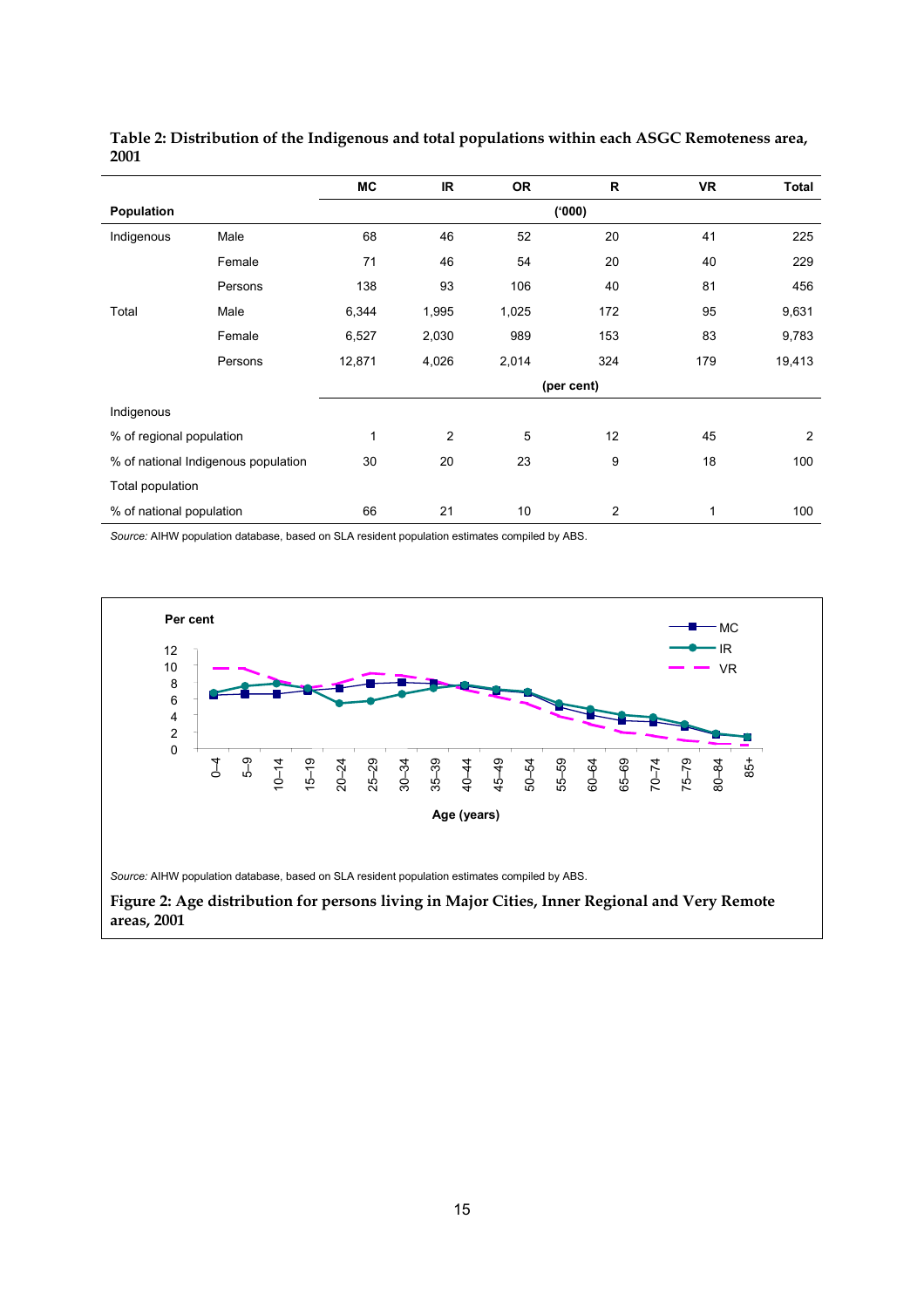**Table 2: Distribution of the Indigenous and total populations within each ASGC Remoteness area, 2001**

| | | MC | IR | OR | R | VR | Total |
|---|---|---|---|---|---|---|---|
| **Population** | | | | ('000) | | | |
| Indigenous | Male | 68 | 46 | 52 | 20 | 41 | 225 |
| | Female | 71 | 46 | 54 | 20 | 40 | 229 |
| | Persons | 138 | 93 | 106 | 40 | 81 | 456 |
| Total | Male | 6,344 | 1,995 | 1,025 | 172 | 95 | 9,631 |
| | Female | 6,527 | 2,030 | 989 | 153 | 83 | 9,783 |
| | Persons | 12,871 | 4,026 | 2,014 | 324 | 179 | 19,413 |
| | | | | (per cent) | | | |
| Indigenous | | | | | | | |
| % of regional population | | 1 | 2 | 5 | 12 | 45 | 2 |
| % of national Indigenous population | | 30 | 20 | 23 | 9 | 18 | 100 |
| Total population | | | | | | | |
| % of national population | | 66 | 21 | 10 | 2 | 1 | 100 |

*Source:* AIHW population database, based on SLA resident population estimates compiled by ABS.

*Source:* AIHW population database, based on SLA resident population estimates compiled by ABS.

**Figure 2: Age distribution for persons living in Major Cities, Inner Regional and Very Remote areas, 2001**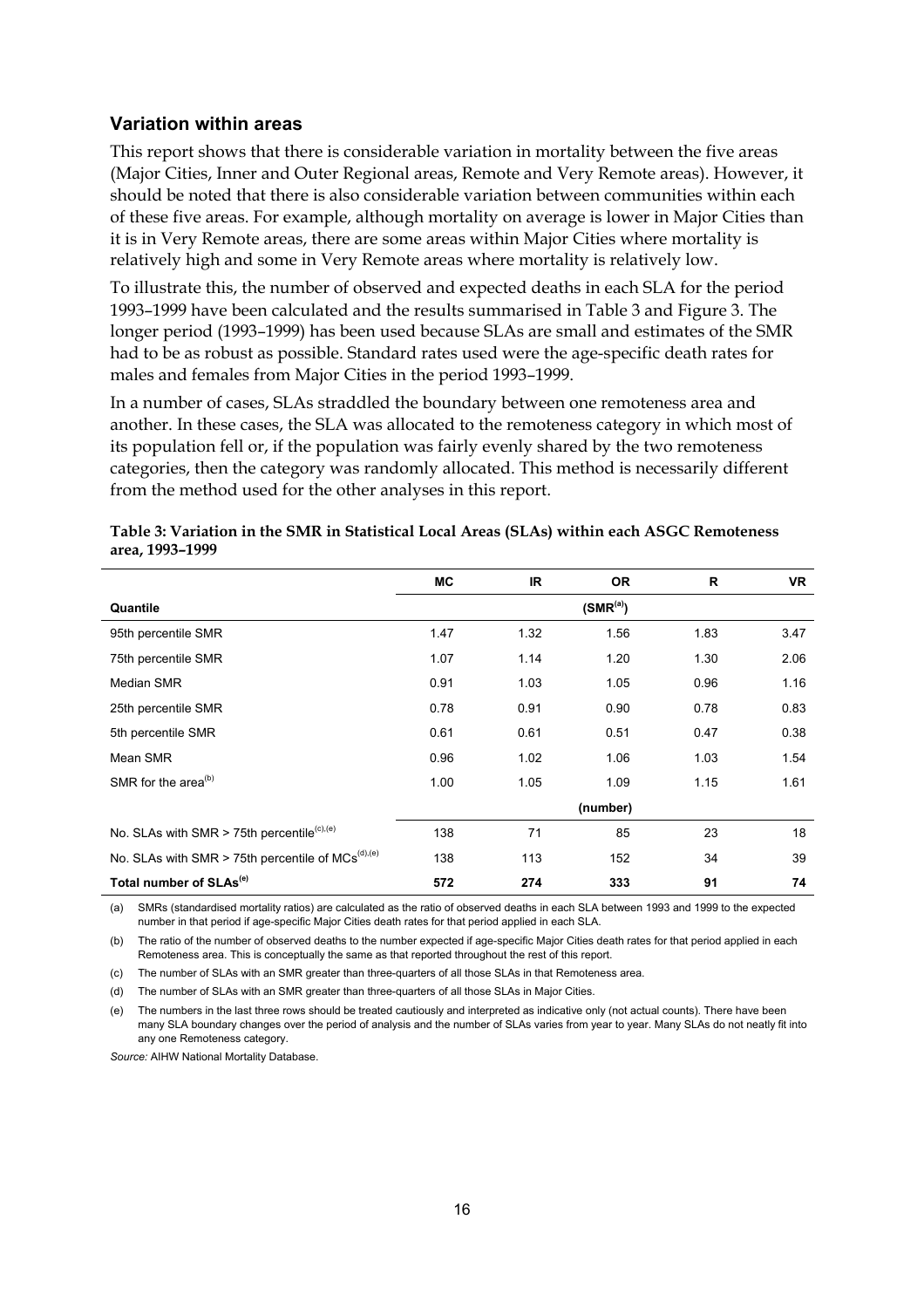## Variation within areas

This report shows that there is considerable variation in mortality between the five areas (Major Cities, Inner and Outer Regional areas, Remote and Very Remote areas). However, it should be noted that there is also considerable variation between communities within each of these five areas. For example, although mortality on average is lower in Major Cities than it is in Very Remote areas, there are some areas within Major Cities where mortality is relatively high and some in Very Remote areas where mortality is relatively low.

To illustrate this, the number of observed and expected deaths in each SLA for the period 1993–1999 have been calculated and the results summarised in Table 3 and Figure 3. The longer period (1993–1999) has been used because SLAs are small and estimates of the SMR had to be as robust as possible. Standard rates used were the age-specific death rates for males and females from Major Cities in the period 1993–1999.

In a number of cases, SLAs straddled the boundary between one remoteness area and another. In these cases, the SLA was allocated to the remoteness category in which most of its population fell or, if the population was fairly evenly shared by the two remoteness categories, then the category was randomly allocated. This method is necessarily different from the method used for the other analyses in this report.

**Table 3: Variation in the SMR in Statistical Local Areas (SLAs) within each ASGC Remoteness area, 1993–1999**

| | MC | IR | OR | R | VR |
|---|---|---|---|---|---|
| **Quantile** | | | (SMR[a]) | | |
| 95th percentile SMR | 1.47 | 1.32 | 1.56 | 1.83 | 3.47 |
| 75th percentile SMR | 1.07 | 1.14 | 1.20 | 1.30 | 2.06 |
| Median SMR | 0.91 | 1.03 | 1.05 | 0.96 | 1.16 |
| 25th percentile SMR | 0.78 | 0.91 | 0.90 | 0.78 | 0.83 |
| 5th percentile SMR | 0.61 | 0.61 | 0.51 | 0.47 | 0.38 |
| Mean SMR | 0.96 | 1.02 | 1.06 | 1.03 | 1.54 |
| SMR for the area[b] | 1.00 | 1.05 | 1.09 | 1.15 | 1.61 |
| | | | (number) | | |
| No. SLAs with SMR > 75th percentile[c],[e] | 138 | 71 | 85 | 23 | 18 |
| No. SLAs with SMR > 75th percentile of MCs[d],[e] | 138 | 113 | 152 | 34 | 39 |
| **Total number of SLAs[e]** | **572** | **274** | **333** | **91** | **74** |

(a) SMRs (standardised mortality ratios) are calculated as the ratio of observed deaths in each SLA between 1993 and 1999 to the expected number in that period if age-specific Major Cities death rates for that period applied in each SLA.

(b) The ratio of the number of observed deaths to the number expected if age-specific Major Cities death rates for that period applied in each Remoteness area. This is conceptually the same as that reported throughout the rest of this report.

(c) The number of SLAs with an SMR greater than three-quarters of all those SLAs in that Remoteness area.

(d) The number of SLAs with an SMR greater than three-quarters of all those SLAs in Major Cities.

(e) The numbers in the last three rows should be treated cautiously and interpreted as indicative only (not actual counts). There have been many SLA boundary changes over the period of analysis and the number of SLAs varies from year to year. Many SLAs do not neatly fit into any one Remoteness category.

*Source:* AIHW National Mortality Database.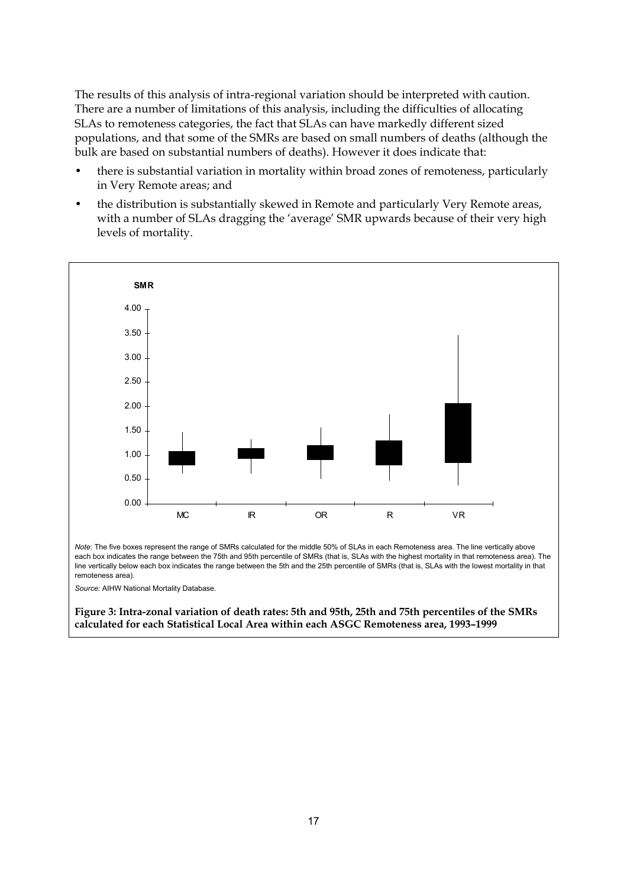The results of this analysis of intra-regional variation should be interpreted with caution. There are a number of limitations of this analysis, including the difficulties of allocating SLAs to remoteness categories, the fact that SLAs can have markedly different sized populations, and that some of the SMRs are based on small numbers of deaths (although the bulk are based on substantial numbers of deaths). However it does indicate that:

- there is substantial variation in mortality within broad zones of remoteness, particularly in Very Remote areas; and
- the distribution is substantially skewed in Remote and particularly Very Remote areas, with a number of SLAs dragging the 'average' SMR upwards because of their very high levels of mortality.

*Note*: The five boxes represent the range of SMRs calculated for the middle 50% of SLAs in each Remoteness area. The line vertically above each box indicates the range between the 75th and 95th percentile of SMRs (that is, SLAs with the highest mortality in that remoteness area). The line vertically below each box indicates the range between the 5th and the 25th percentile of SMRs (that is, SLAs with the lowest mortality in that remoteness area).

*Source:* AIHW National Mortality Database.

**Figure 3: Intra-zonal variation of death rates: 5th and 95th, 25th and 75th percentiles of the SMRs calculated for each Statistical Local Area within each ASGC Remoteness area, 1993–1999**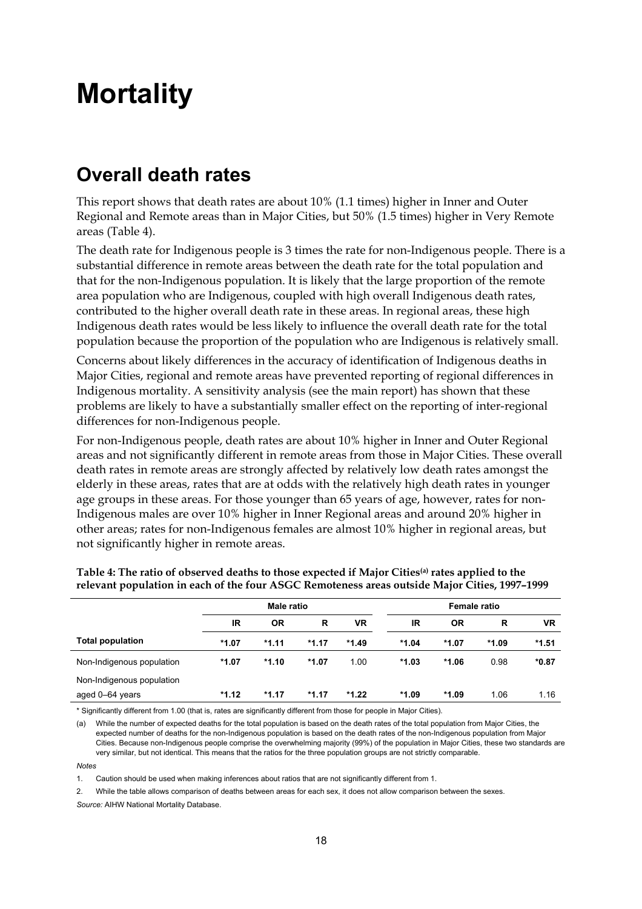# Mortality

## Overall death rates

This report shows that death rates are about 10% (1.1 times) higher in Inner and Outer Regional and Remote areas than in Major Cities, but 50% (1.5 times) higher in Very Remote areas (Table 4).

The death rate for Indigenous people is 3 times the rate for non-Indigenous people. There is a substantial difference in remote areas between the death rate for the total population and that for the non-Indigenous population. It is likely that the large proportion of the remote area population who are Indigenous, coupled with high overall Indigenous death rates, contributed to the higher overall death rate in these areas. In regional areas, these high Indigenous death rates would be less likely to influence the overall death rate for the total population because the proportion of the population who are Indigenous is relatively small.

Concerns about likely differences in the accuracy of identification of Indigenous deaths in Major Cities, regional and remote areas have prevented reporting of regional differences in Indigenous mortality. A sensitivity analysis (see the main report) has shown that these problems are likely to have a substantially smaller effect on the reporting of inter-regional differences for non-Indigenous people.

For non-Indigenous people, death rates are about 10% higher in Inner and Outer Regional areas and not significantly different in remote areas from those in Major Cities. These overall death rates in remote areas are strongly affected by relatively low death rates amongst the elderly in these areas, rates that are at odds with the relatively high death rates in younger age groups in these areas. For those younger than 65 years of age, however, rates for non-Indigenous males are over 10% higher in Inner Regional areas and around 20% higher in other areas; rates for non-Indigenous females are almost 10% higher in regional areas, but not significantly higher in remote areas.

**Table 4: The ratio of observed deaths to those expected if Major Cities[(a)] rates applied to the relevant population in each of the four ASGC Remoteness areas outside Major Cities, 1997–1999**

| | Male ratio | | | | Female ratio | | | |
|---|---|---|---|---|---|---|---|---|
| | IR | OR | R | VR | IR | OR | R | VR |
| **Total population** | ***1.07** | ***1.11** | ***1.17** | ***1.49** | ***1.04** | ***1.07** | ***1.09** | ***1.51** |
| Non-Indigenous population | ***1.07** | ***1.10** | ***1.07** | 1.00 | ***1.03** | ***1.06** | 0.98 | ***0.87** |
| Non-Indigenous population aged 0–64 years | ***1.12** | ***1.17** | ***1.17** | ***1.22** | ***1.09** | ***1.09** | 1.06 | 1.16 |

\* Significantly different from 1.00 (that is, rates are significantly different from those for people in Major Cities).

(a) While the number of expected deaths for the total population is based on the death rates of the total population from Major Cities, the expected number of deaths for the non-Indigenous population is based on the death rates of the non-Indigenous population from Major Cities. Because non-Indigenous people comprise the overwhelming majority (99%) of the population in Major Cities, these two standards are very similar, but not identical. This means that the ratios for the three population groups are not strictly comparable.

*Notes*

1. Caution should be used when making inferences about ratios that are not significantly different from 1.
2. While the table allows comparison of deaths between areas for each sex, it does not allow comparison between the sexes.

*Source:* AIHW National Mortality Database.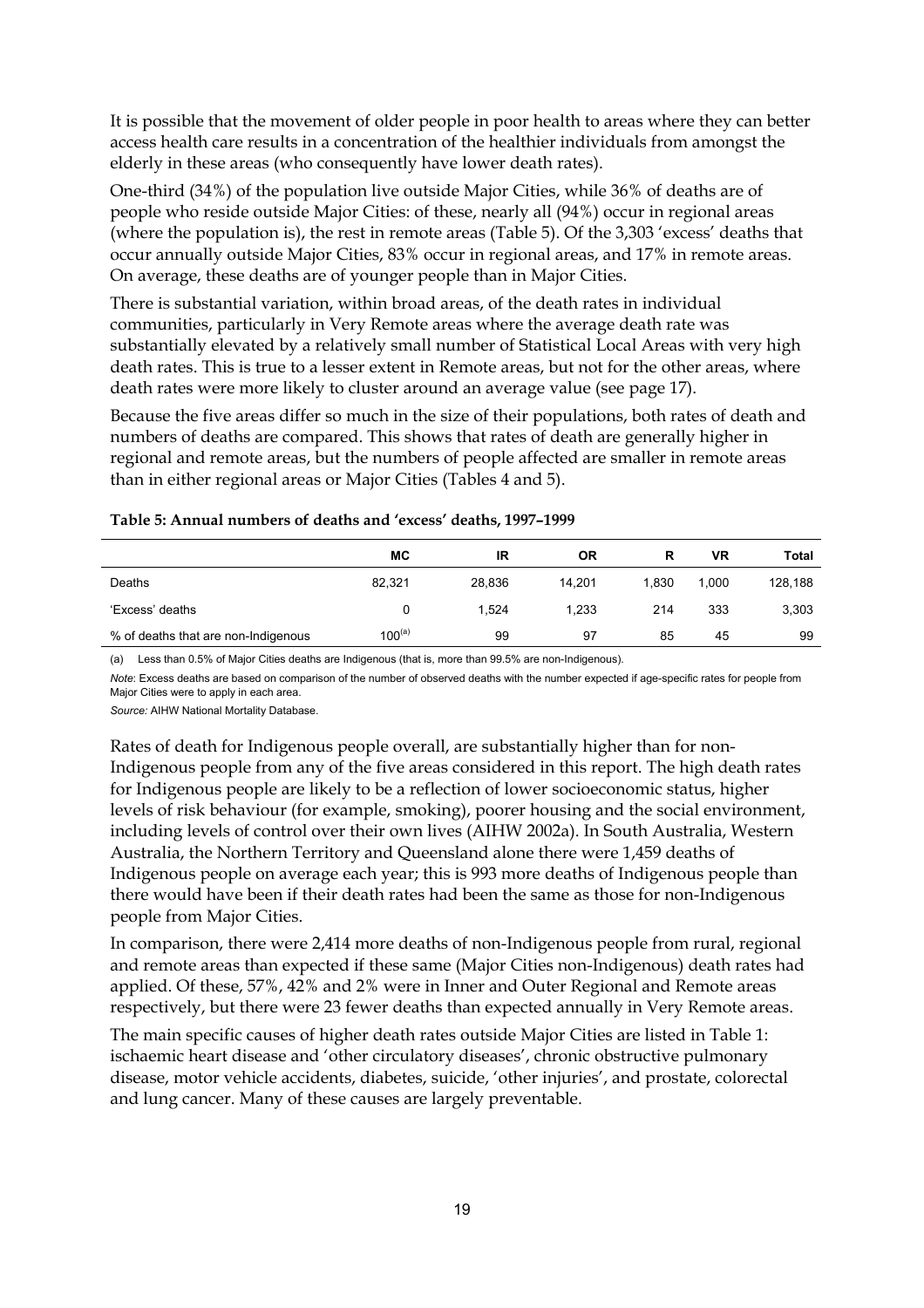It is possible that the movement of older people in poor health to areas where they can better access health care results in a concentration of the healthier individuals from amongst the elderly in these areas (who consequently have lower death rates).

One-third (34%) of the population live outside Major Cities, while 36% of deaths are of people who reside outside Major Cities: of these, nearly all (94%) occur in regional areas (where the population is), the rest in remote areas (Table 5). Of the 3,303 'excess' deaths that occur annually outside Major Cities, 83% occur in regional areas, and 17% in remote areas. On average, these deaths are of younger people than in Major Cities.

There is substantial variation, within broad areas, of the death rates in individual communities, particularly in Very Remote areas where the average death rate was substantially elevated by a relatively small number of Statistical Local Areas with very high death rates. This is true to a lesser extent in Remote areas, but not for the other areas, where death rates were more likely to cluster around an average value (see page 17).

Because the five areas differ so much in the size of their populations, both rates of death and numbers of deaths are compared. This shows that rates of death are generally higher in regional and remote areas, but the numbers of people affected are smaller in remote areas than in either regional areas or Major Cities (Tables 4 and 5).

**Table 5: Annual numbers of deaths and 'excess' deaths, 1997–1999**

| | MC | IR | OR | R | VR | Total |
|---|---|---|---|---|---|---|
| Deaths | 82,321 | 28,836 | 14,201 | 1,830 | 1,000 | 128,188 |
| 'Excess' deaths | 0 | 1,524 | 1,233 | 214 | 333 | 3,303 |
| % of deaths that are non-Indigenous | 100[(a)] | 99 | 97 | 85 | 45 | 99 |

(a) Less than 0.5% of Major Cities deaths are Indigenous (that is, more than 99.5% are non-Indigenous).

*Note*: Excess deaths are based on comparison of the number of observed deaths with the number expected if age-specific rates for people from Major Cities were to apply in each area.

*Source:* AIHW National Mortality Database.

Rates of death for Indigenous people overall, are substantially higher than for non-Indigenous people from any of the five areas considered in this report. The high death rates for Indigenous people are likely to be a reflection of lower socioeconomic status, higher levels of risk behaviour (for example, smoking), poorer housing and the social environment, including levels of control over their own lives (AIHW 2002a). In South Australia, Western Australia, the Northern Territory and Queensland alone there were 1,459 deaths of Indigenous people on average each year; this is 993 more deaths of Indigenous people than there would have been if their death rates had been the same as those for non-Indigenous people from Major Cities.

In comparison, there were 2,414 more deaths of non-Indigenous people from rural, regional and remote areas than expected if these same (Major Cities non-Indigenous) death rates had applied. Of these, 57%, 42% and 2% were in Inner and Outer Regional and Remote areas respectively, but there were 23 fewer deaths than expected annually in Very Remote areas.

The main specific causes of higher death rates outside Major Cities are listed in Table 1: ischaemic heart disease and 'other circulatory diseases', chronic obstructive pulmonary disease, motor vehicle accidents, diabetes, suicide, 'other injuries', and prostate, colorectal and lung cancer. Many of these causes are largely preventable.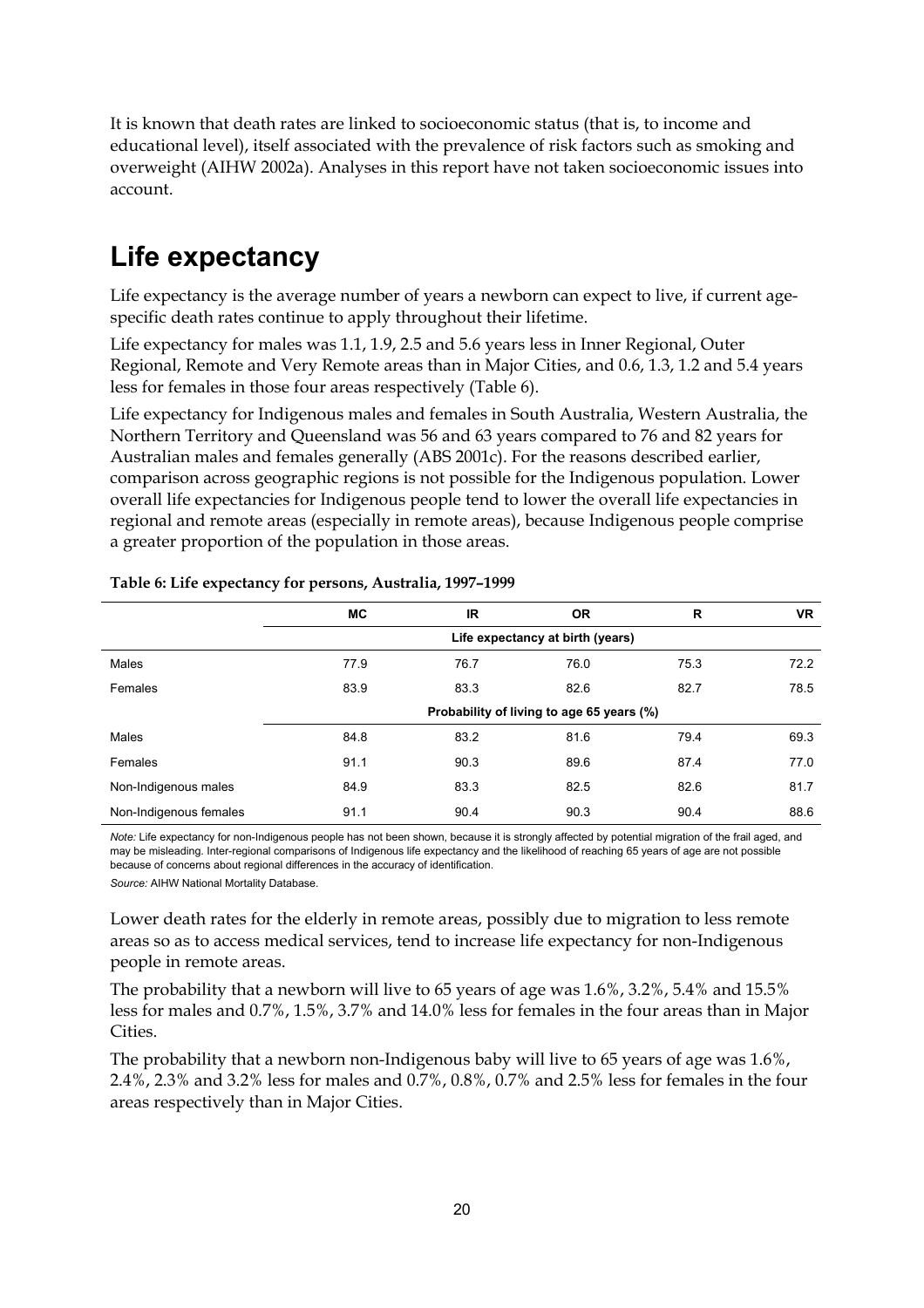It is known that death rates are linked to socioeconomic status (that is, to income and educational level), itself associated with the prevalence of risk factors such as smoking and overweight (AIHW 2002a). Analyses in this report have not taken socioeconomic issues into account.

## Life expectancy

Life expectancy is the average number of years a newborn can expect to live, if current age-specific death rates continue to apply throughout their lifetime.

Life expectancy for males was 1.1, 1.9, 2.5 and 5.6 years less in Inner Regional, Outer Regional, Remote and Very Remote areas than in Major Cities, and 0.6, 1.3, 1.2 and 5.4 years less for females in those four areas respectively (Table 6).

Life expectancy for Indigenous males and females in South Australia, Western Australia, the Northern Territory and Queensland was 56 and 63 years compared to 76 and 82 years for Australian males and females generally (ABS 2001c). For the reasons described earlier, comparison across geographic regions is not possible for the Indigenous population. Lower overall life expectancies for Indigenous people tend to lower the overall life expectancies in regional and remote areas (especially in remote areas), because Indigenous people comprise a greater proportion of the population in those areas.

**Table 6: Life expectancy for persons, Australia, 1997–1999**

| | MC | IR | OR | R | VR |
|---|---|---|---|---|---|
| | Life expectancy at birth (years) | | | | |
| Males | 77.9 | 76.7 | 76.0 | 75.3 | 72.2 |
| Females | 83.9 | 83.3 | 82.6 | 82.7 | 78.5 |
| | Probability of living to age 65 years (%) | | | | |
| Males | 84.8 | 83.2 | 81.6 | 79.4 | 69.3 |
| Females | 91.1 | 90.3 | 89.6 | 87.4 | 77.0 |
| Non-Indigenous males | 84.9 | 83.3 | 82.5 | 82.6 | 81.7 |
| Non-Indigenous females | 91.1 | 90.4 | 90.3 | 90.4 | 88.6 |

*Note:* Life expectancy for non-Indigenous people has not been shown, because it is strongly affected by potential migration of the frail aged, and may be misleading. Inter-regional comparisons of Indigenous life expectancy and the likelihood of reaching 65 years of age are not possible because of concerns about regional differences in the accuracy of identification.

*Source:* AIHW National Mortality Database.

Lower death rates for the elderly in remote areas, possibly due to migration to less remote areas so as to access medical services, tend to increase life expectancy for non-Indigenous people in remote areas.

The probability that a newborn will live to 65 years of age was 1.6%, 3.2%, 5.4% and 15.5% less for males and 0.7%, 1.5%, 3.7% and 14.0% less for females in the four areas than in Major Cities.

The probability that a newborn non-Indigenous baby will live to 65 years of age was 1.6%, 2.4%, 2.3% and 3.2% less for males and 0.7%, 0.8%, 0.7% and 2.5% less for females in the four areas respectively than in Major Cities.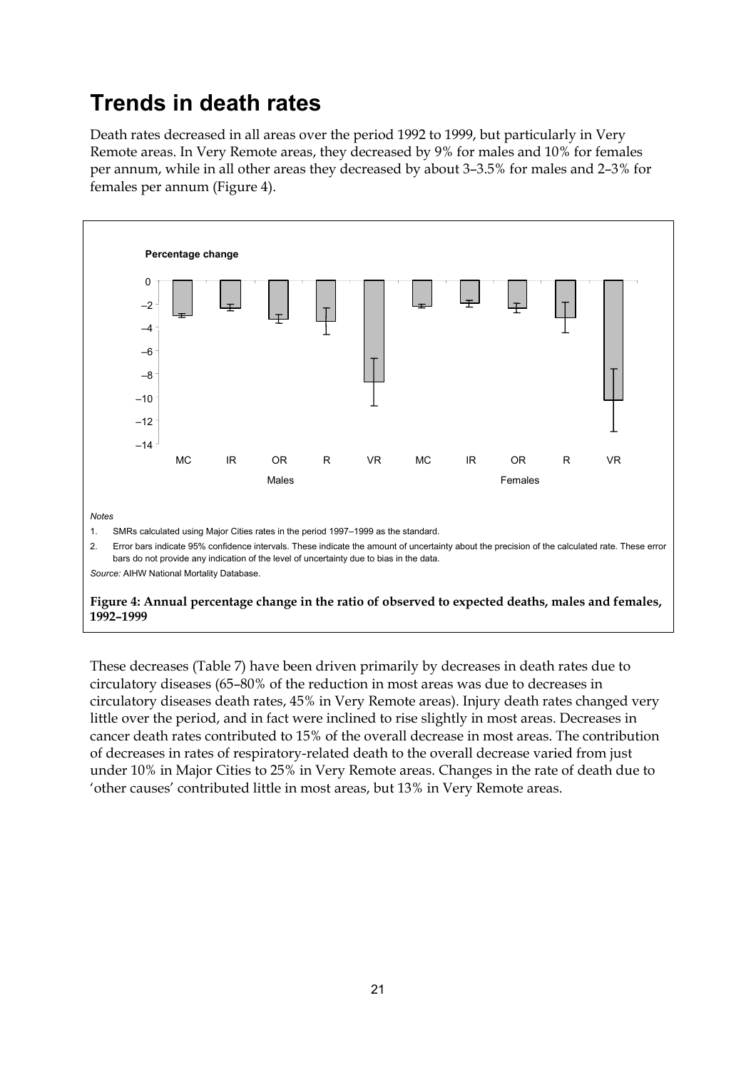# Trends in death rates

Death rates decreased in all areas over the period 1992 to 1999, but particularly in Very Remote areas. In Very Remote areas, they decreased by 9% for males and 10% for females per annum, while in all other areas they decreased by about 3–3.5% for males and 2–3% for females per annum (Figure 4).

*Notes*

1. SMRs calculated using Major Cities rates in the period 1997–1999 as the standard.
2. Error bars indicate 95% confidence intervals. These indicate the amount of uncertainty about the precision of the calculated rate. These error bars do not provide any indication of the level of uncertainty due to bias in the data.

*Source:* AIHW National Mortality Database.

**Figure 4: Annual percentage change in the ratio of observed to expected deaths, males and females, 1992–1999**

These decreases (Table 7) have been driven primarily by decreases in death rates due to circulatory diseases (65–80% of the reduction in most areas was due to decreases in circulatory diseases death rates, 45% in Very Remote areas). Injury death rates changed very little over the period, and in fact were inclined to rise slightly in most areas. Decreases in cancer death rates contributed to 15% of the overall decrease in most areas. The contribution of decreases in rates of respiratory-related death to the overall decrease varied from just under 10% in Major Cities to 25% in Very Remote areas. Changes in the rate of death due to 'other causes' contributed little in most areas, but 13% in Very Remote areas.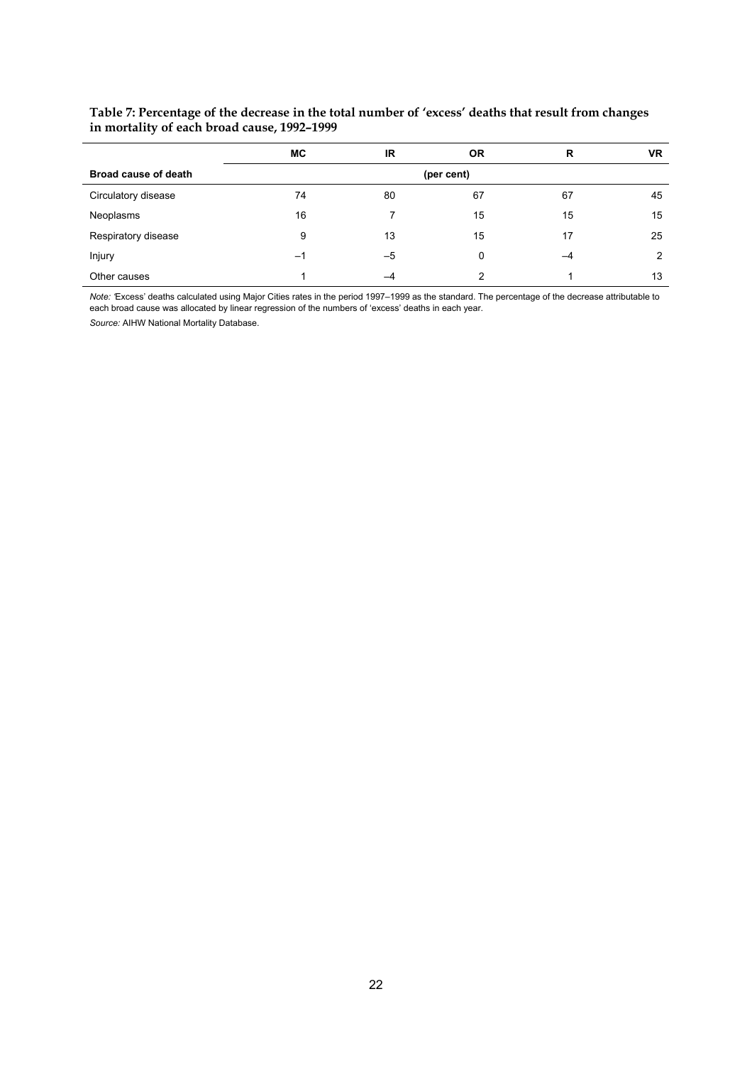**Table 7: Percentage of the decrease in the total number of 'excess' deaths that result from changes in mortality of each broad cause, 1992–1999**

| | MC | IR | OR | R | VR |
|---|---|---|---|---|---|
| **Broad cause of death** | | | (per cent) | | |
| Circulatory disease | 74 | 80 | 67 | 67 | 45 |
| Neoplasms | 16 | 7 | 15 | 15 | 15 |
| Respiratory disease | 9 | 13 | 15 | 17 | 25 |
| Injury | –1 | –5 | 0 | –4 | 2 |
| Other causes | 1 | –4 | 2 | 1 | 13 |

*Note:* 'Excess' deaths calculated using Major Cities rates in the period 1997–1999 as the standard. The percentage of the decrease attributable to each broad cause was allocated by linear regression of the numbers of 'excess' deaths in each year.

*Source:* AIHW National Mortality Database.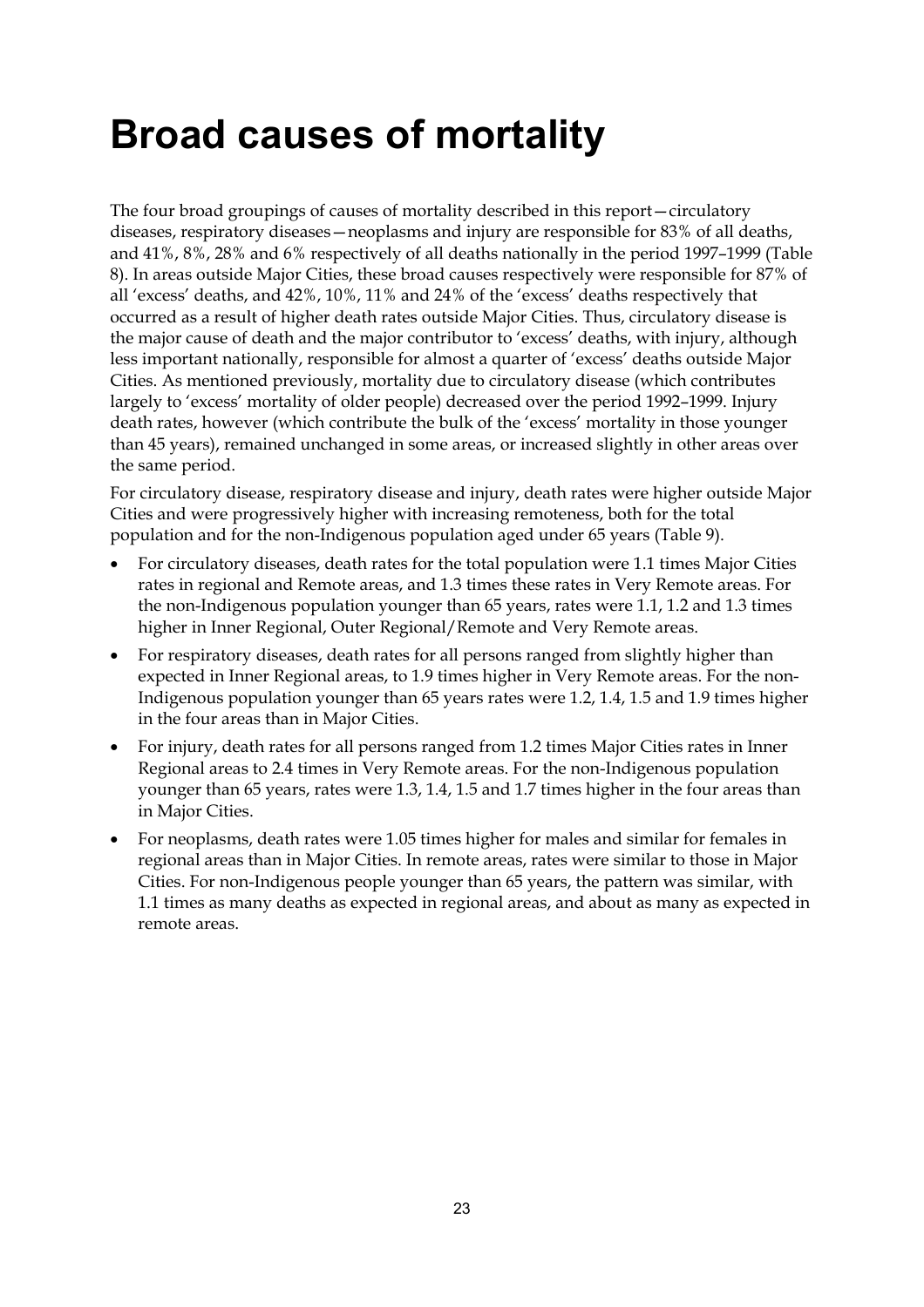# Broad causes of mortality

The four broad groupings of causes of mortality described in this report—circulatory diseases, respiratory diseases—neoplasms and injury are responsible for 83% of all deaths, and 41%, 8%, 28% and 6% respectively of all deaths nationally in the period 1997–1999 (Table 8). In areas outside Major Cities, these broad causes respectively were responsible for 87% of all 'excess' deaths, and 42%, 10%, 11% and 24% of the 'excess' deaths respectively that occurred as a result of higher death rates outside Major Cities. Thus, circulatory disease is the major cause of death and the major contributor to 'excess' deaths, with injury, although less important nationally, responsible for almost a quarter of 'excess' deaths outside Major Cities. As mentioned previously, mortality due to circulatory disease (which contributes largely to 'excess' mortality of older people) decreased over the period 1992–1999. Injury death rates, however (which contribute the bulk of the 'excess' mortality in those younger than 45 years), remained unchanged in some areas, or increased slightly in other areas over the same period.

For circulatory disease, respiratory disease and injury, death rates were higher outside Major Cities and were progressively higher with increasing remoteness, both for the total population and for the non-Indigenous population aged under 65 years (Table 9).

- For circulatory diseases, death rates for the total population were 1.1 times Major Cities rates in regional and Remote areas, and 1.3 times these rates in Very Remote areas. For the non-Indigenous population younger than 65 years, rates were 1.1, 1.2 and 1.3 times higher in Inner Regional, Outer Regional/Remote and Very Remote areas.
- For respiratory diseases, death rates for all persons ranged from slightly higher than expected in Inner Regional areas, to 1.9 times higher in Very Remote areas. For the non-Indigenous population younger than 65 years rates were 1.2, 1.4, 1.5 and 1.9 times higher in the four areas than in Major Cities.
- For injury, death rates for all persons ranged from 1.2 times Major Cities rates in Inner Regional areas to 2.4 times in Very Remote areas. For the non-Indigenous population younger than 65 years, rates were 1.3, 1.4, 1.5 and 1.7 times higher in the four areas than in Major Cities.
- For neoplasms, death rates were 1.05 times higher for males and similar for females in regional areas than in Major Cities. In remote areas, rates were similar to those in Major Cities. For non-Indigenous people younger than 65 years, the pattern was similar, with 1.1 times as many deaths as expected in regional areas, and about as many as expected in remote areas.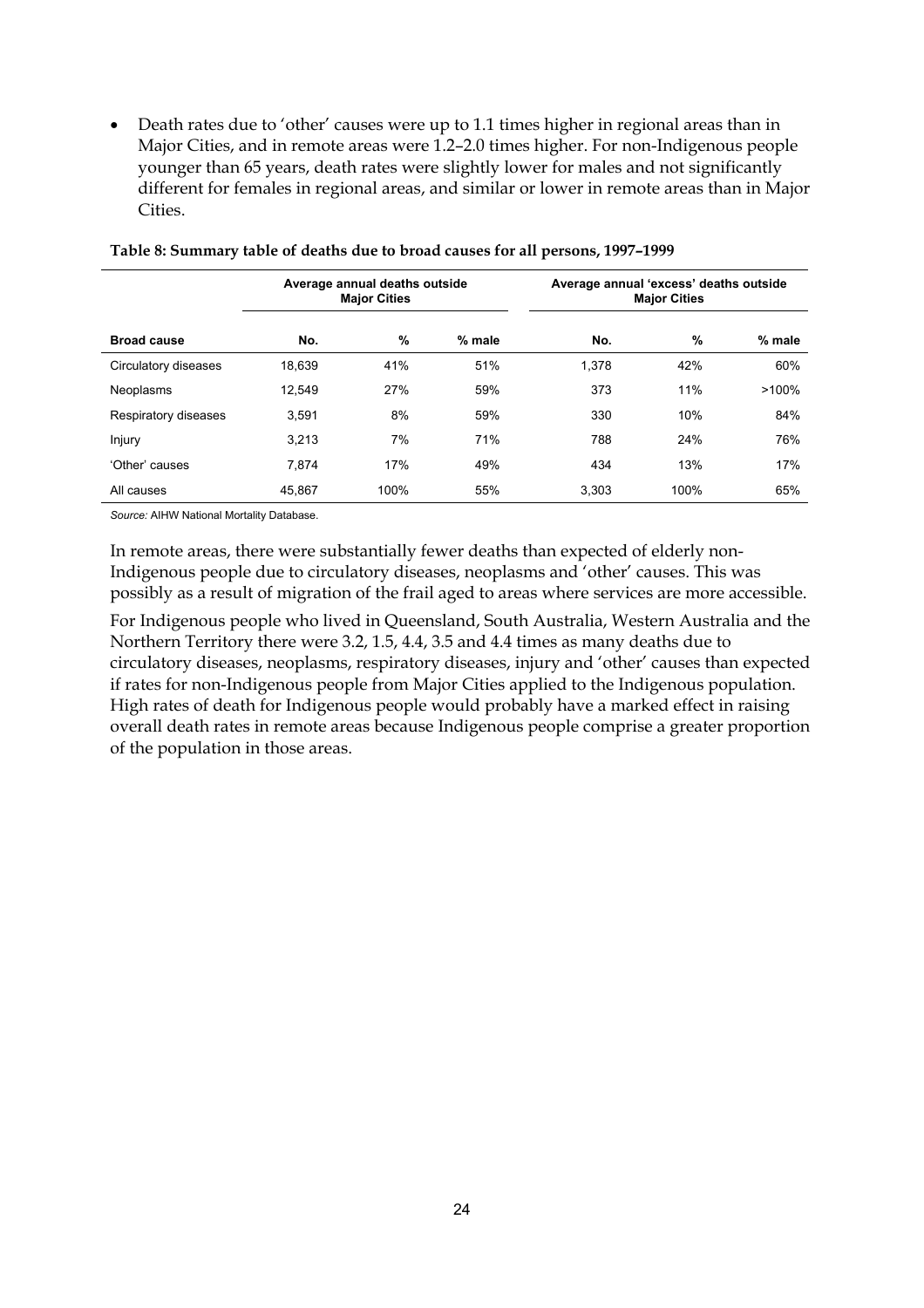- Death rates due to 'other' causes were up to 1.1 times higher in regional areas than in Major Cities, and in remote areas were 1.2–2.0 times higher. For non-Indigenous people younger than 65 years, death rates were slightly lower for males and not significantly different for females in regional areas, and similar or lower in remote areas than in Major Cities.

**Table 8: Summary table of deaths due to broad causes for all persons, 1997–1999**

| | Average annual deaths outside Major Cities | | | Average annual 'excess' deaths outside Major Cities | | |
|---|---|---|---|---|---|---|
| **Broad cause** | **No.** | **%** | **% male** | **No.** | **%** | **% male** |
| Circulatory diseases | 18,639 | 41% | 51% | 1,378 | 42% | 60% |
| Neoplasms | 12,549 | 27% | 59% | 373 | 11% | >100% |
| Respiratory diseases | 3,591 | 8% | 59% | 330 | 10% | 84% |
| Injury | 3,213 | 7% | 71% | 788 | 24% | 76% |
| 'Other' causes | 7,874 | 17% | 49% | 434 | 13% | 17% |
| All causes | 45,867 | 100% | 55% | 3,303 | 100% | 65% |

*Source:* AIHW National Mortality Database.

In remote areas, there were substantially fewer deaths than expected of elderly non-Indigenous people due to circulatory diseases, neoplasms and 'other' causes. This was possibly as a result of migration of the frail aged to areas where services are more accessible.

For Indigenous people who lived in Queensland, South Australia, Western Australia and the Northern Territory there were 3.2, 1.5, 4.4, 3.5 and 4.4 times as many deaths due to circulatory diseases, neoplasms, respiratory diseases, injury and 'other' causes than expected if rates for non-Indigenous people from Major Cities applied to the Indigenous population. High rates of death for Indigenous people would probably have a marked effect in raising overall death rates in remote areas because Indigenous people comprise a greater proportion of the population in those areas.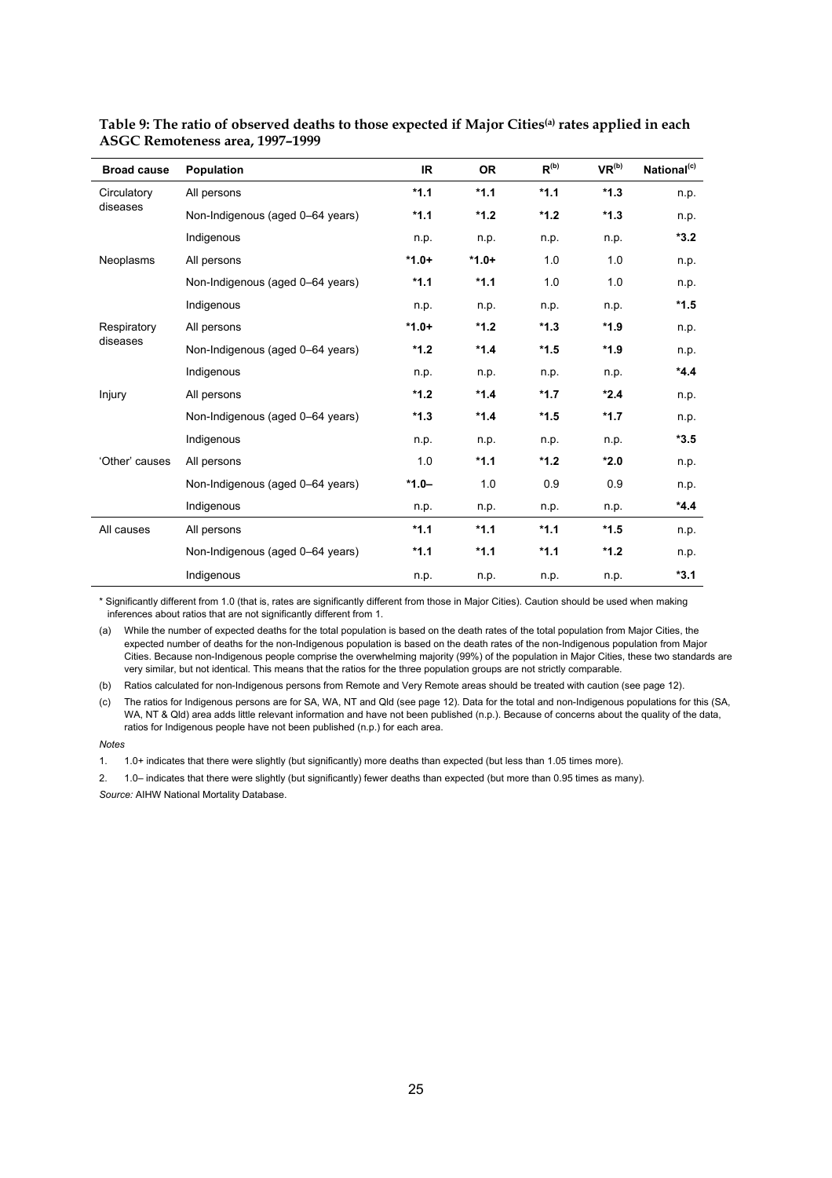**Table 9: The ratio of observed deaths to those expected if Major Cities[(a)] rates applied in each ASGC Remoteness area, 1997–1999**

| Broad cause | Population | IR | OR | R[(b)] | VR[(b)] | National[(c)] |
|---|---|---|---|---|---|---|
| Circulatory diseases | All persons | **\*1.1** | **\*1.1** | **\*1.1** | **\*1.3** | n.p. |
| | Non-Indigenous (aged 0–64 years) | **\*1.1** | **\*1.2** | **\*1.2** | **\*1.3** | n.p. |
| | Indigenous | n.p. | n.p. | n.p. | n.p. | **\*3.2** |
| Neoplasms | All persons | **\*1.0+** | **\*1.0+** | 1.0 | 1.0 | n.p. |
| | Non-Indigenous (aged 0–64 years) | **\*1.1** | **\*1.1** | 1.0 | 1.0 | n.p. |
| | Indigenous | n.p. | n.p. | n.p. | n.p. | **\*1.5** |
| Respiratory diseases | All persons | **\*1.0+** | **\*1.2** | **\*1.3** | **\*1.9** | n.p. |
| | Non-Indigenous (aged 0–64 years) | **\*1.2** | **\*1.4** | **\*1.5** | **\*1.9** | n.p. |
| | Indigenous | n.p. | n.p. | n.p. | n.p. | **\*4.4** |
| Injury | All persons | **\*1.2** | **\*1.4** | **\*1.7** | **\*2.4** | n.p. |
| | Non-Indigenous (aged 0–64 years) | **\*1.3** | **\*1.4** | **\*1.5** | **\*1.7** | n.p. |
| | Indigenous | n.p. | n.p. | n.p. | n.p. | **\*3.5** |
| 'Other' causes | All persons | 1.0 | **\*1.1** | **\*1.2** | **\*2.0** | n.p. |
| | Non-Indigenous (aged 0–64 years) | **\*1.0–** | 1.0 | 0.9 | 0.9 | n.p. |
| | Indigenous | n.p. | n.p. | n.p. | n.p. | **\*4.4** |
| All causes | All persons | **\*1.1** | **\*1.1** | **\*1.1** | **\*1.5** | n.p. |
| | Non-Indigenous (aged 0–64 years) | **\*1.1** | **\*1.1** | **\*1.1** | **\*1.2** | n.p. |
| | Indigenous | n.p. | n.p. | n.p. | n.p. | **\*3.1** |

\* Significantly different from 1.0 (that is, rates are significantly different from those in Major Cities). Caution should be used when making inferences about ratios that are not significantly different from 1.

(a) While the number of expected deaths for the total population is based on the death rates of the total population from Major Cities, the expected number of deaths for the non-Indigenous population is based on the death rates of the non-Indigenous population from Major Cities. Because non-Indigenous people comprise the overwhelming majority (99%) of the population in Major Cities, these two standards are very similar, but not identical. This means that the ratios for the three population groups are not strictly comparable.

(b) Ratios calculated for non-Indigenous persons from Remote and Very Remote areas should be treated with caution (see page 12).

(c) The ratios for Indigenous persons are for SA, WA, NT and Qld (see page 12). Data for the total and non-Indigenous populations for this (SA, WA, NT & Qld) area adds little relevant information and have not been published (n.p.). Because of concerns about the quality of the data, ratios for Indigenous people have not been published (n.p.) for each area.

*Notes*

1. 1.0+ indicates that there were slightly (but significantly) more deaths than expected (but less than 1.05 times more).
2. 1.0– indicates that there were slightly (but significantly) fewer deaths than expected (but more than 0.95 times as many).

*Source:* AIHW National Mortality Database.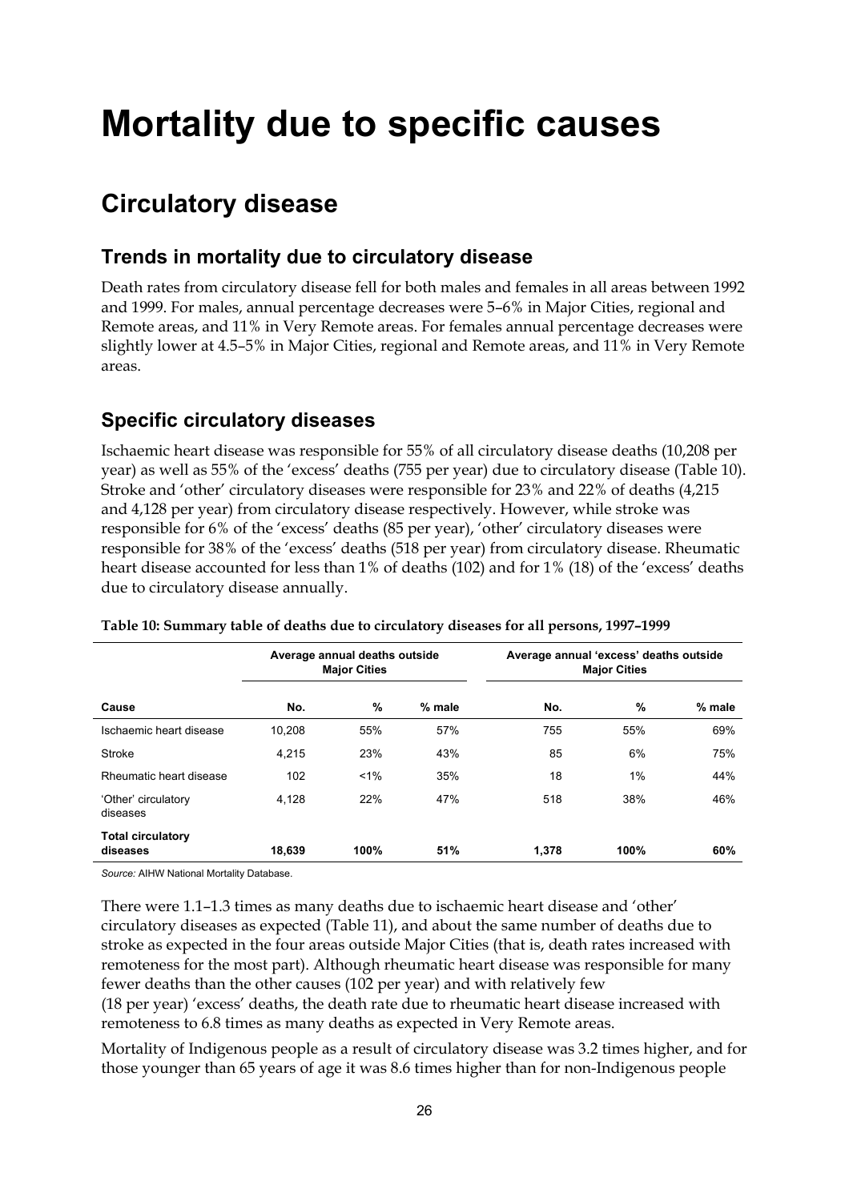// Mortality due to specific causes

## Circulatory disease

### Trends in mortality due to circulatory disease

Death rates from circulatory disease fell for both males and females in all areas between 1992 and 1999. For males, annual percentage decreases were 5–6% in Major Cities, regional and Remote areas, and 11% in Very Remote areas. For females annual percentage decreases were slightly lower at 4.5–5% in Major Cities, regional and Remote areas, and 11% in Very Remote areas.

### Specific circulatory diseases

Ischaemic heart disease was responsible for 55% of all circulatory disease deaths (10,208 per year) as well as 55% of the 'excess' deaths (755 per year) due to circulatory disease (Table 10). Stroke and 'other' circulatory diseases were responsible for 23% and 22% of deaths (4,215 and 4,128 per year) from circulatory disease respectively. However, while stroke was responsible for 6% of the 'excess' deaths (85 per year), 'other' circulatory diseases were responsible for 38% of the 'excess' deaths (518 per year) from circulatory disease. Rheumatic heart disease accounted for less than 1% of deaths (102) and for 1% (18) of the 'excess' deaths due to circulatory disease annually.

**Table 10: Summary table of deaths due to circulatory diseases for all persons, 1997–1999**

| | Average annual deaths outside Major Cities | | | Average annual 'excess' deaths outside Major Cities | | |
|---|---|---|---|---|---|---|
| Cause | No. | % | % male | No. | % | % male |
| Ischaemic heart disease | 10,208 | 55% | 57% | 755 | 55% | 69% |
| Stroke | 4,215 | 23% | 43% | 85 | 6% | 75% |
| Rheumatic heart disease | 102 | <1% | 35% | 18 | 1% | 44% |
| 'Other' circulatory diseases | 4,128 | 22% | 47% | 518 | 38% | 46% |
| **Total circulatory diseases** | **18,639** | **100%** | **51%** | **1,378** | **100%** | **60%** |

*Source:* AIHW National Mortality Database.

There were 1.1–1.3 times as many deaths due to ischaemic heart disease and 'other' circulatory diseases as expected (Table 11), and about the same number of deaths due to stroke as expected in the four areas outside Major Cities (that is, death rates increased with remoteness for the most part). Although rheumatic heart disease was responsible for many fewer deaths than the other causes (102 per year) and with relatively few (18 per year) 'excess' deaths, the death rate due to rheumatic heart disease increased with remoteness to 6.8 times as many deaths as expected in Very Remote areas.

Mortality of Indigenous people as a result of circulatory disease was 3.2 times higher, and for those younger than 65 years of age it was 8.6 times higher than for non-Indigenous people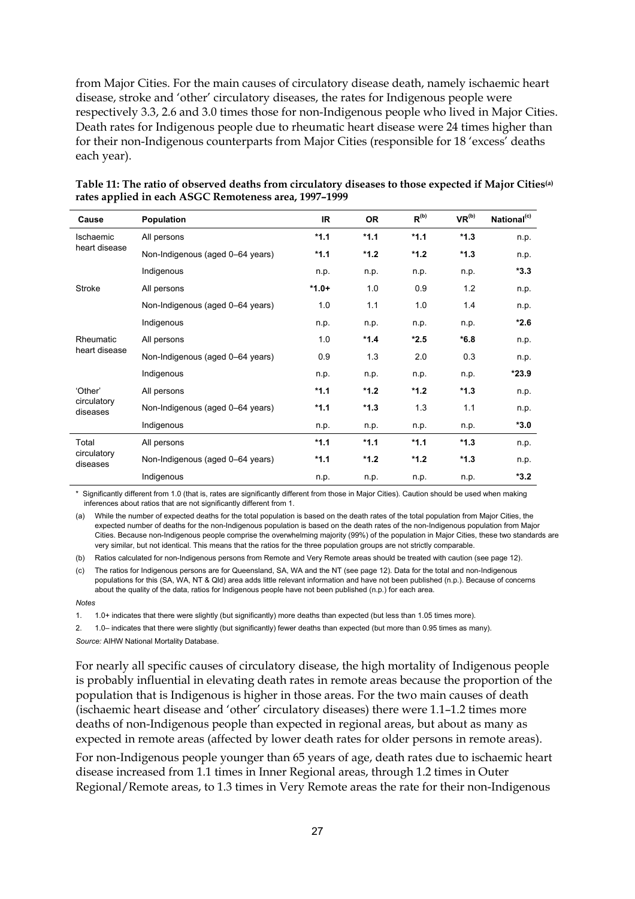from Major Cities. For the main causes of circulatory disease death, namely ischaemic heart disease, stroke and 'other' circulatory diseases, the rates for Indigenous people were respectively 3.3, 2.6 and 3.0 times those for non-Indigenous people who lived in Major Cities. Death rates for Indigenous people due to rheumatic heart disease were 24 times higher than for their non-Indigenous counterparts from Major Cities (responsible for 18 'excess' deaths each year).

**Table 11: The ratio of observed deaths from circulatory diseases to those expected if Major Cities[(a)] rates applied in each ASGC Remoteness area, 1997–1999**

| Cause | Population | IR | OR | R[(b)] | VR[(b)] | National[(c)] |
|---|---|---|---|---|---|---|
| Ischaemic heart disease | All persons | ***1.1** | ***1.1** | ***1.1** | ***1.3** | n.p. |
| | Non-Indigenous (aged 0–64 years) | ***1.1** | ***1.2** | ***1.2** | ***1.3** | n.p. |
| | Indigenous | n.p. | n.p. | n.p. | n.p. | ***3.3** |
| Stroke | All persons | ***1.0+** | 1.0 | 0.9 | 1.2 | n.p. |
| | Non-Indigenous (aged 0–64 years) | 1.0 | 1.1 | 1.0 | 1.4 | n.p. |
| | Indigenous | n.p. | n.p. | n.p. | n.p. | ***2.6** |
| Rheumatic heart disease | All persons | 1.0 | ***1.4** | ***2.5** | ***6.8** | n.p. |
| | Non-Indigenous (aged 0–64 years) | 0.9 | 1.3 | 2.0 | 0.3 | n.p. |
| | Indigenous | n.p. | n.p. | n.p. | n.p. | ***23.9** |
| 'Other' circulatory diseases | All persons | ***1.1** | ***1.2** | ***1.2** | ***1.3** | n.p. |
| | Non-Indigenous (aged 0–64 years) | ***1.1** | ***1.3** | 1.3 | 1.1 | n.p. |
| | Indigenous | n.p. | n.p. | n.p. | n.p. | ***3.0** |
| Total circulatory diseases | All persons | ***1.1** | ***1.1** | ***1.1** | ***1.3** | n.p. |
| | Non-Indigenous (aged 0–64 years) | ***1.1** | ***1.2** | ***1.2** | ***1.3** | n.p. |
| | Indigenous | n.p. | n.p. | n.p. | n.p. | ***3.2** |

\* Significantly different from 1.0 (that is, rates are significantly different from those in Major Cities). Caution should be used when making inferences about ratios that are not significantly different from 1.

(a) While the number of expected deaths for the total population is based on the death rates of the total population from Major Cities, the expected number of deaths for the non-Indigenous population is based on the death rates of the non-Indigenous population from Major Cities. Because non-Indigenous people comprise the overwhelming majority (99%) of the population in Major Cities, these two standards are very similar, but not identical. This means that the ratios for the three population groups are not strictly comparable.

(b) Ratios calculated for non-Indigenous persons from Remote and Very Remote areas should be treated with caution (see page 12).

(c) The ratios for Indigenous persons are for Queensland, SA, WA and the NT (see page 12). Data for the total and non-Indigenous populations for this (SA, WA, NT & Qld) area adds little relevant information and have not been published (n.p.). Because of concerns about the quality of the data, ratios for Indigenous people have not been published (n.p.) for each area.

*Notes*

1. 1.0+ indicates that there were slightly (but significantly) more deaths than expected (but less than 1.05 times more).
2. 1.0– indicates that there were slightly (but significantly) fewer deaths than expected (but more than 0.95 times as many).

*Source:* AIHW National Mortality Database.

For nearly all specific causes of circulatory disease, the high mortality of Indigenous people is probably influential in elevating death rates in remote areas because the proportion of the population that is Indigenous is higher in those areas. For the two main causes of death (ischaemic heart disease and 'other' circulatory diseases) there were 1.1–1.2 times more deaths of non-Indigenous people than expected in regional areas, but about as many as expected in remote areas (affected by lower death rates for older persons in remote areas).

For non-Indigenous people younger than 65 years of age, death rates due to ischaemic heart disease increased from 1.1 times in Inner Regional areas, through 1.2 times in Outer Regional/Remote areas, to 1.3 times in Very Remote areas the rate for their non-Indigenous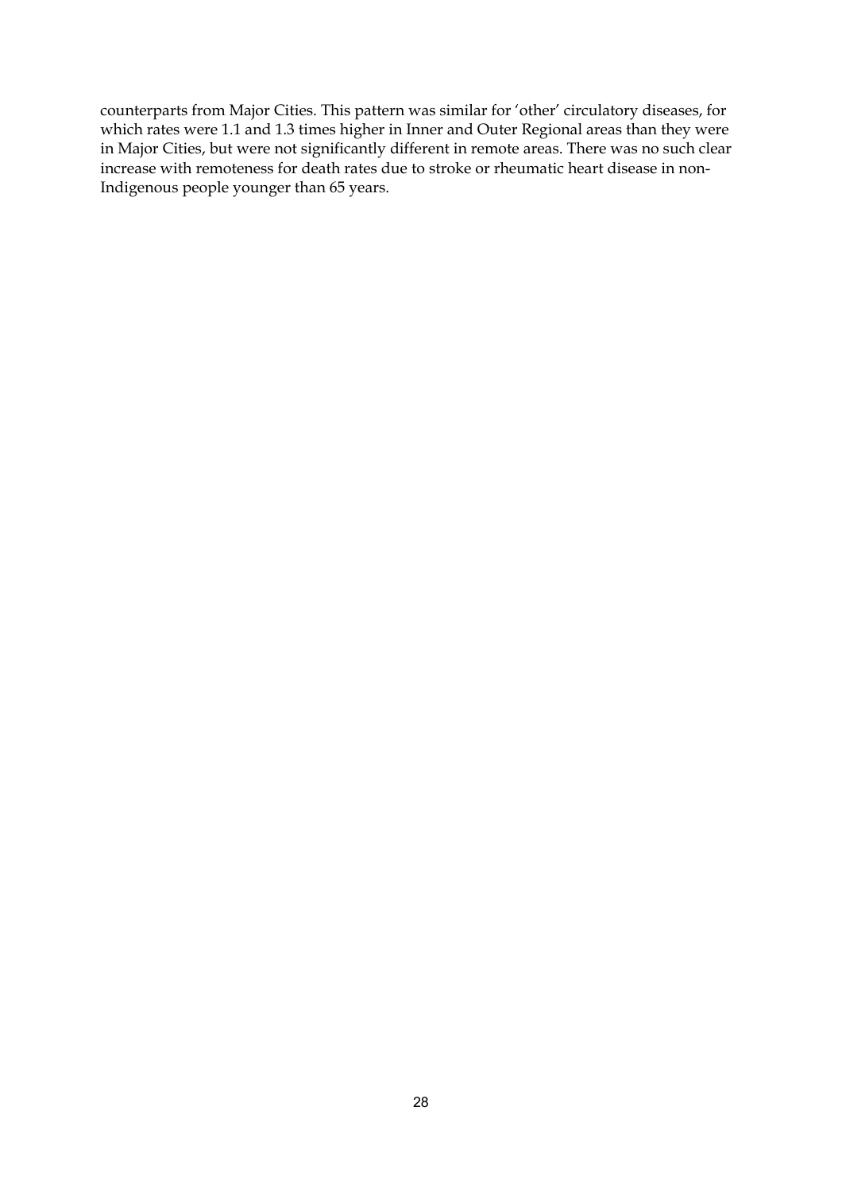counterparts from Major Cities. This pattern was similar for 'other' circulatory diseases, for which rates were 1.1 and 1.3 times higher in Inner and Outer Regional areas than they were in Major Cities, but were not significantly different in remote areas. There was no such clear increase with remoteness for death rates due to stroke or rheumatic heart disease in non-Indigenous people younger than 65 years.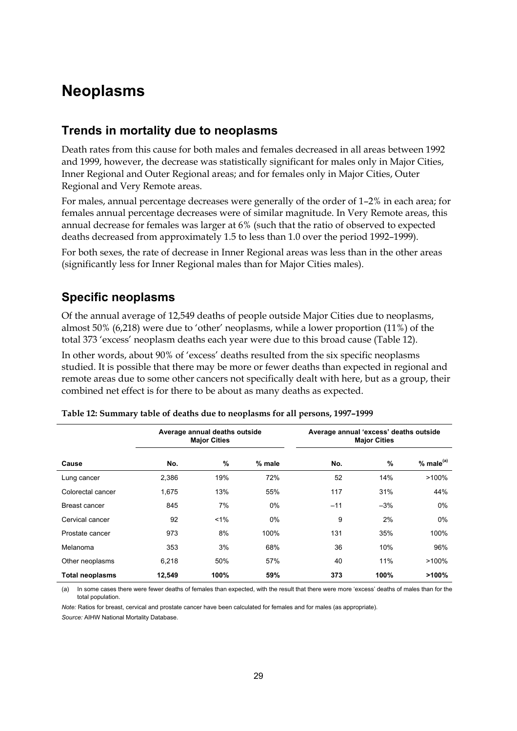# Neoplasms

## Trends in mortality due to neoplasms

Death rates from this cause for both males and females decreased in all areas between 1992 and 1999, however, the decrease was statistically significant for males only in Major Cities, Inner Regional and Outer Regional areas; and for females only in Major Cities, Outer Regional and Very Remote areas.

For males, annual percentage decreases were generally of the order of 1–2% in each area; for females annual percentage decreases were of similar magnitude. In Very Remote areas, this annual decrease for females was larger at 6% (such that the ratio of observed to expected deaths decreased from approximately 1.5 to less than 1.0 over the period 1992–1999).

For both sexes, the rate of decrease in Inner Regional areas was less than in the other areas (significantly less for Inner Regional males than for Major Cities males).

## Specific neoplasms

Of the annual average of 12,549 deaths of people outside Major Cities due to neoplasms, almost 50% (6,218) were due to 'other' neoplasms, while a lower proportion (11%) of the total 373 'excess' neoplasm deaths each year were due to this broad cause (Table 12).

In other words, about 90% of 'excess' deaths resulted from the six specific neoplasms studied. It is possible that there may be more or fewer deaths than expected in regional and remote areas due to some other cancers not specifically dealt with here, but as a group, their combined net effect is for there to be about as many deaths as expected.

**Table 12: Summary table of deaths due to neoplasms for all persons, 1997–1999**

| | Average annual deaths outside Major Cities | | | Average annual 'excess' deaths outside Major Cities | | |
|---|---|---|---|---|---|---|
| Cause | No. | % | % male | No. | % | % male[(a)] |
| Lung cancer | 2,386 | 19% | 72% | 52 | 14% | >100% |
| Colorectal cancer | 1,675 | 13% | 55% | 117 | 31% | 44% |
| Breast cancer | 845 | 7% | 0% | –11 | –3% | 0% |
| Cervical cancer | 92 | <1% | 0% | 9 | 2% | 0% |
| Prostate cancer | 973 | 8% | 100% | 131 | 35% | 100% |
| Melanoma | 353 | 3% | 68% | 36 | 10% | 96% |
| Other neoplasms | 6,218 | 50% | 57% | 40 | 11% | >100% |
| **Total neoplasms** | **12,549** | **100%** | **59%** | **373** | **100%** | **>100%** |

(a) In some cases there were fewer deaths of females than expected, with the result that there were more 'excess' deaths of males than for the total population.

*Note:* Ratios for breast, cervical and prostate cancer have been calculated for females and for males (as appropriate).

*Source:* AIHW National Mortality Database.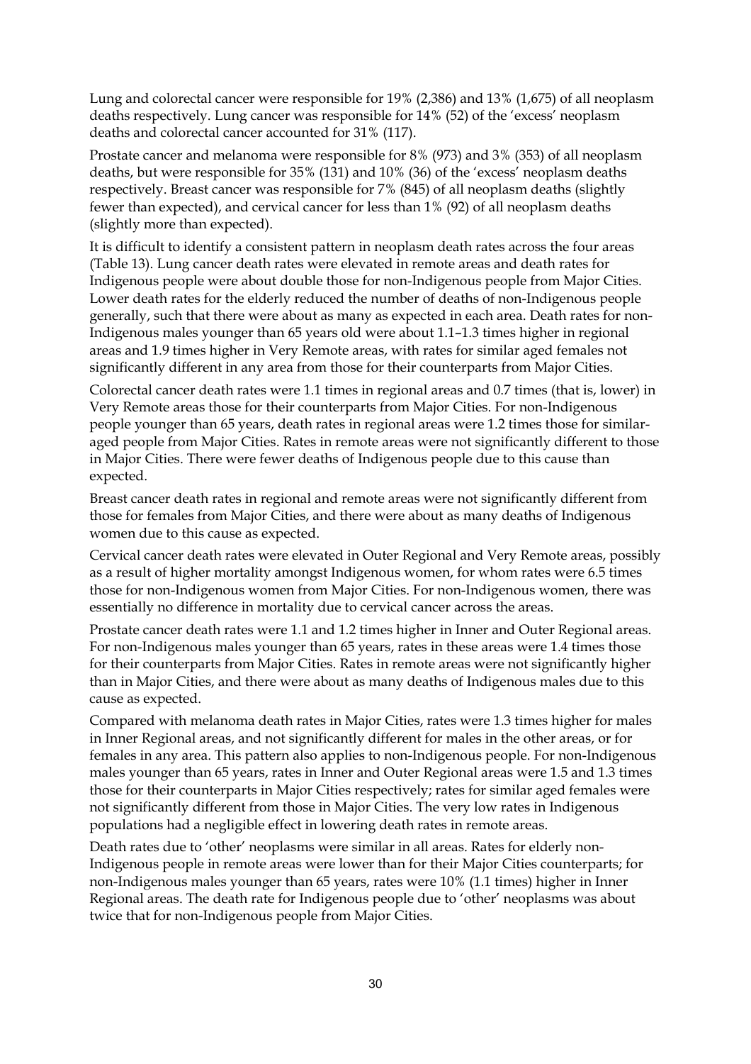Lung and colorectal cancer were responsible for 19% (2,386) and 13% (1,675) of all neoplasm deaths respectively. Lung cancer was responsible for 14% (52) of the 'excess' neoplasm deaths and colorectal cancer accounted for 31% (117).

Prostate cancer and melanoma were responsible for 8% (973) and 3% (353) of all neoplasm deaths, but were responsible for 35% (131) and 10% (36) of the 'excess' neoplasm deaths respectively. Breast cancer was responsible for 7% (845) of all neoplasm deaths (slightly fewer than expected), and cervical cancer for less than 1% (92) of all neoplasm deaths (slightly more than expected).

It is difficult to identify a consistent pattern in neoplasm death rates across the four areas (Table 13). Lung cancer death rates were elevated in remote areas and death rates for Indigenous people were about double those for non-Indigenous people from Major Cities. Lower death rates for the elderly reduced the number of deaths of non-Indigenous people generally, such that there were about as many as expected in each area. Death rates for non-Indigenous males younger than 65 years old were about 1.1–1.3 times higher in regional areas and 1.9 times higher in Very Remote areas, with rates for similar aged females not significantly different in any area from those for their counterparts from Major Cities.

Colorectal cancer death rates were 1.1 times in regional areas and 0.7 times (that is, lower) in Very Remote areas those for their counterparts from Major Cities. For non-Indigenous people younger than 65 years, death rates in regional areas were 1.2 times those for similar-aged people from Major Cities. Rates in remote areas were not significantly different to those in Major Cities. There were fewer deaths of Indigenous people due to this cause than expected.

Breast cancer death rates in regional and remote areas were not significantly different from those for females from Major Cities, and there were about as many deaths of Indigenous women due to this cause as expected.

Cervical cancer death rates were elevated in Outer Regional and Very Remote areas, possibly as a result of higher mortality amongst Indigenous women, for whom rates were 6.5 times those for non-Indigenous women from Major Cities. For non-Indigenous women, there was essentially no difference in mortality due to cervical cancer across the areas.

Prostate cancer death rates were 1.1 and 1.2 times higher in Inner and Outer Regional areas. For non-Indigenous males younger than 65 years, rates in these areas were 1.4 times those for their counterparts from Major Cities. Rates in remote areas were not significantly higher than in Major Cities, and there were about as many deaths of Indigenous males due to this cause as expected.

Compared with melanoma death rates in Major Cities, rates were 1.3 times higher for males in Inner Regional areas, and not significantly different for males in the other areas, or for females in any area. This pattern also applies to non-Indigenous people. For non-Indigenous males younger than 65 years, rates in Inner and Outer Regional areas were 1.5 and 1.3 times those for their counterparts in Major Cities respectively; rates for similar aged females were not significantly different from those in Major Cities. The very low rates in Indigenous populations had a negligible effect in lowering death rates in remote areas.

Death rates due to 'other' neoplasms were similar in all areas. Rates for elderly non-Indigenous people in remote areas were lower than for their Major Cities counterparts; for non-Indigenous males younger than 65 years, rates were 10% (1.1 times) higher in Inner Regional areas. The death rate for Indigenous people due to 'other' neoplasms was about twice that for non-Indigenous people from Major Cities.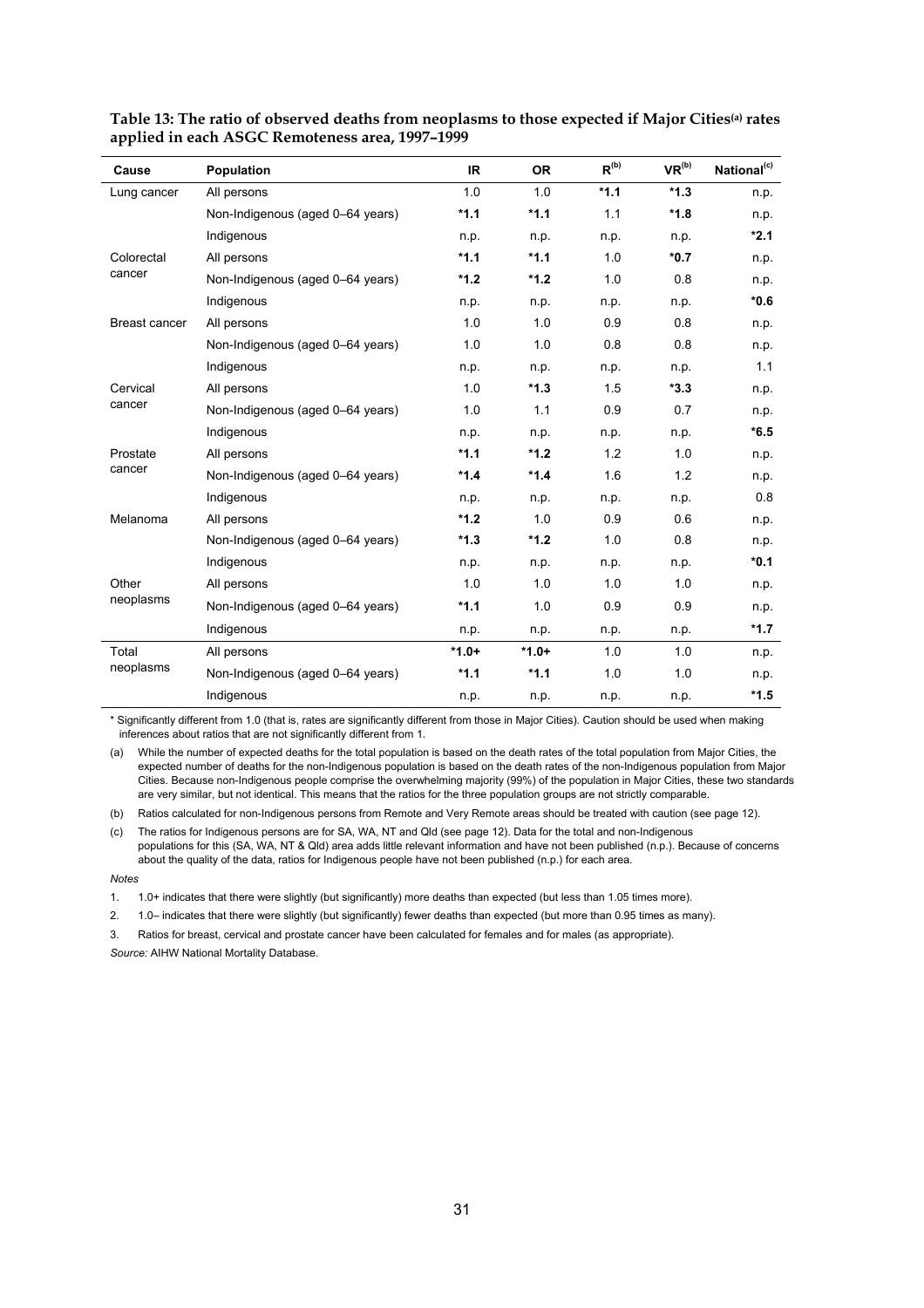**Table 13: The ratio of observed deaths from neoplasms to those expected if Major Cities[(a)] rates applied in each ASGC Remoteness area, 1997–1999**

| Cause | Population | IR | OR | R[(b)] | VR[(b)] | National[(c)] |
|---|---|---|---|---|---|---|
| Lung cancer | All persons | 1.0 | 1.0 | ***1.1** | ***1.3** | n.p. |
| | Non-Indigenous (aged 0–64 years) | ***1.1** | ***1.1** | 1.1 | ***1.8** | n.p. |
| | Indigenous | n.p. | n.p. | n.p. | n.p. | ***2.1** |
| Colorectal cancer | All persons | ***1.1** | ***1.1** | 1.0 | ***0.7** | n.p. |
| | Non-Indigenous (aged 0–64 years) | ***1.2** | ***1.2** | 1.0 | 0.8 | n.p. |
| | Indigenous | n.p. | n.p. | n.p. | n.p. | ***0.6** |
| Breast cancer | All persons | 1.0 | 1.0 | 0.9 | 0.8 | n.p. |
| | Non-Indigenous (aged 0–64 years) | 1.0 | 1.0 | 0.8 | 0.8 | n.p. |
| | Indigenous | n.p. | n.p. | n.p. | n.p. | 1.1 |
| Cervical cancer | All persons | 1.0 | ***1.3** | 1.5 | ***3.3** | n.p. |
| | Non-Indigenous (aged 0–64 years) | 1.0 | 1.1 | 0.9 | 0.7 | n.p. |
| | Indigenous | n.p. | n.p. | n.p. | n.p. | ***6.5** |
| Prostate cancer | All persons | ***1.1** | ***1.2** | 1.2 | 1.0 | n.p. |
| | Non-Indigenous (aged 0–64 years) | ***1.4** | ***1.4** | 1.6 | 1.2 | n.p. |
| | Indigenous | n.p. | n.p. | n.p. | n.p. | 0.8 |
| Melanoma | All persons | ***1.2** | 1.0 | 0.9 | 0.6 | n.p. |
| | Non-Indigenous (aged 0–64 years) | ***1.3** | ***1.2** | 1.0 | 0.8 | n.p. |
| | Indigenous | n.p. | n.p. | n.p. | n.p. | ***0.1** |
| Other neoplasms | All persons | 1.0 | 1.0 | 1.0 | 1.0 | n.p. |
| | Non-Indigenous (aged 0–64 years) | ***1.1** | 1.0 | 0.9 | 0.9 | n.p. |
| | Indigenous | n.p. | n.p. | n.p. | n.p. | ***1.7** |
| Total neoplasms | All persons | ***1.0+** | ***1.0+** | 1.0 | 1.0 | n.p. |
| | Non-Indigenous (aged 0–64 years) | ***1.1** | ***1.1** | 1.0 | 1.0 | n.p. |
| | Indigenous | n.p. | n.p. | n.p. | n.p. | ***1.5** |

\* Significantly different from 1.0 (that is, rates are significantly different from those in Major Cities). Caution should be used when making inferences about ratios that are not significantly different from 1.

(a) While the number of expected deaths for the total population is based on the death rates of the total population from Major Cities, the expected number of deaths for the non-Indigenous population is based on the death rates of the non-Indigenous population from Major Cities. Because non-Indigenous people comprise the overwhelming majority (99%) of the population in Major Cities, these two standards are very similar, but not identical. This means that the ratios for the three population groups are not strictly comparable.

(b) Ratios calculated for non-Indigenous persons from Remote and Very Remote areas should be treated with caution (see page 12).

(c) The ratios for Indigenous persons are for SA, WA, NT and Qld (see page 12). Data for the total and non-Indigenous populations for this (SA, WA, NT & Qld) area adds little relevant information and have not been published (n.p.). Because of concerns about the quality of the data, ratios for Indigenous people have not been published (n.p.) for each area.

*Notes*

1. 1.0+ indicates that there were slightly (but significantly) more deaths than expected (but less than 1.05 times more).
2. 1.0– indicates that there were slightly (but significantly) fewer deaths than expected (but more than 0.95 times as many).
3. Ratios for breast, cervical and prostate cancer have been calculated for females and for males (as appropriate).

*Source:* AIHW National Mortality Database.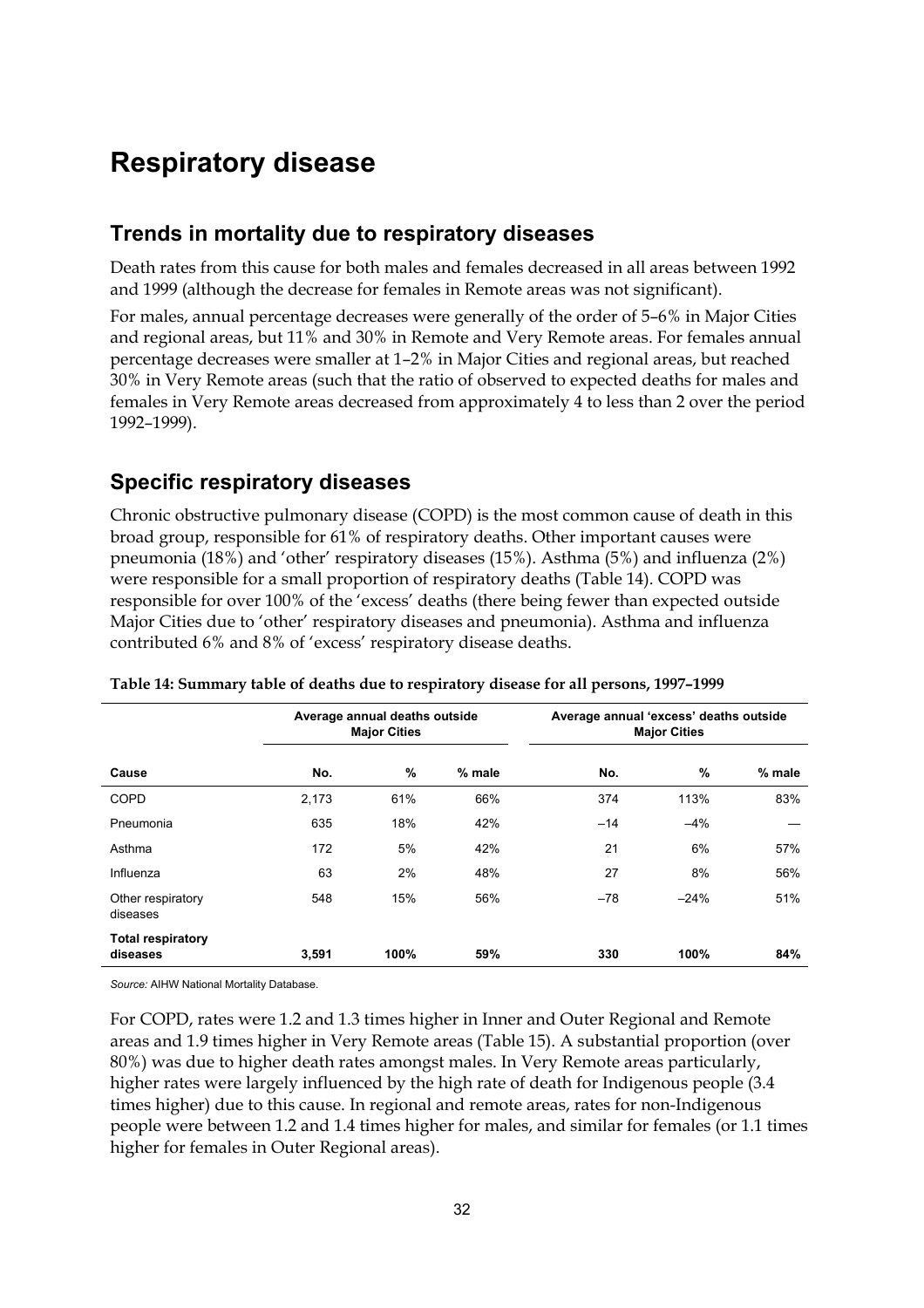# Respiratory disease

## Trends in mortality due to respiratory diseases

Death rates from this cause for both males and females decreased in all areas between 1992 and 1999 (although the decrease for females in Remote areas was not significant).

For males, annual percentage decreases were generally of the order of 5–6% in Major Cities and regional areas, but 11% and 30% in Remote and Very Remote areas. For females annual percentage decreases were smaller at 1–2% in Major Cities and regional areas, but reached 30% in Very Remote areas (such that the ratio of observed to expected deaths for males and females in Very Remote areas decreased from approximately 4 to less than 2 over the period 1992–1999).

## Specific respiratory diseases

Chronic obstructive pulmonary disease (COPD) is the most common cause of death in this broad group, responsible for 61% of respiratory deaths. Other important causes were pneumonia (18%) and 'other' respiratory diseases (15%). Asthma (5%) and influenza (2%) were responsible for a small proportion of respiratory deaths (Table 14). COPD was responsible for over 100% of the 'excess' deaths (there being fewer than expected outside Major Cities due to 'other' respiratory diseases and pneumonia). Asthma and influenza contributed 6% and 8% of 'excess' respiratory disease deaths.

**Table 14: Summary table of deaths due to respiratory disease for all persons, 1997–1999**

| | Average annual deaths outside Major Cities | | | Average annual 'excess' deaths outside Major Cities | | |
|---|---|---|---|---|---|---|
| **Cause** | **No.** | **%** | **% male** | **No.** | **%** | **% male** |
| COPD | 2,173 | 61% | 66% | 374 | 113% | 83% |
| Pneumonia | 635 | 18% | 42% | –14 | –4% | — |
| Asthma | 172 | 5% | 42% | 21 | 6% | 57% |
| Influenza | 63 | 2% | 48% | 27 | 8% | 56% |
| Other respiratory diseases | 548 | 15% | 56% | –78 | –24% | 51% |
| **Total respiratory diseases** | **3,591** | **100%** | **59%** | **330** | **100%** | **84%** |

*Source:* AIHW National Mortality Database.

For COPD, rates were 1.2 and 1.3 times higher in Inner and Outer Regional and Remote areas and 1.9 times higher in Very Remote areas (Table 15). A substantial proportion (over 80%) was due to higher death rates amongst males. In Very Remote areas particularly, higher rates were largely influenced by the high rate of death for Indigenous people (3.4 times higher) due to this cause. In regional and remote areas, rates for non-Indigenous people were between 1.2 and 1.4 times higher for males, and similar for females (or 1.1 times higher for females in Outer Regional areas).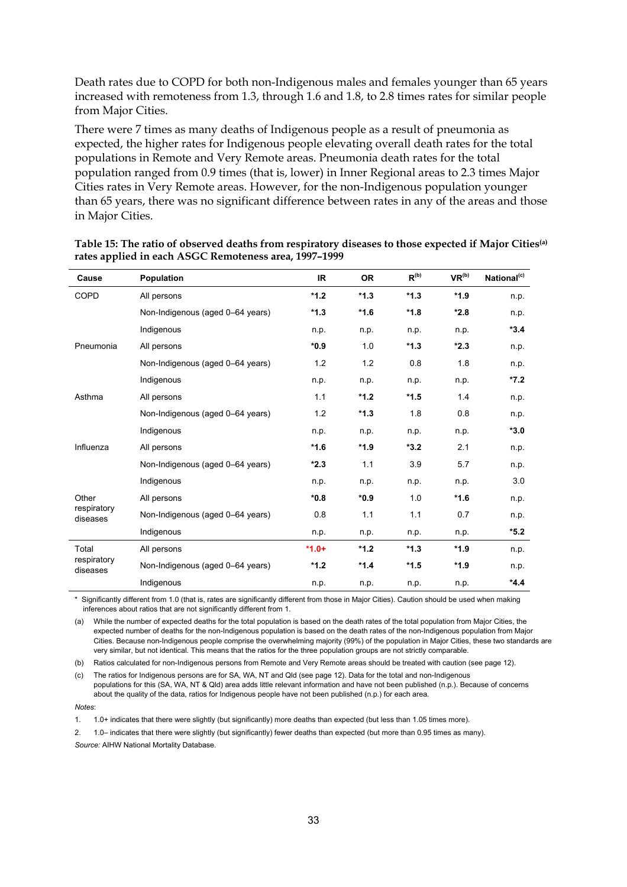Death rates due to COPD for both non-Indigenous males and females younger than 65 years increased with remoteness from 1.3, through 1.6 and 1.8, to 2.8 times rates for similar people from Major Cities.

There were 7 times as many deaths of Indigenous people as a result of pneumonia as expected, the higher rates for Indigenous people elevating overall death rates for the total populations in Remote and Very Remote areas. Pneumonia death rates for the total population ranged from 0.9 times (that is, lower) in Inner Regional areas to 2.3 times Major Cities rates in Very Remote areas. However, for the non-Indigenous population younger than 65 years, there was no significant difference between rates in any of the areas and those in Major Cities.

**Table 15: The ratio of observed deaths from respiratory diseases to those expected if Major Cities[(a)] rates applied in each ASGC Remoteness area, 1997–1999**

| Cause | Population | IR | OR | R[(b)] | VR[(b)] | National[(c)] |
|---|---|---|---|---|---|---|
| COPD | All persons | **\*1.2** | **\*1.3** | **\*1.3** | **\*1.9** | n.p. |
| | Non-Indigenous (aged 0–64 years) | **\*1.3** | **\*1.6** | **\*1.8** | **\*2.8** | n.p. |
| | Indigenous | n.p. | n.p. | n.p. | n.p. | **\*3.4** |
| Pneumonia | All persons | **\*0.9** | 1.0 | **\*1.3** | **\*2.3** | n.p. |
| | Non-Indigenous (aged 0–64 years) | 1.2 | 1.2 | 0.8 | 1.8 | n.p. |
| | Indigenous | n.p. | n.p. | n.p. | n.p. | **\*7.2** |
| Asthma | All persons | 1.1 | **\*1.2** | **\*1.5** | 1.4 | n.p. |
| | Non-Indigenous (aged 0–64 years) | 1.2 | **\*1.3** | 1.8 | 0.8 | n.p. |
| | Indigenous | n.p. | n.p. | n.p. | n.p. | **\*3.0** |
| Influenza | All persons | **\*1.6** | **\*1.9** | **\*3.2** | 2.1 | n.p. |
| | Non-Indigenous (aged 0–64 years) | **\*2.3** | 1.1 | 3.9 | 5.7 | n.p. |
| | Indigenous | n.p. | n.p. | n.p. | n.p. | 3.0 |
| Other respiratory diseases | All persons | **\*0.8** | **\*0.9** | 1.0 | **\*1.6** | n.p. |
| | Non-Indigenous (aged 0–64 years) | 0.8 | 1.1 | 1.1 | 0.7 | n.p. |
| | Indigenous | n.p. | n.p. | n.p. | n.p. | **\*5.2** |
| Total respiratory diseases | All persons | **\*1.0+** | **\*1.2** | **\*1.3** | **\*1.9** | n.p. |
| | Non-Indigenous (aged 0–64 years) | **\*1.2** | **\*1.4** | **\*1.5** | **\*1.9** | n.p. |
| | Indigenous | n.p. | n.p. | n.p. | n.p. | **\*4.4** |

\* Significantly different from 1.0 (that is, rates are significantly different from those in Major Cities). Caution should be used when making inferences about ratios that are not significantly different from 1.

(a) While the number of expected deaths for the total population is based on the death rates of the total population from Major Cities, the expected number of deaths for the non-Indigenous population is based on the death rates of the non-Indigenous population from Major Cities. Because non-Indigenous people comprise the overwhelming majority (99%) of the population in Major Cities, these two standards are very similar, but not identical. This means that the ratios for the three population groups are not strictly comparable.

(b) Ratios calculated for non-Indigenous persons from Remote and Very Remote areas should be treated with caution (see page 12).

(c) The ratios for Indigenous persons are for SA, WA, NT and Qld (see page 12). Data for the total and non-Indigenous populations for this (SA, WA, NT & Qld) area adds little relevant information and have not been published (n.p.). Because of concerns about the quality of the data, ratios for Indigenous people have not been published (n.p.) for each area.

*Notes*:

1. 1.0+ indicates that there were slightly (but significantly) more deaths than expected (but less than 1.05 times more).
2. 1.0– indicates that there were slightly (but significantly) fewer deaths than expected (but more than 0.95 times as many).

*Source:* AIHW National Mortality Database.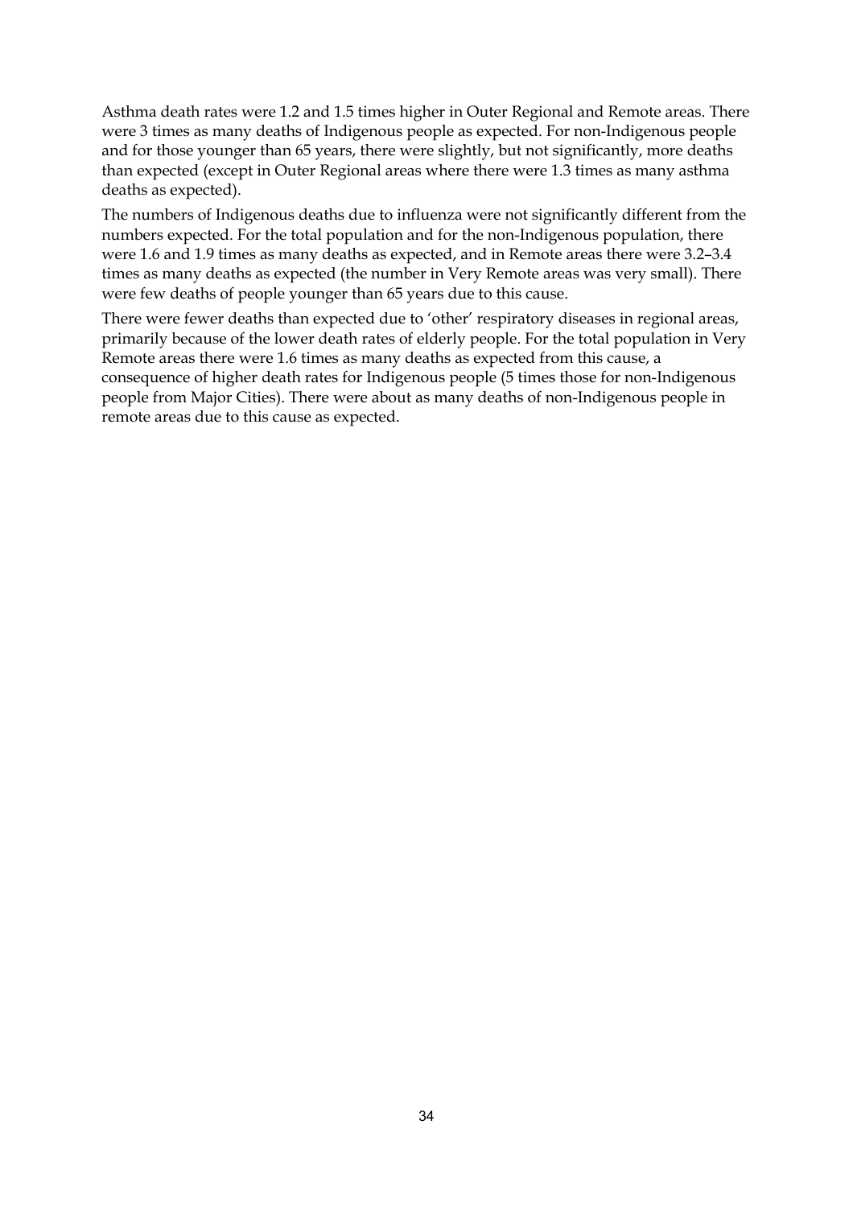Asthma death rates were 1.2 and 1.5 times higher in Outer Regional and Remote areas. There were 3 times as many deaths of Indigenous people as expected. For non-Indigenous people and for those younger than 65 years, there were slightly, but not significantly, more deaths than expected (except in Outer Regional areas where there were 1.3 times as many asthma deaths as expected).

The numbers of Indigenous deaths due to influenza were not significantly different from the numbers expected. For the total population and for the non-Indigenous population, there were 1.6 and 1.9 times as many deaths as expected, and in Remote areas there were 3.2–3.4 times as many deaths as expected (the number in Very Remote areas was very small). There were few deaths of people younger than 65 years due to this cause.

There were fewer deaths than expected due to 'other' respiratory diseases in regional areas, primarily because of the lower death rates of elderly people. For the total population in Very Remote areas there were 1.6 times as many deaths as expected from this cause, a consequence of higher death rates for Indigenous people (5 times those for non-Indigenous people from Major Cities). There were about as many deaths of non-Indigenous people in remote areas due to this cause as expected.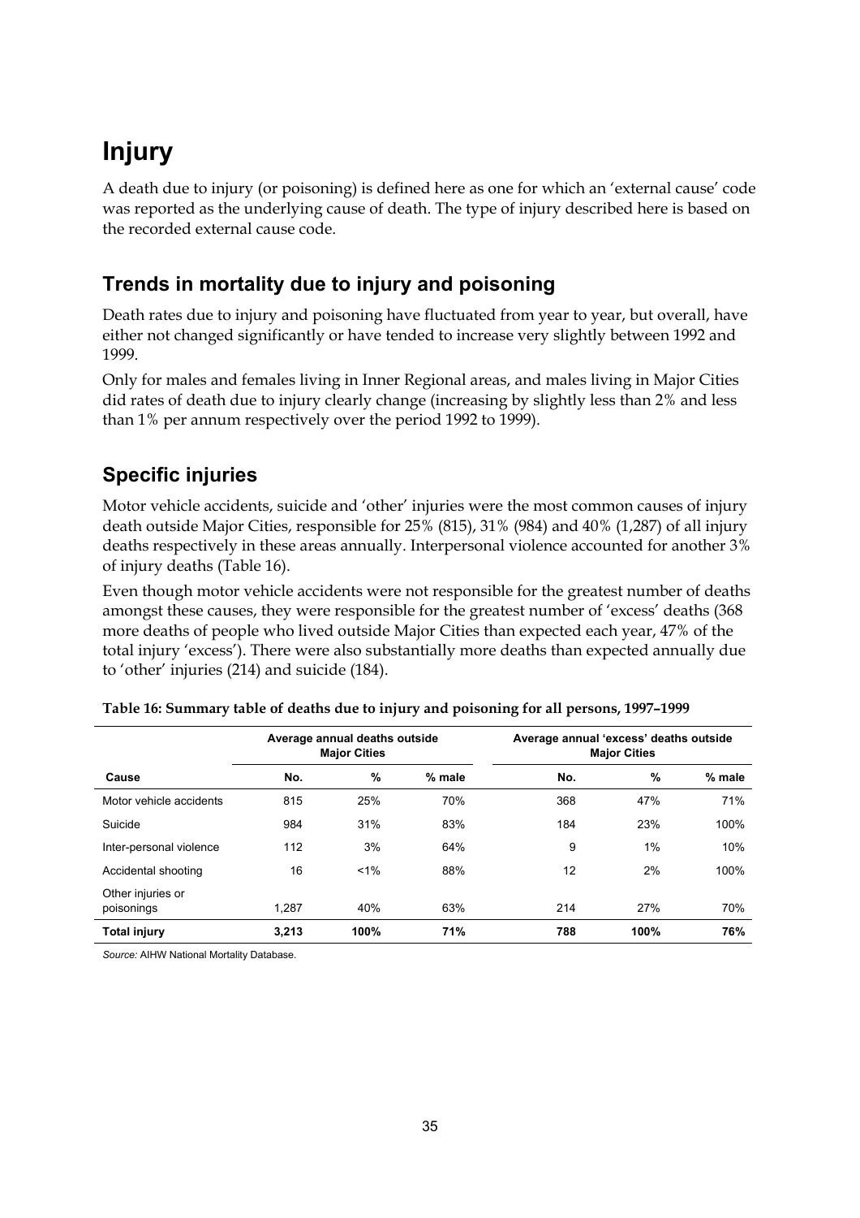# Injury

A death due to injury (or poisoning) is defined here as one for which an 'external cause' code was reported as the underlying cause of death. The type of injury described here is based on the recorded external cause code.

## Trends in mortality due to injury and poisoning

Death rates due to injury and poisoning have fluctuated from year to year, but overall, have either not changed significantly or have tended to increase very slightly between 1992 and 1999.

Only for males and females living in Inner Regional areas, and males living in Major Cities did rates of death due to injury clearly change (increasing by slightly less than 2% and less than 1% per annum respectively over the period 1992 to 1999).

## Specific injuries

Motor vehicle accidents, suicide and 'other' injuries were the most common causes of injury death outside Major Cities, responsible for 25% (815), 31% (984) and 40% (1,287) of all injury deaths respectively in these areas annually. Interpersonal violence accounted for another 3% of injury deaths (Table 16).

Even though motor vehicle accidents were not responsible for the greatest number of deaths amongst these causes, they were responsible for the greatest number of 'excess' deaths (368 more deaths of people who lived outside Major Cities than expected each year, 47% of the total injury 'excess'). There were also substantially more deaths than expected annually due to 'other' injuries (214) and suicide (184).

**Table 16: Summary table of deaths due to injury and poisoning for all persons, 1997–1999**

| | Average annual deaths outside Major Cities | | | Average annual 'excess' deaths outside Major Cities | | |
|---|---|---|---|---|---|---|
| **Cause** | **No.** | **%** | **% male** | **No.** | **%** | **% male** |
| Motor vehicle accidents | 815 | 25% | 70% | 368 | 47% | 71% |
| Suicide | 984 | 31% | 83% | 184 | 23% | 100% |
| Inter-personal violence | 112 | 3% | 64% | 9 | 1% | 10% |
| Accidental shooting | 16 | <1% | 88% | 12 | 2% | 100% |
| Other injuries or poisonings | 1,287 | 40% | 63% | 214 | 27% | 70% |
| **Total injury** | **3,213** | **100%** | **71%** | **788** | **100%** | **76%** |

*Source:* AIHW National Mortality Database.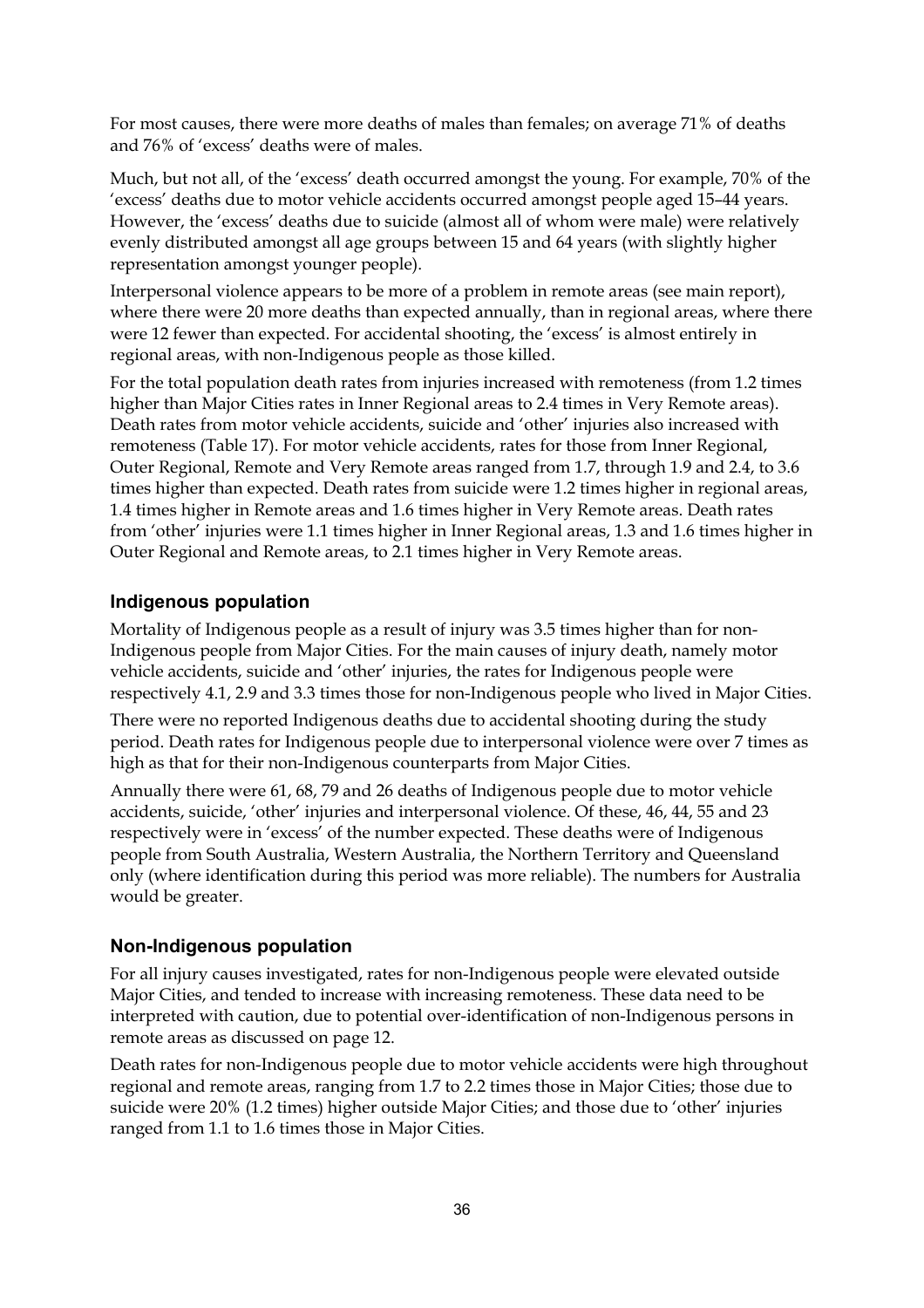For most causes, there were more deaths of males than females; on average 71% of deaths and 76% of 'excess' deaths were of males.

Much, but not all, of the 'excess' death occurred amongst the young. For example, 70% of the 'excess' deaths due to motor vehicle accidents occurred amongst people aged 15–44 years. However, the 'excess' deaths due to suicide (almost all of whom were male) were relatively evenly distributed amongst all age groups between 15 and 64 years (with slightly higher representation amongst younger people).

Interpersonal violence appears to be more of a problem in remote areas (see main report), where there were 20 more deaths than expected annually, than in regional areas, where there were 12 fewer than expected. For accidental shooting, the 'excess' is almost entirely in regional areas, with non-Indigenous people as those killed.

For the total population death rates from injuries increased with remoteness (from 1.2 times higher than Major Cities rates in Inner Regional areas to 2.4 times in Very Remote areas). Death rates from motor vehicle accidents, suicide and 'other' injuries also increased with remoteness (Table 17). For motor vehicle accidents, rates for those from Inner Regional, Outer Regional, Remote and Very Remote areas ranged from 1.7, through 1.9 and 2.4, to 3.6 times higher than expected. Death rates from suicide were 1.2 times higher in regional areas, 1.4 times higher in Remote areas and 1.6 times higher in Very Remote areas. Death rates from 'other' injuries were 1.1 times higher in Inner Regional areas, 1.3 and 1.6 times higher in Outer Regional and Remote areas, to 2.1 times higher in Very Remote areas.

### Indigenous population

Mortality of Indigenous people as a result of injury was 3.5 times higher than for non-Indigenous people from Major Cities. For the main causes of injury death, namely motor vehicle accidents, suicide and 'other' injuries, the rates for Indigenous people were respectively 4.1, 2.9 and 3.3 times those for non-Indigenous people who lived in Major Cities.

There were no reported Indigenous deaths due to accidental shooting during the study period. Death rates for Indigenous people due to interpersonal violence were over 7 times as high as that for their non-Indigenous counterparts from Major Cities.

Annually there were 61, 68, 79 and 26 deaths of Indigenous people due to motor vehicle accidents, suicide, 'other' injuries and interpersonal violence. Of these, 46, 44, 55 and 23 respectively were in 'excess' of the number expected. These deaths were of Indigenous people from South Australia, Western Australia, the Northern Territory and Queensland only (where identification during this period was more reliable). The numbers for Australia would be greater.

### Non-Indigenous population

For all injury causes investigated, rates for non-Indigenous people were elevated outside Major Cities, and tended to increase with increasing remoteness. These data need to be interpreted with caution, due to potential over-identification of non-Indigenous persons in remote areas as discussed on page 12.

Death rates for non-Indigenous people due to motor vehicle accidents were high throughout regional and remote areas, ranging from 1.7 to 2.2 times those in Major Cities; those due to suicide were 20% (1.2 times) higher outside Major Cities; and those due to 'other' injuries ranged from 1.1 to 1.6 times those in Major Cities.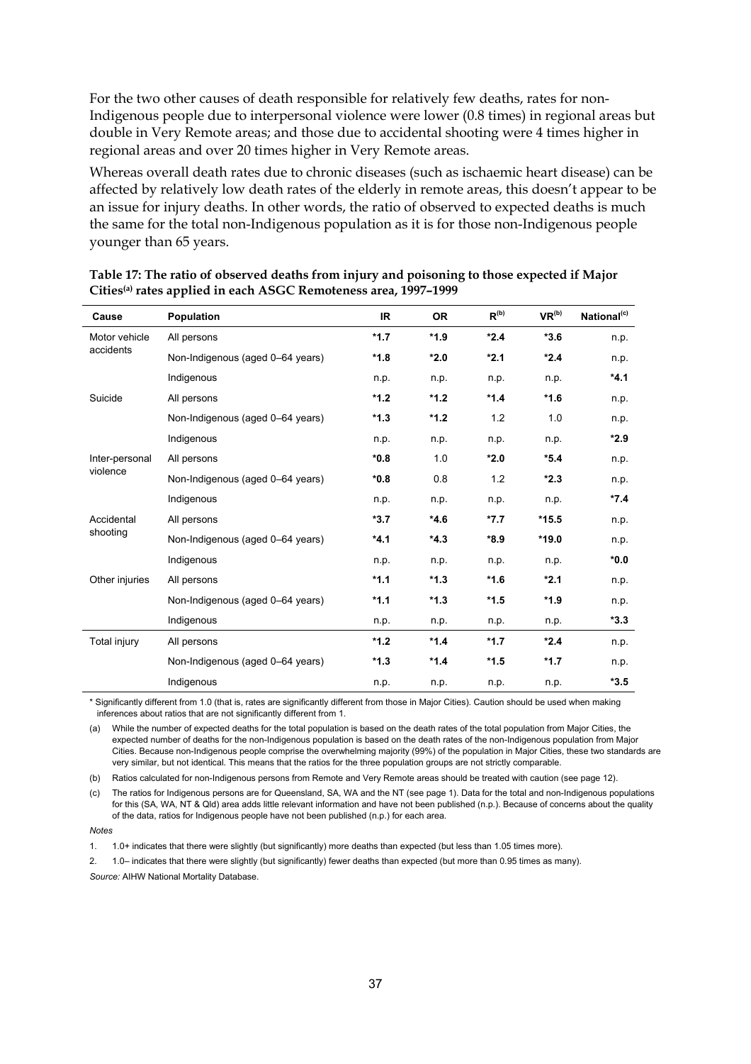For the two other causes of death responsible for relatively few deaths, rates for non-Indigenous people due to interpersonal violence were lower (0.8 times) in regional areas but double in Very Remote areas; and those due to accidental shooting were 4 times higher in regional areas and over 20 times higher in Very Remote areas.

Whereas overall death rates due to chronic diseases (such as ischaemic heart disease) can be affected by relatively low death rates of the elderly in remote areas, this doesn't appear to be an issue for injury deaths. In other words, the ratio of observed to expected deaths is much the same for the total non-Indigenous population as it is for those non-Indigenous people younger than 65 years.

**Table 17: The ratio of observed deaths from injury and poisoning to those expected if Major Cities[(a)] rates applied in each ASGC Remoteness area, 1997–1999**

| Cause | Population | IR | OR | R[(b)] | VR[(b)] | National[(c)] |
|---|---|---|---|---|---|---|
| Motor vehicle accidents | All persons | **\*1.7** | **\*1.9** | **\*2.4** | **\*3.6** | n.p. |
| | Non-Indigenous (aged 0–64 years) | **\*1.8** | **\*2.0** | **\*2.1** | **\*2.4** | n.p. |
| | Indigenous | n.p. | n.p. | n.p. | n.p. | **\*4.1** |
| Suicide | All persons | **\*1.2** | **\*1.2** | **\*1.4** | **\*1.6** | n.p. |
| | Non-Indigenous (aged 0–64 years) | **\*1.3** | **\*1.2** | 1.2 | 1.0 | n.p. |
| | Indigenous | n.p. | n.p. | n.p. | n.p. | **\*2.9** |
| Inter-personal violence | All persons | **\*0.8** | 1.0 | **\*2.0** | **\*5.4** | n.p. |
| | Non-Indigenous (aged 0–64 years) | **\*0.8** | 0.8 | 1.2 | **\*2.3** | n.p. |
| | Indigenous | n.p. | n.p. | n.p. | n.p. | **\*7.4** |
| Accidental shooting | All persons | **\*3.7** | **\*4.6** | **\*7.7** | **\*15.5** | n.p. |
| | Non-Indigenous (aged 0–64 years) | **\*4.1** | **\*4.3** | **\*8.9** | **\*19.0** | n.p. |
| | Indigenous | n.p. | n.p. | n.p. | n.p. | **\*0.0** |
| Other injuries | All persons | **\*1.1** | **\*1.3** | **\*1.6** | **\*2.1** | n.p. |
| | Non-Indigenous (aged 0–64 years) | **\*1.1** | **\*1.3** | **\*1.5** | **\*1.9** | n.p. |
| | Indigenous | n.p. | n.p. | n.p. | n.p. | **\*3.3** |
| Total injury | All persons | **\*1.2** | **\*1.4** | **\*1.7** | **\*2.4** | n.p. |
| | Non-Indigenous (aged 0–64 years) | **\*1.3** | **\*1.4** | **\*1.5** | **\*1.7** | n.p. |
| | Indigenous | n.p. | n.p. | n.p. | n.p. | **\*3.5** |

\* Significantly different from 1.0 (that is, rates are significantly different from those in Major Cities). Caution should be used when making inferences about ratios that are not significantly different from 1.

(a) While the number of expected deaths for the total population is based on the death rates of the total population from Major Cities, the expected number of deaths for the non-Indigenous population is based on the death rates of the non-Indigenous population from Major Cities. Because non-Indigenous people comprise the overwhelming majority (99%) of the population in Major Cities, these two standards are very similar, but not identical. This means that the ratios for the three population groups are not strictly comparable.

(b) Ratios calculated for non-Indigenous persons from Remote and Very Remote areas should be treated with caution (see page 12).

(c) The ratios for Indigenous persons are for Queensland, SA, WA and the NT (see page 1). Data for the total and non-Indigenous populations for this (SA, WA, NT & Qld) area adds little relevant information and have not been published (n.p.). Because of concerns about the quality of the data, ratios for Indigenous people have not been published (n.p.) for each area.

*Notes*

1. 1.0+ indicates that there were slightly (but significantly) more deaths than expected (but less than 1.05 times more).
2. 1.0– indicates that there were slightly (but significantly) fewer deaths than expected (but more than 0.95 times as many).

*Source:* AIHW National Mortality Database.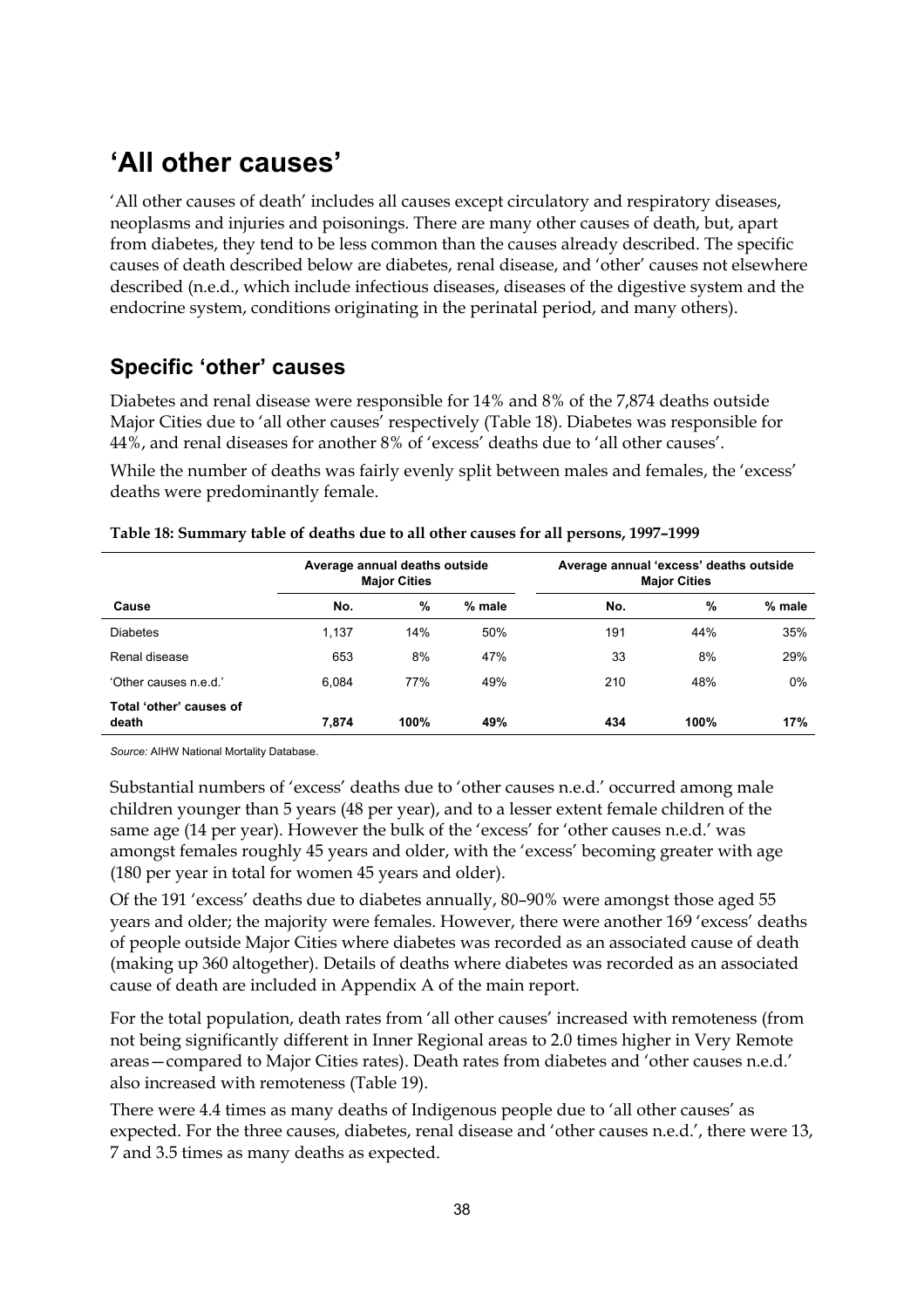# 'All other causes'

'All other causes of death' includes all causes except circulatory and respiratory diseases, neoplasms and injuries and poisonings. There are many other causes of death, but, apart from diabetes, they tend to be less common than the causes already described. The specific causes of death described below are diabetes, renal disease, and 'other' causes not elsewhere described (n.e.d., which include infectious diseases, diseases of the digestive system and the endocrine system, conditions originating in the perinatal period, and many others).

## Specific 'other' causes

Diabetes and renal disease were responsible for 14% and 8% of the 7,874 deaths outside Major Cities due to 'all other causes' respectively (Table 18). Diabetes was responsible for 44%, and renal diseases for another 8% of 'excess' deaths due to 'all other causes'.

While the number of deaths was fairly evenly split between males and females, the 'excess' deaths were predominantly female.

**Table 18: Summary table of deaths due to all other causes for all persons, 1997–1999**

| | Average annual deaths outside Major Cities | | | Average annual 'excess' deaths outside Major Cities | | |
|---|---|---|---|---|---|---|
| **Cause** | **No.** | **%** | **% male** | **No.** | **%** | **% male** |
| Diabetes | 1,137 | 14% | 50% | 191 | 44% | 35% |
| Renal disease | 653 | 8% | 47% | 33 | 8% | 29% |
| 'Other causes n.e.d.' | 6,084 | 77% | 49% | 210 | 48% | 0% |
| **Total 'other' causes of death** | **7,874** | **100%** | **49%** | **434** | **100%** | **17%** |

*Source:* AIHW National Mortality Database.

Substantial numbers of 'excess' deaths due to 'other causes n.e.d.' occurred among male children younger than 5 years (48 per year), and to a lesser extent female children of the same age (14 per year). However the bulk of the 'excess' for 'other causes n.e.d.' was amongst females roughly 45 years and older, with the 'excess' becoming greater with age (180 per year in total for women 45 years and older).

Of the 191 'excess' deaths due to diabetes annually, 80–90% were amongst those aged 55 years and older; the majority were females. However, there were another 169 'excess' deaths of people outside Major Cities where diabetes was recorded as an associated cause of death (making up 360 altogether). Details of deaths where diabetes was recorded as an associated cause of death are included in Appendix A of the main report.

For the total population, death rates from 'all other causes' increased with remoteness (from not being significantly different in Inner Regional areas to 2.0 times higher in Very Remote areas—compared to Major Cities rates). Death rates from diabetes and 'other causes n.e.d.' also increased with remoteness (Table 19).

There were 4.4 times as many deaths of Indigenous people due to 'all other causes' as expected. For the three causes, diabetes, renal disease and 'other causes n.e.d.', there were 13, 7 and 3.5 times as many deaths as expected.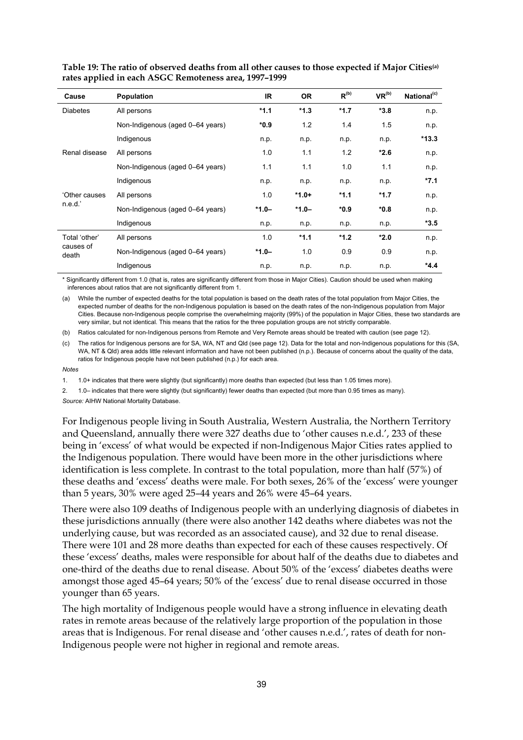**Table 19: The ratio of observed deaths from all other causes to those expected if Major Cities[(a)] rates applied in each ASGC Remoteness area, 1997–1999**

| Cause | Population | IR | OR | R[(b)] | VR[(b)] | National[(c)] |
|---|---|---|---|---|---|---|
| Diabetes | All persons | ***1.1** | ***1.3** | ***1.7** | ***3.8** | n.p. |
| | Non-Indigenous (aged 0–64 years) | ***0.9** | 1.2 | 1.4 | 1.5 | n.p. |
| | Indigenous | n.p. | n.p. | n.p. | n.p. | ***13.3** |
| Renal disease | All persons | 1.0 | 1.1 | 1.2 | ***2.6** | n.p. |
| | Non-Indigenous (aged 0–64 years) | 1.1 | 1.1 | 1.0 | 1.1 | n.p. |
| | Indigenous | n.p. | n.p. | n.p. | n.p. | ***7.1** |
| 'Other causes n.e.d.' | All persons | 1.0 | ***1.0+** | ***1.1** | ***1.7** | n.p. |
| | Non-Indigenous (aged 0–64 years) | ***1.0–** | ***1.0–** | ***0.9** | ***0.8** | n.p. |
| | Indigenous | n.p. | n.p. | n.p. | n.p. | ***3.5** |
| Total 'other' causes of death | All persons | 1.0 | ***1.1** | ***1.2** | ***2.0** | n.p. |
| | Non-Indigenous (aged 0–64 years) | ***1.0–** | 1.0 | 0.9 | 0.9 | n.p. |
| | Indigenous | n.p. | n.p. | n.p. | n.p. | ***4.4** |

\* Significantly different from 1.0 (that is, rates are significantly different from those in Major Cities). Caution should be used when making inferences about ratios that are not significantly different from 1.

(a) While the number of expected deaths for the total population is based on the death rates of the total population from Major Cities, the expected number of deaths for the non-Indigenous population is based on the death rates of the non-Indigenous population from Major Cities. Because non-Indigenous people comprise the overwhelming majority (99%) of the population in Major Cities, these two standards are very similar, but not identical. This means that the ratios for the three population groups are not strictly comparable.

(b) Ratios calculated for non-Indigenous persons from Remote and Very Remote areas should be treated with caution (see page 12).

(c) The ratios for Indigenous persons are for SA, WA, NT and Qld (see page 12). Data for the total and non-Indigenous populations for this (SA, WA, NT & Qld) area adds little relevant information and have not been published (n.p.). Because of concerns about the quality of the data, ratios for Indigenous people have not been published (n.p.) for each area.

*Notes*

1. 1.0+ indicates that there were slightly (but significantly) more deaths than expected (but less than 1.05 times more).
2. 1.0– indicates that there were slightly (but significantly) fewer deaths than expected (but more than 0.95 times as many).

*Source:* AIHW National Mortality Database.

For Indigenous people living in South Australia, Western Australia, the Northern Territory and Queensland, annually there were 327 deaths due to 'other causes n.e.d.', 233 of these being in 'excess' of what would be expected if non-Indigenous Major Cities rates applied to the Indigenous population. There would have been more in the other jurisdictions where identification is less complete. In contrast to the total population, more than half (57%) of these deaths and 'excess' deaths were male. For both sexes, 26% of the 'excess' were younger than 5 years, 30% were aged 25–44 years and 26% were 45–64 years.

There were also 109 deaths of Indigenous people with an underlying diagnosis of diabetes in these jurisdictions annually (there were also another 142 deaths where diabetes was not the underlying cause, but was recorded as an associated cause), and 32 due to renal disease. There were 101 and 28 more deaths than expected for each of these causes respectively. Of these 'excess' deaths, males were responsible for about half of the deaths due to diabetes and one-third of the deaths due to renal disease. About 50% of the 'excess' diabetes deaths were amongst those aged 45–64 years; 50% of the 'excess' due to renal disease occurred in those younger than 65 years.

The high mortality of Indigenous people would have a strong influence in elevating death rates in remote areas because of the relatively large proportion of the population in those areas that is Indigenous. For renal disease and 'other causes n.e.d.', rates of death for non-Indigenous people were not higher in regional and remote areas.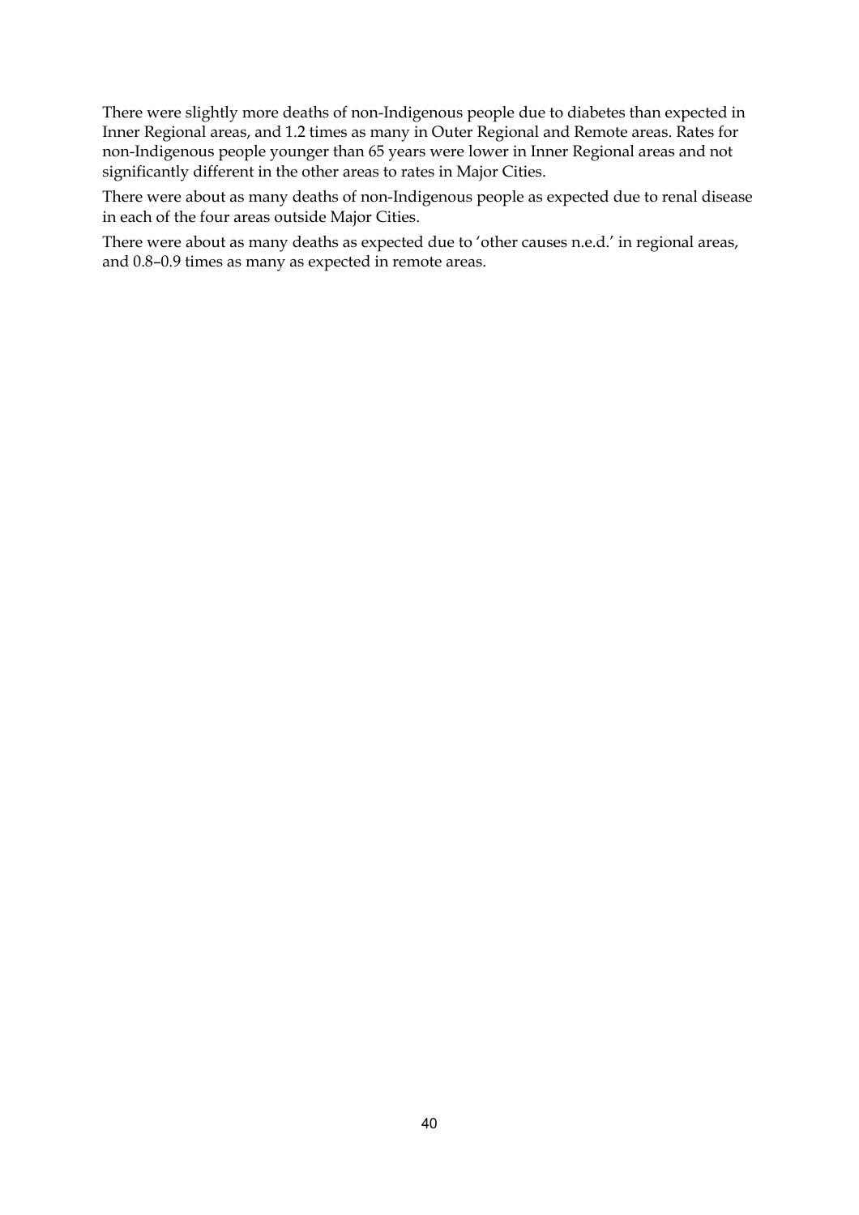There were slightly more deaths of non-Indigenous people due to diabetes than expected in Inner Regional areas, and 1.2 times as many in Outer Regional and Remote areas. Rates for non-Indigenous people younger than 65 years were lower in Inner Regional areas and not significantly different in the other areas to rates in Major Cities.

There were about as many deaths of non-Indigenous people as expected due to renal disease in each of the four areas outside Major Cities.

There were about as many deaths as expected due to 'other causes n.e.d.' in regional areas, and 0.8–0.9 times as many as expected in remote areas.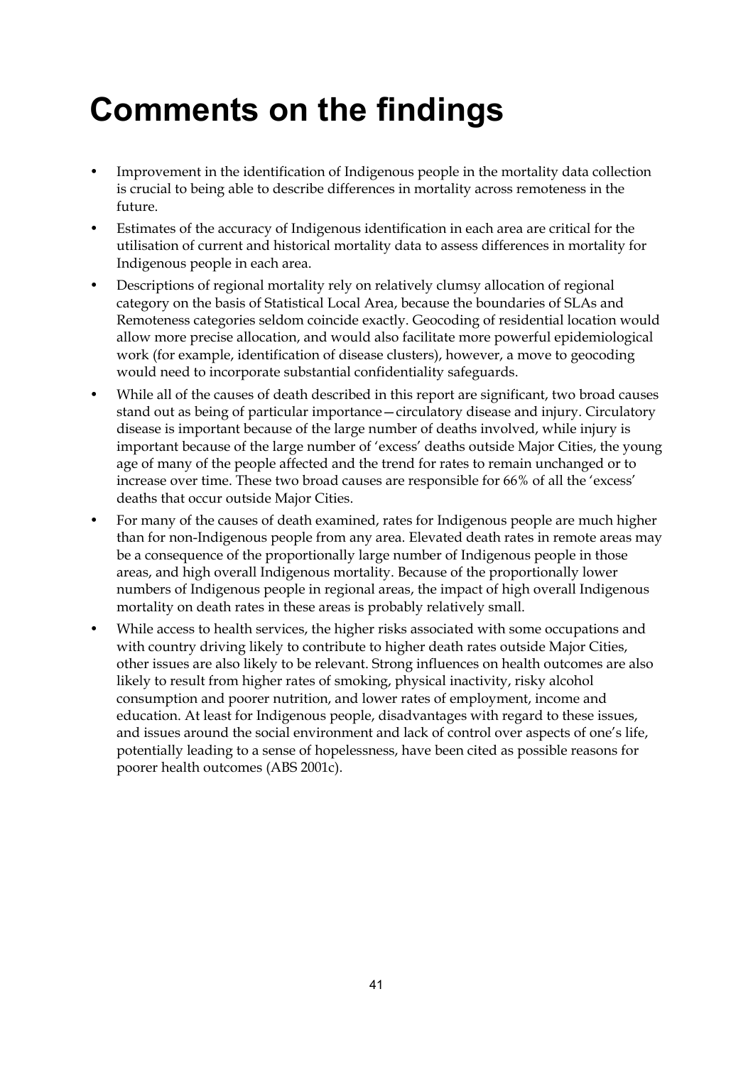# Comments on the findings

- Improvement in the identification of Indigenous people in the mortality data collection is crucial to being able to describe differences in mortality across remoteness in the future.
- Estimates of the accuracy of Indigenous identification in each area are critical for the utilisation of current and historical mortality data to assess differences in mortality for Indigenous people in each area.
- Descriptions of regional mortality rely on relatively clumsy allocation of regional category on the basis of Statistical Local Area, because the boundaries of SLAs and Remoteness categories seldom coincide exactly. Geocoding of residential location would allow more precise allocation, and would also facilitate more powerful epidemiological work (for example, identification of disease clusters), however, a move to geocoding would need to incorporate substantial confidentiality safeguards.
- While all of the causes of death described in this report are significant, two broad causes stand out as being of particular importance—circulatory disease and injury. Circulatory disease is important because of the large number of deaths involved, while injury is important because of the large number of 'excess' deaths outside Major Cities, the young age of many of the people affected and the trend for rates to remain unchanged or to increase over time. These two broad causes are responsible for 66% of all the 'excess' deaths that occur outside Major Cities.
- For many of the causes of death examined, rates for Indigenous people are much higher than for non-Indigenous people from any area. Elevated death rates in remote areas may be a consequence of the proportionally large number of Indigenous people in those areas, and high overall Indigenous mortality. Because of the proportionally lower numbers of Indigenous people in regional areas, the impact of high overall Indigenous mortality on death rates in these areas is probably relatively small.
- While access to health services, the higher risks associated with some occupations and with country driving likely to contribute to higher death rates outside Major Cities, other issues are also likely to be relevant. Strong influences on health outcomes are also likely to result from higher rates of smoking, physical inactivity, risky alcohol consumption and poorer nutrition, and lower rates of employment, income and education. At least for Indigenous people, disadvantages with regard to these issues, and issues around the social environment and lack of control over aspects of one's life, potentially leading to a sense of hopelessness, have been cited as possible reasons for poorer health outcomes (ABS 2001c).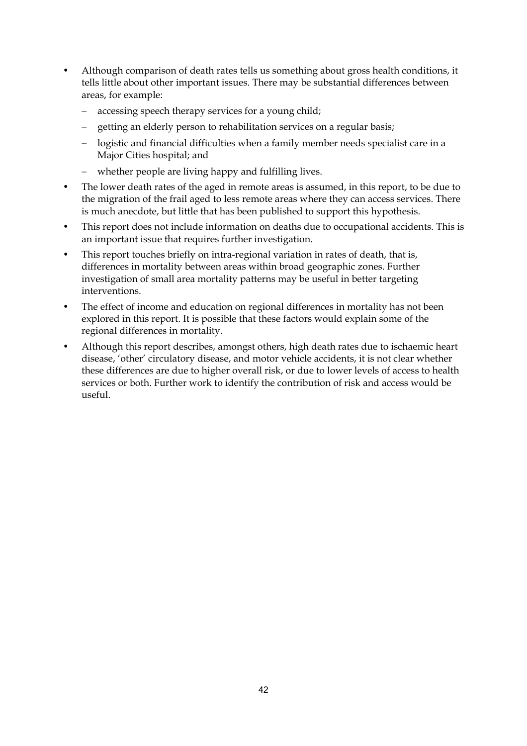- Although comparison of death rates tells us something about gross health conditions, it tells little about other important issues. There may be substantial differences between areas, for example:
  - accessing speech therapy services for a young child;
  - getting an elderly person to rehabilitation services on a regular basis;
  - logistic and financial difficulties when a family member needs specialist care in a Major Cities hospital; and
  - whether people are living happy and fulfilling lives.
- The lower death rates of the aged in remote areas is assumed, in this report, to be due to the migration of the frail aged to less remote areas where they can access services. There is much anecdote, but little that has been published to support this hypothesis.
- This report does not include information on deaths due to occupational accidents. This is an important issue that requires further investigation.
- This report touches briefly on intra-regional variation in rates of death, that is, differences in mortality between areas within broad geographic zones. Further investigation of small area mortality patterns may be useful in better targeting interventions.
- The effect of income and education on regional differences in mortality has not been explored in this report. It is possible that these factors would explain some of the regional differences in mortality.
- Although this report describes, amongst others, high death rates due to ischaemic heart disease, 'other' circulatory disease, and motor vehicle accidents, it is not clear whether these differences are due to higher overall risk, or due to lower levels of access to health services or both. Further work to identify the contribution of risk and access would be useful.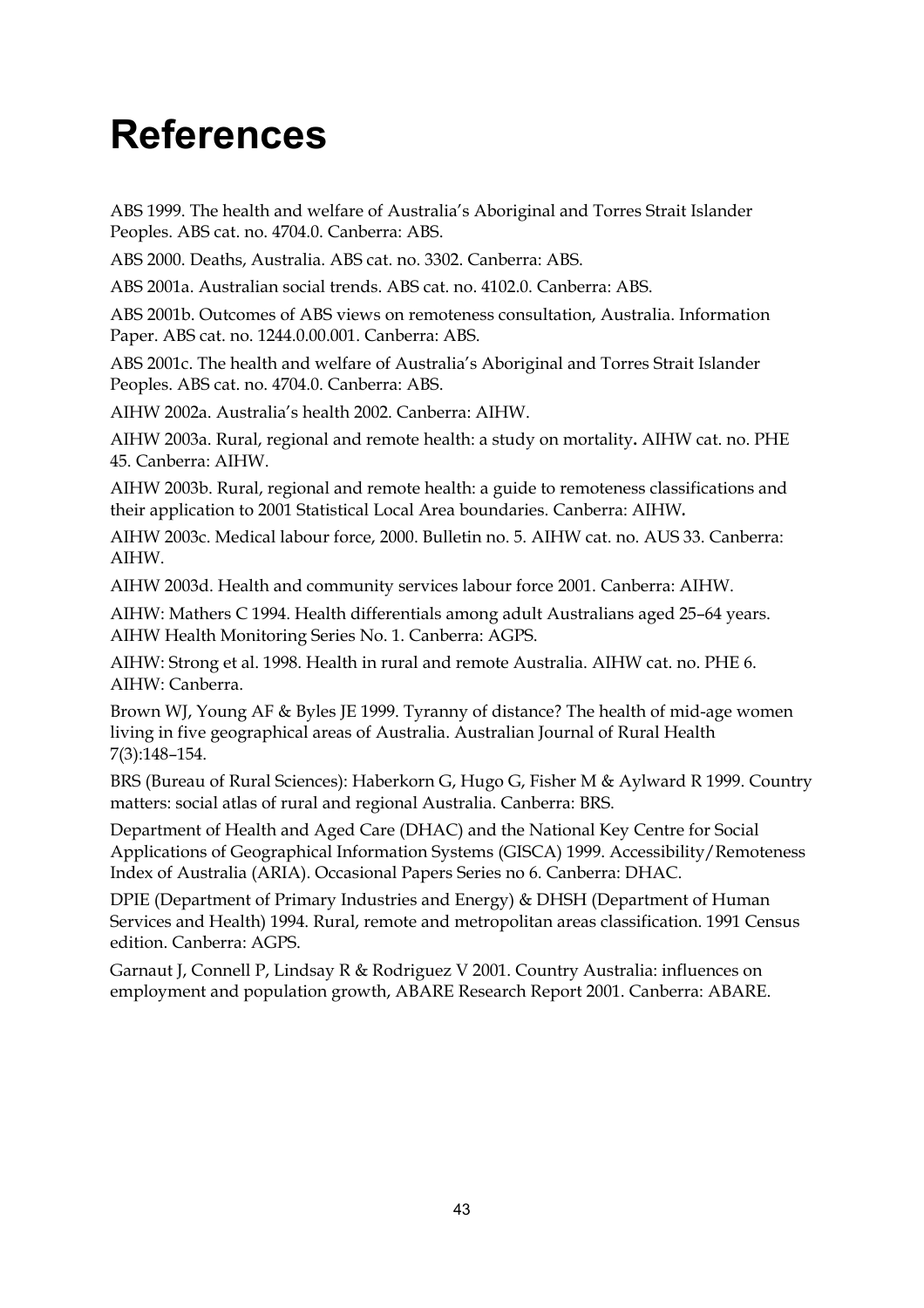# References

ABS 1999. The health and welfare of Australia's Aboriginal and Torres Strait Islander Peoples. ABS cat. no. 4704.0. Canberra: ABS.

ABS 2000. Deaths, Australia. ABS cat. no. 3302. Canberra: ABS.

ABS 2001a. Australian social trends. ABS cat. no. 4102.0. Canberra: ABS.

ABS 2001b. Outcomes of ABS views on remoteness consultation, Australia. Information Paper. ABS cat. no. 1244.0.00.001. Canberra: ABS.

ABS 2001c. The health and welfare of Australia's Aboriginal and Torres Strait Islander Peoples. ABS cat. no. 4704.0. Canberra: ABS.

AIHW 2002a. Australia's health 2002. Canberra: AIHW.

AIHW 2003a. Rural, regional and remote health: a study on mortality**.** AIHW cat. no. PHE 45. Canberra: AIHW.

AIHW 2003b. Rural, regional and remote health: a guide to remoteness classifications and their application to 2001 Statistical Local Area boundaries. Canberra: AIHW**.**

AIHW 2003c. Medical labour force, 2000. Bulletin no. 5. AIHW cat. no. AUS 33. Canberra: AIHW.

AIHW 2003d. Health and community services labour force 2001. Canberra: AIHW.

AIHW: Mathers C 1994. Health differentials among adult Australians aged 25–64 years. AIHW Health Monitoring Series No. 1. Canberra: AGPS.

AIHW: Strong et al. 1998. Health in rural and remote Australia. AIHW cat. no. PHE 6. AIHW: Canberra.

Brown WJ, Young AF & Byles JE 1999. Tyranny of distance? The health of mid-age women living in five geographical areas of Australia. Australian Journal of Rural Health 7(3):148–154.

BRS (Bureau of Rural Sciences): Haberkorn G, Hugo G, Fisher M & Aylward R 1999. Country matters: social atlas of rural and regional Australia. Canberra: BRS.

Department of Health and Aged Care (DHAC) and the National Key Centre for Social Applications of Geographical Information Systems (GISCA) 1999. Accessibility/Remoteness Index of Australia (ARIA). Occasional Papers Series no 6. Canberra: DHAC.

DPIE (Department of Primary Industries and Energy) & DHSH (Department of Human Services and Health) 1994. Rural, remote and metropolitan areas classification. 1991 Census edition. Canberra: AGPS.

Garnaut J, Connell P, Lindsay R & Rodriguez V 2001. Country Australia: influences on employment and population growth, ABARE Research Report 2001. Canberra: ABARE.